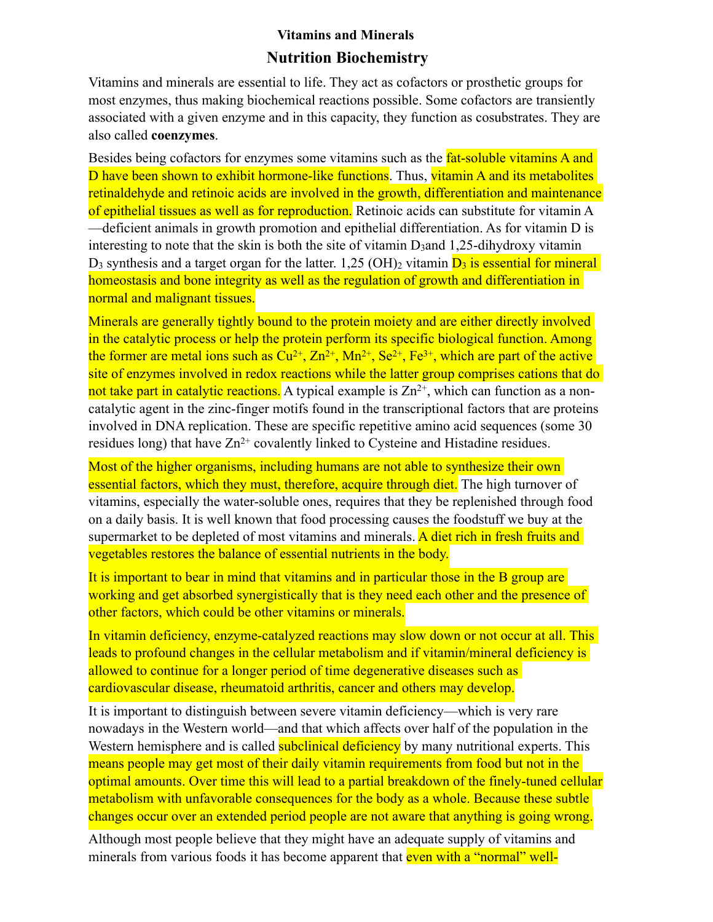# Vitamins and Minerals

## Nutrition Biochemistry

Vitamins and minerals are essential to life. They act as cofactors or prosthetic groups for most enzymes, thus making biochemical reactions possible. Some cofactors are transiently associated with a given enzyme and in this capacity, they function as cosubstrates. They are also called **coenzymes**.

Besides being cofactors for enzymes some vitamins such as the fat-soluble vitamins A and D have been shown to exhibit hormone-like functions. Thus, vitamin A and its metabolites retinaldehyde and retinoic acids are involved in the growth, differentiation and maintenance of epithelial tissues as well as for reproduction. Retinoic acids can substitute for vitamin A—deficient animals in growth promotion and epithelial differentiation. As for vitamin D is interesting to note that the skin is both the site of vitamin $D_3$and 1,25-dihydroxy vitamin $D_3$ synthesis and a target organ for the latter. 1,25 $(OH)_2$ vitamin $D_3$ is essential for mineral homeostasis and bone integrity as well as the regulation of growth and differentiation in normal and malignant tissues.

Minerals are generally tightly bound to the protein moiety and are either directly involved in the catalytic process or help the protein perform its specific biological function. Among the former are metal ions such as $Cu^{2+}$, $Zn^{2+}$, $Mn^{2+}$, $Se^{2+}$, $Fe^{3+}$, which are part of the active site of enzymes involved in redox reactions while the latter group comprises cations that do not take part in catalytic reactions. A typical example is $Zn^{2+}$, which can function as a non-catalytic agent in the zinc-finger motifs found in the transcriptional factors that are proteins involved in DNA replication. These are specific repetitive amino acid sequences (some 30 residues long) that have $Zn^{2+}$ covalently linked to Cysteine and Histadine residues.

Most of the higher organisms, including humans are not able to synthesize their own essential factors, which they must, therefore, acquire through diet. The high turnover of vitamins, especially the water-soluble ones, requires that they be replenished through food on a daily basis. It is well known that food processing causes the foodstuff we buy at the supermarket to be depleted of most vitamins and minerals. A diet rich in fresh fruits and vegetables restores the balance of essential nutrients in the body.

It is important to bear in mind that vitamins and in particular those in the B group are working and get absorbed synergistically that is they need each other and the presence of other factors, which could be other vitamins or minerals.

In vitamin deficiency, enzyme-catalyzed reactions may slow down or not occur at all. This leads to profound changes in the cellular metabolism and if vitamin/mineral deficiency is allowed to continue for a longer period of time degenerative diseases such as cardiovascular disease, rheumatoid arthritis, cancer and others may develop.

It is important to distinguish between severe vitamin deficiency—which is very rare nowadays in the Western world—and that which affects over half of the population in the Western hemisphere and is called subclinical deficiency by many nutritional experts. This means people may get most of their daily vitamin requirements from food but not in the optimal amounts. Over time this will lead to a partial breakdown of the finely-tuned cellular metabolism with unfavorable consequences for the body as a whole. Because these subtle changes occur over an extended period people are not aware that anything is going wrong.

Although most people believe that they might have an adequate supply of vitamins and minerals from various foods it has become apparent that even with a "normal" well-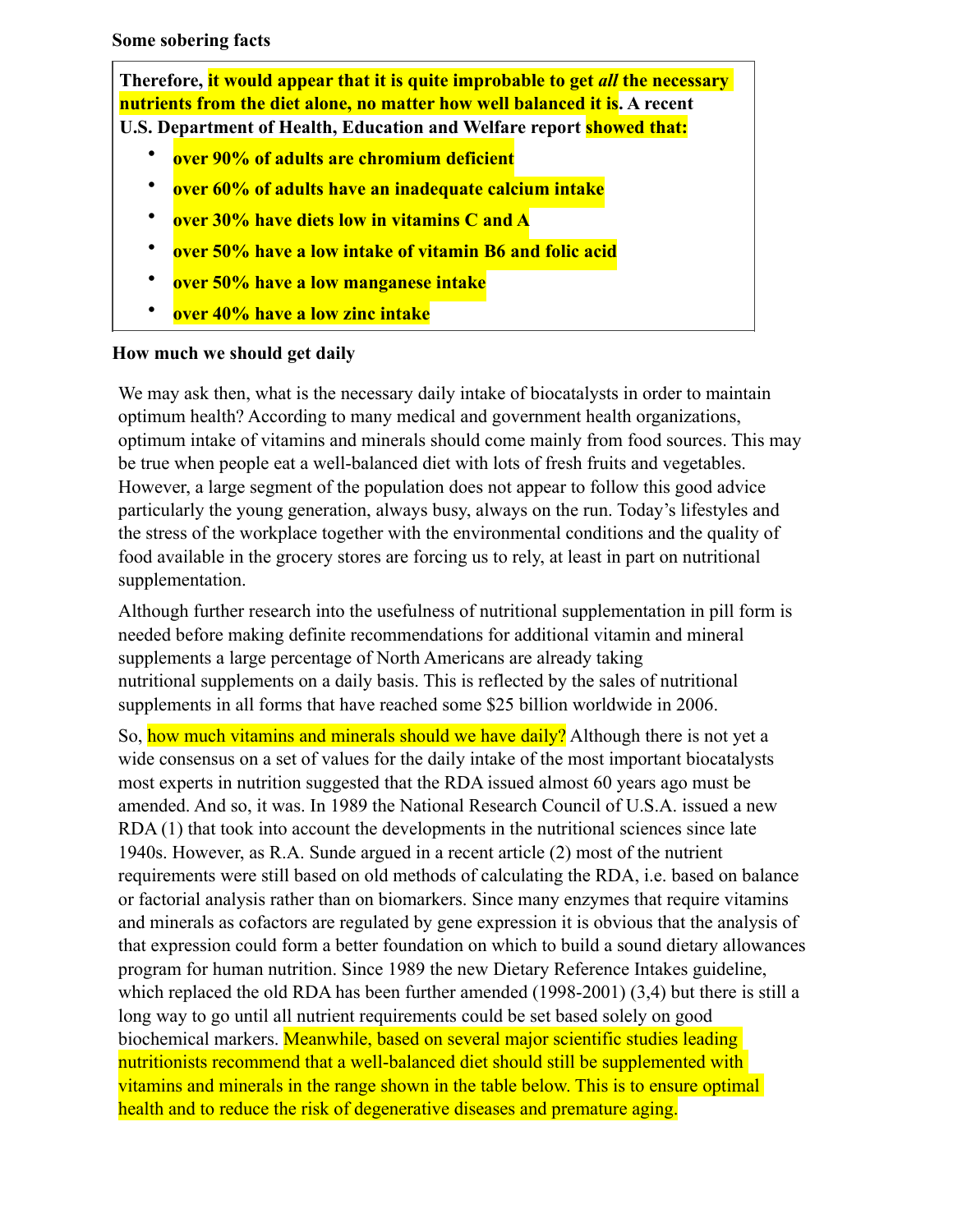**Some sobering facts**

**Therefore, it would appear that it is quite improbable to get *all* the necessary nutrients from the diet alone, no matter how well balanced it is. A recent U.S. Department of Health, Education and Welfare report showed that:**

- **over 90% of adults are chromium deficient**
- **over 60% of adults have an inadequate calcium intake**
- **over 30% have diets low in vitamins C and A**
- **over 50% have a low intake of vitamin B6 and folic acid**
- **over 50% have a low manganese intake**
- **over 40% have a low zinc intake**

**How much we should get daily**

We may ask then, what is the necessary daily intake of biocatalysts in order to maintain optimum health? According to many medical and government health organizations, optimum intake of vitamins and minerals should come mainly from food sources. This may be true when people eat a well-balanced diet with lots of fresh fruits and vegetables. However, a large segment of the population does not appear to follow this good advice particularly the young generation, always busy, always on the run. Today's lifestyles and the stress of the workplace together with the environmental conditions and the quality of food available in the grocery stores are forcing us to rely, at least in part on nutritional supplementation.

Although further research into the usefulness of nutritional supplementation in pill form is needed before making definite recommendations for additional vitamin and mineral supplements a large percentage of North Americans are already taking nutritional supplements on a daily basis. This is reflected by the sales of nutritional supplements in all forms that have reached some $25 billion worldwide in 2006.

So, how much vitamins and minerals should we have daily? Although there is not yet a wide consensus on a set of values for the daily intake of the most important biocatalysts most experts in nutrition suggested that the RDA issued almost 60 years ago must be amended. And so, it was. In 1989 the National Research Council of U.S.A. issued a new RDA (1) that took into account the developments in the nutritional sciences since late 1940s. However, as R.A. Sunde argued in a recent article (2) most of the nutrient requirements were still based on old methods of calculating the RDA, i.e. based on balance or factorial analysis rather than on biomarkers. Since many enzymes that require vitamins and minerals as cofactors are regulated by gene expression it is obvious that the analysis of that expression could form a better foundation on which to build a sound dietary allowances program for human nutrition. Since 1989 the new Dietary Reference Intakes guideline, which replaced the old RDA has been further amended (1998-2001) (3,4) but there is still a long way to go until all nutrient requirements could be set based solely on good biochemical markers. Meanwhile, based on several major scientific studies leading nutritionists recommend that a well-balanced diet should still be supplemented with vitamins and minerals in the range shown in the table below. This is to ensure optimal health and to reduce the risk of degenerative diseases and premature aging.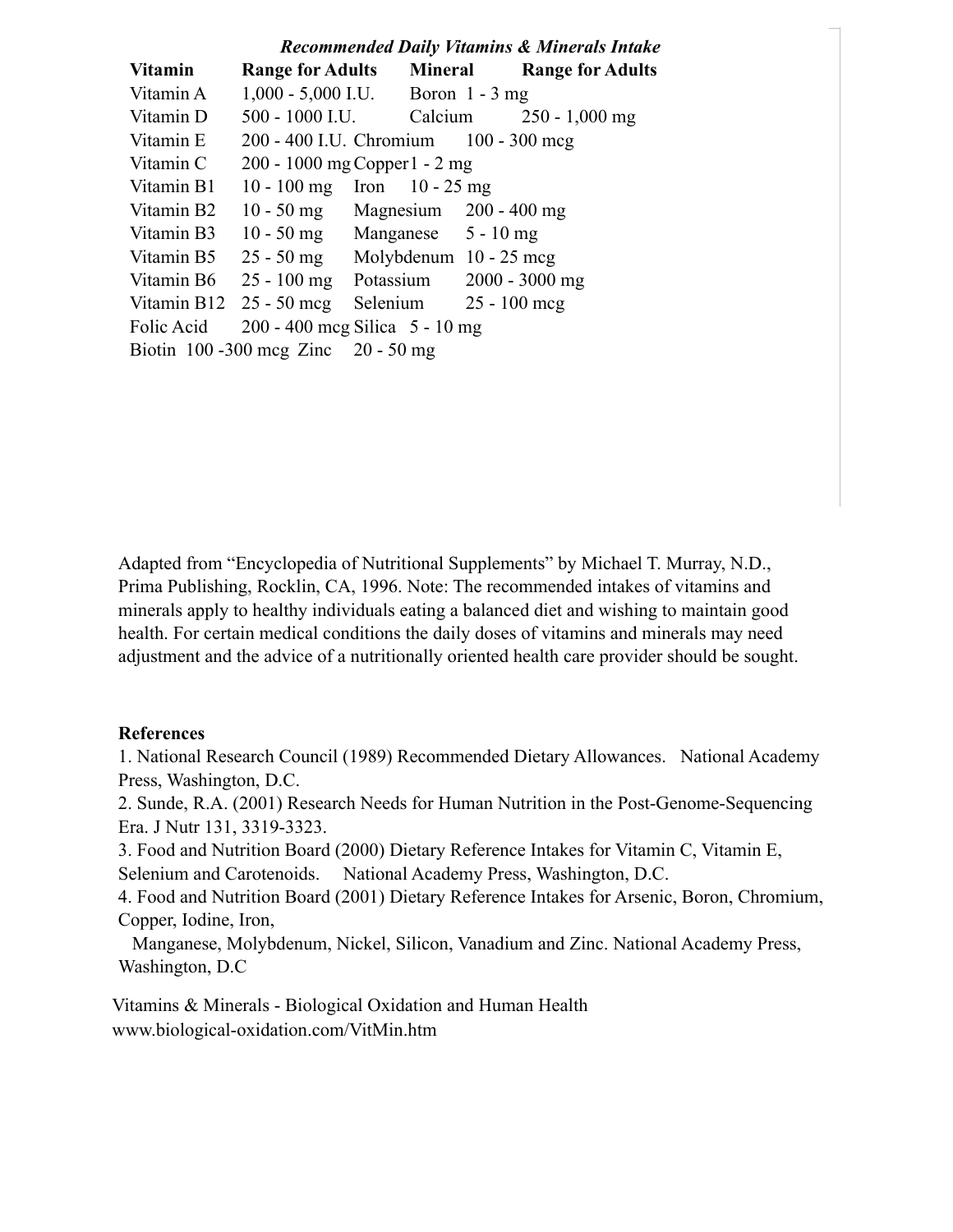***Recommended Daily Vitamins & Minerals Intake***

| Vitamin | Range for Adults | Mineral | Range for Adults |
| --- | --- | --- | --- |
| Vitamin A | 1,000 - 5,000 I.U. | Boron | 1 - 3 mg |
| Vitamin D | 500 - 1000 I.U. | Calcium | 250 - 1,000 mg |
| Vitamin E | 200 - 400 I.U. | Chromium | 100 - 300 mcg |
| Vitamin C | 200 - 1000 mg | Copper | 1 - 2 mg |
| Vitamin B1 | 10 - 100 mg | Iron | 10 - 25 mg |
| Vitamin B2 | 10 - 50 mg | Magnesium | 200 - 400 mg |
| Vitamin B3 | 10 - 50 mg | Manganese | 5 - 10 mg |
| Vitamin B5 | 25 - 50 mg | Molybdenum | 10 - 25 mcg |
| Vitamin B6 | 25 - 100 mg | Potassium | 2000 - 3000 mg |
| Vitamin B12 | 25 - 50 mcg | Selenium | 25 - 100 mcg |
| Folic Acid | 200 - 400 mcg | Silica | 5 - 10 mg |
| Biotin | 100 -300 mcg | Zinc | 20 - 50 mg |

Adapted from "Encyclopedia of Nutritional Supplements" by Michael T. Murray, N.D., Prima Publishing, Rocklin, CA, 1996. Note: The recommended intakes of vitamins and minerals apply to healthy individuals eating a balanced diet and wishing to maintain good health. For certain medical conditions the daily doses of vitamins and minerals may need adjustment and the advice of a nutritionally oriented health care provider should be sought.

**References**

1. National Research Council (1989) Recommended Dietary Allowances. National Academy Press, Washington, D.C.
2. Sunde, R.A. (2001) Research Needs for Human Nutrition in the Post-Genome-Sequencing Era. J Nutr 131, 3319-3323.
3. Food and Nutrition Board (2000) Dietary Reference Intakes for Vitamin C, Vitamin E, Selenium and Carotenoids. National Academy Press, Washington, D.C.
4. Food and Nutrition Board (2001) Dietary Reference Intakes for Arsenic, Boron, Chromium, Copper, Iodine, Iron, Manganese, Molybdenum, Nickel, Silicon, Vanadium and Zinc. National Academy Press, Washington, D.C

Vitamins & Minerals - Biological Oxidation and Human Health
www.biological-oxidation.com/VitMin.htm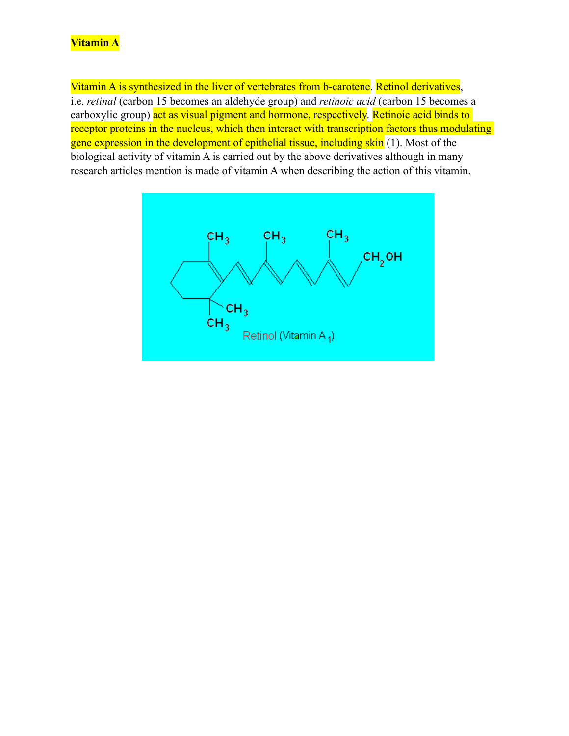**Vitamin A**

Vitamin A is synthesized in the liver of vertebrates from b-carotene. Retinol derivatives, i.e. *retinal* (carbon 15 becomes an aldehyde group) and *retinoic acid* (carbon 15 becomes a carboxylic group) act as visual pigment and hormone, respectively. Retinoic acid binds to receptor proteins in the nucleus, which then interact with transcription factors thus modulating gene expression in the development of epithelial tissue, including skin (1). Most of the biological activity of vitamin A is carried out by the above derivatives although in many research articles mention is made of vitamin A when describing the action of this vitamin.

Retinol (Vitamin $A_1$)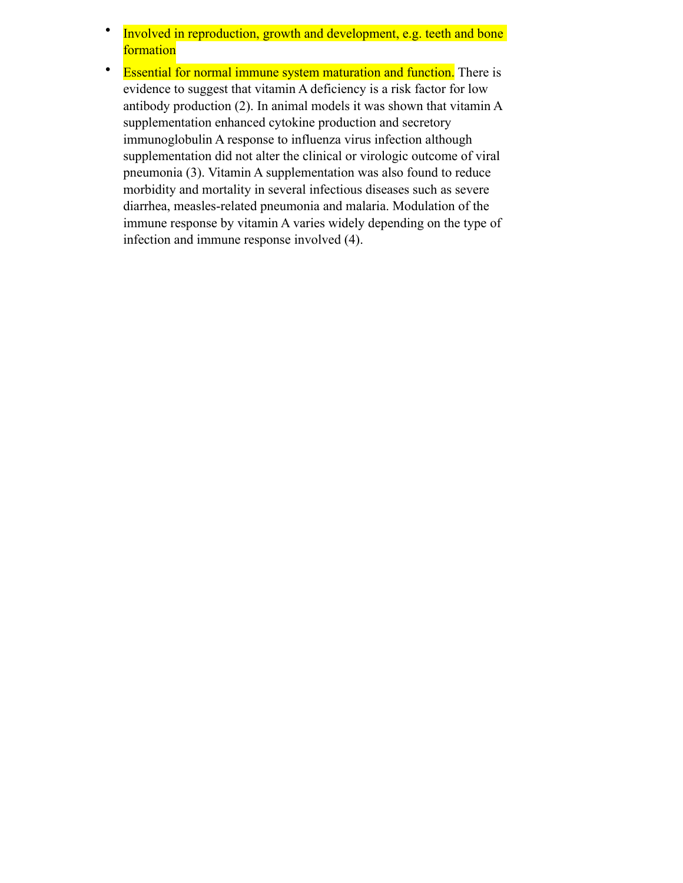- Involved in reproduction, growth and development, e.g. teeth and bone formation
- Essential for normal immune system maturation and function. There is evidence to suggest that vitamin A deficiency is a risk factor for low antibody production (2). In animal models it was shown that vitamin A supplementation enhanced cytokine production and secretory immunoglobulin A response to influenza virus infection although supplementation did not alter the clinical or virologic outcome of viral pneumonia (3). Vitamin A supplementation was also found to reduce morbidity and mortality in several infectious diseases such as severe diarrhea, measles-related pneumonia and malaria. Modulation of the immune response by vitamin A varies widely depending on the type of infection and immune response involved (4).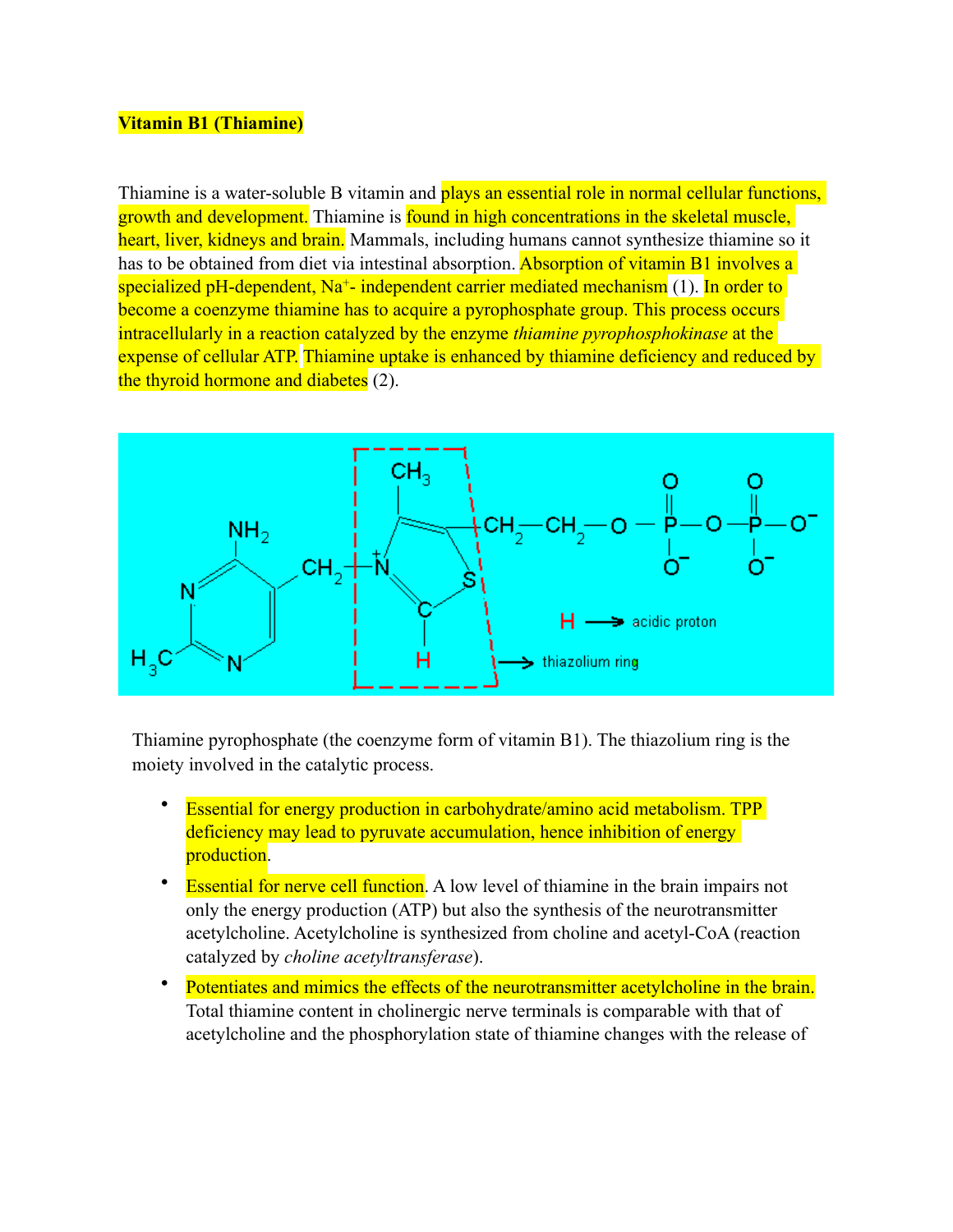**Vitamin B1 (Thiamine)**

Thiamine is a water-soluble B vitamin and plays an essential role in normal cellular functions, growth and development. Thiamine is found in high concentrations in the skeletal muscle, heart, liver, kidneys and brain. Mammals, including humans cannot synthesize thiamine so it has to be obtained from diet via intestinal absorption. Absorption of vitamin B1 involves a specialized pH-dependent, $Na^+$- independent carrier mediated mechanism (1). In order to become a coenzyme thiamine has to acquire a pyrophosphate group. This process occurs intracellularly in a reaction catalyzed by the enzyme *thiamine pyrophosphokinase* at the expense of cellular ATP. Thiamine uptake is enhanced by thiamine deficiency and reduced by the thyroid hormone and diabetes (2).

Thiamine pyrophosphate (the coenzyme form of vitamin B1). The thiazolium ring is the moiety involved in the catalytic process.

- Essential for energy production in carbohydrate/amino acid metabolism. TPP deficiency may lead to pyruvate accumulation, hence inhibition of energy production.
- Essential for nerve cell function. A low level of thiamine in the brain impairs not only the energy production (ATP) but also the synthesis of the neurotransmitter acetylcholine. Acetylcholine is synthesized from choline and acetyl-CoA (reaction catalyzed by *choline acetyltransferase*).
- Potentiates and mimics the effects of the neurotransmitter acetylcholine in the brain. Total thiamine content in cholinergic nerve terminals is comparable with that of acetylcholine and the phosphorylation state of thiamine changes with the release of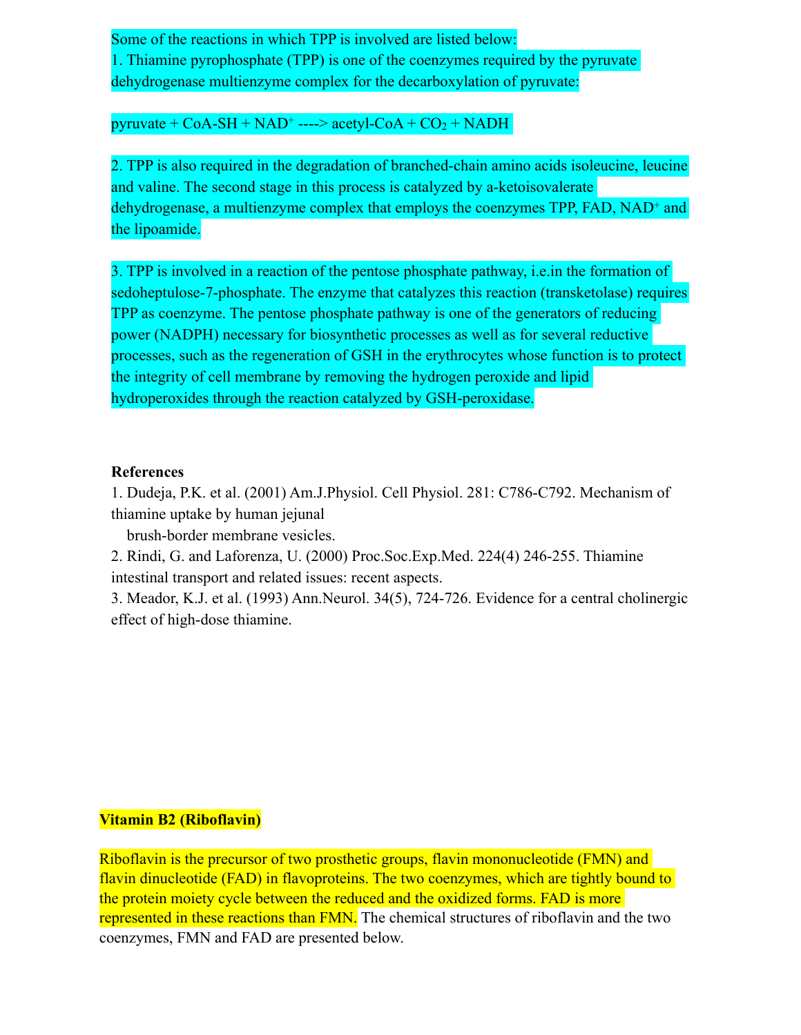Some of the reactions in which TPP is involved are listed below:

1. Thiamine pyrophosphate (TPP) is one of the coenzymes required by the pyruvate dehydrogenase multienzyme complex for the decarboxylation of pyruvate:

pyruvate + CoA-SH + $NAD^+$ ----> acetyl-CoA + $CO_2$ + NADH

2. TPP is also required in the degradation of branched-chain amino acids isoleucine, leucine and valine. The second stage in this process is catalyzed by a-ketoisovalerate dehydrogenase, a multienzyme complex that employs the coenzymes TPP, FAD, $NAD^+$ and the lipoamide.

3. TPP is involved in a reaction of the pentose phosphate pathway, i.e.in the formation of sedoheptulose-7-phosphate. The enzyme that catalyzes this reaction (transketolase) requires TPP as coenzyme. The pentose phosphate pathway is one of the generators of reducing power (NADPH) necessary for biosynthetic processes as well as for several reductive processes, such as the regeneration of GSH in the erythrocytes whose function is to protect the integrity of cell membrane by removing the hydrogen peroxide and lipid hydroperoxides through the reaction catalyzed by GSH-peroxidase.

**References**

1. Dudeja, P.K. et al. (2001) Am.J.Physiol. Cell Physiol. 281: C786-C792. Mechanism of thiamine uptake by human jejunal brush-border membrane vesicles.
2. Rindi, G. and Laforenza, U. (2000) Proc.Soc.Exp.Med. 224(4) 246-255. Thiamine intestinal transport and related issues: recent aspects.
3. Meador, K.J. et al. (1993) Ann.Neurol. 34(5), 724-726. Evidence for a central cholinergic effect of high-dose thiamine.

## Vitamin B2 (Riboflavin)

Riboflavin is the precursor of two prosthetic groups, flavin mononucleotide (FMN) and flavin dinucleotide (FAD) in flavoproteins. The two coenzymes, which are tightly bound to the protein moiety cycle between the reduced and the oxidized forms. FAD is more represented in these reactions than FMN. The chemical structures of riboflavin and the two coenzymes, FMN and FAD are presented below.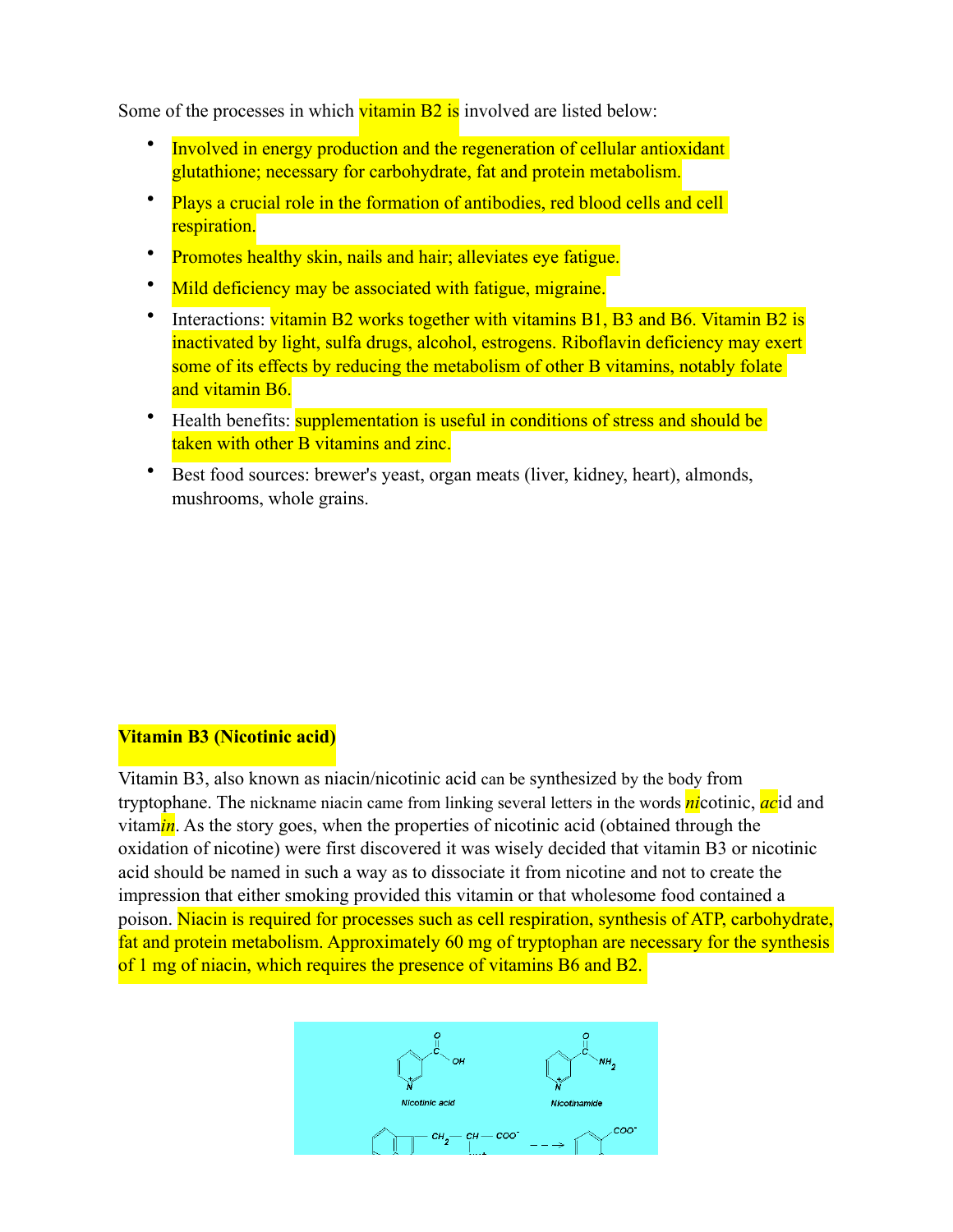Some of the processes in which vitamin B2 is involved are listed below:

- Involved in energy production and the regeneration of cellular antioxidant glutathione; necessary for carbohydrate, fat and protein metabolism.
- Plays a crucial role in the formation of antibodies, red blood cells and cell respiration.
- Promotes healthy skin, nails and hair; alleviates eye fatigue.
- Mild deficiency may be associated with fatigue, migraine.
- Interactions: vitamin B2 works together with vitamins B1, B3 and B6. Vitamin B2 is inactivated by light, sulfa drugs, alcohol, estrogens. Riboflavin deficiency may exert some of its effects by reducing the metabolism of other B vitamins, notably folate and vitamin B6.
- Health benefits: supplementation is useful in conditions of stress and should be taken with other B vitamins and zinc.
- Best food sources: brewer's yeast, organ meats (liver, kidney, heart), almonds, mushrooms, whole grains.

**Vitamin B3 (Nicotinic acid)**

Vitamin B3, also known as niacin/nicotinic acid can be synthesized by the body from tryptophane. The nickname niacin came from linking several letters in the words *ni*cotinic, *ac*id and vitam*in*. As the story goes, when the properties of nicotinic acid (obtained through the oxidation of nicotine) were first discovered it was wisely decided that vitamin B3 or nicotinic acid should be named in such a way as to dissociate it from nicotine and not to create the impression that either smoking provided this vitamin or that wholesome food contained a poison. Niacin is required for processes such as cell respiration, synthesis of ATP, carbohydrate, fat and protein metabolism. Approximately 60 mg of tryptophan are necessary for the synthesis of 1 mg of niacin, which requires the presence of vitamins B6 and B2.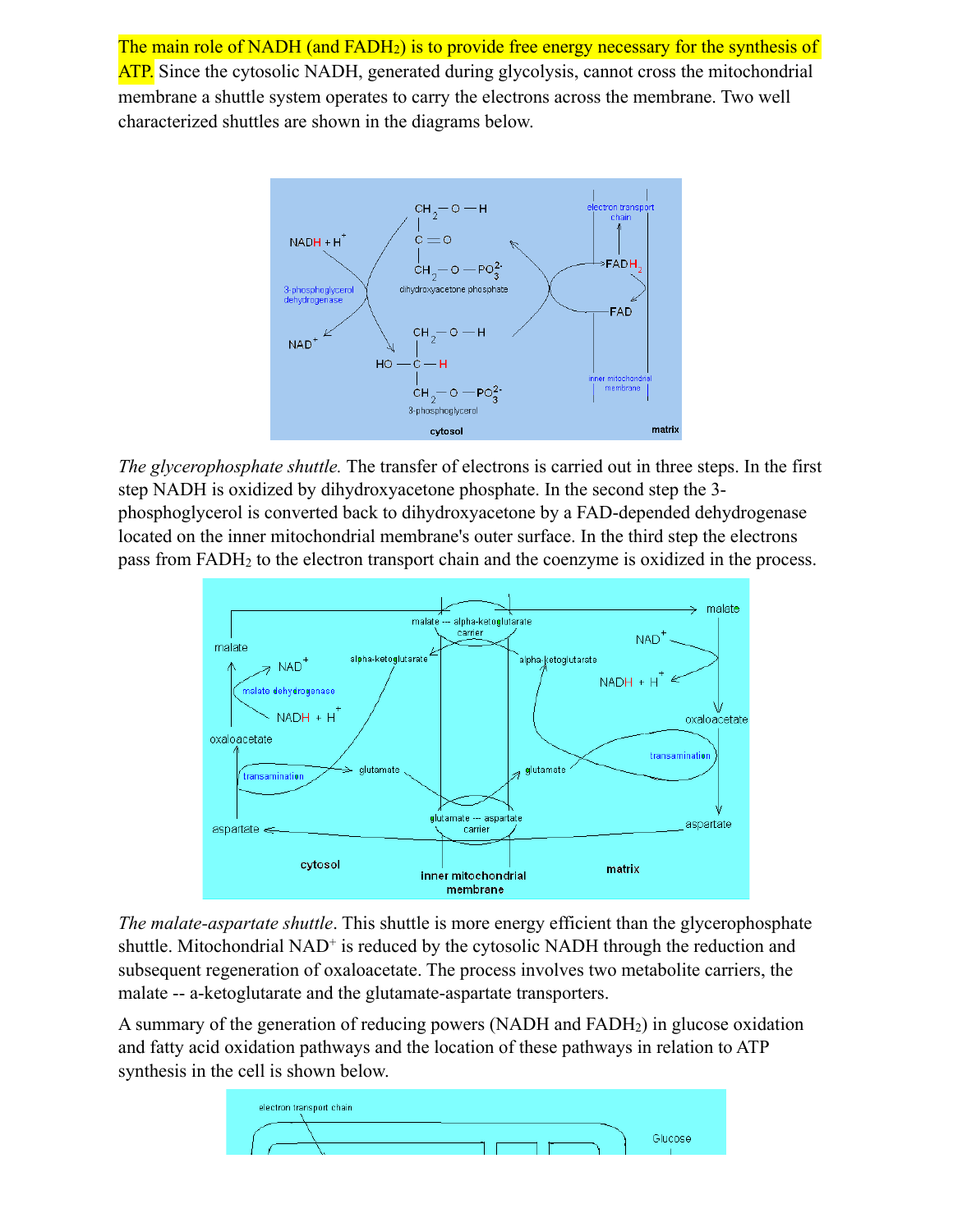The main role of NADH (and $FADH_2$) is to provide free energy necessary for the synthesis of ATP. Since the cytosolic NADH, generated during glycolysis, cannot cross the mitochondrial membrane a shuttle system operates to carry the electrons across the membrane. Two well characterized shuttles are shown in the diagrams below.

*The glycerophosphate shuttle.* The transfer of electrons is carried out in three steps. In the first step NADH is oxidized by dihydroxyacetone phosphate. In the second step the 3-phosphoglycerol is converted back to dihydroxyacetone by a FAD-depended dehydrogenase located on the inner mitochondrial membrane's outer surface. In the third step the electrons pass from $FADH_2$ to the electron transport chain and the coenzyme is oxidized in the process.

*The malate-aspartate shuttle*. This shuttle is more energy efficient than the glycerophosphate shuttle. Mitochondrial $NAD^+$ is reduced by the cytosolic NADH through the reduction and subsequent regeneration of oxaloacetate. The process involves two metabolite carriers, the malate -- a-ketoglutarate and the glutamate-aspartate transporters.

A summary of the generation of reducing powers (NADH and $FADH_2$) in glucose oxidation and fatty acid oxidation pathways and the location of these pathways in relation to ATP synthesis in the cell is shown below.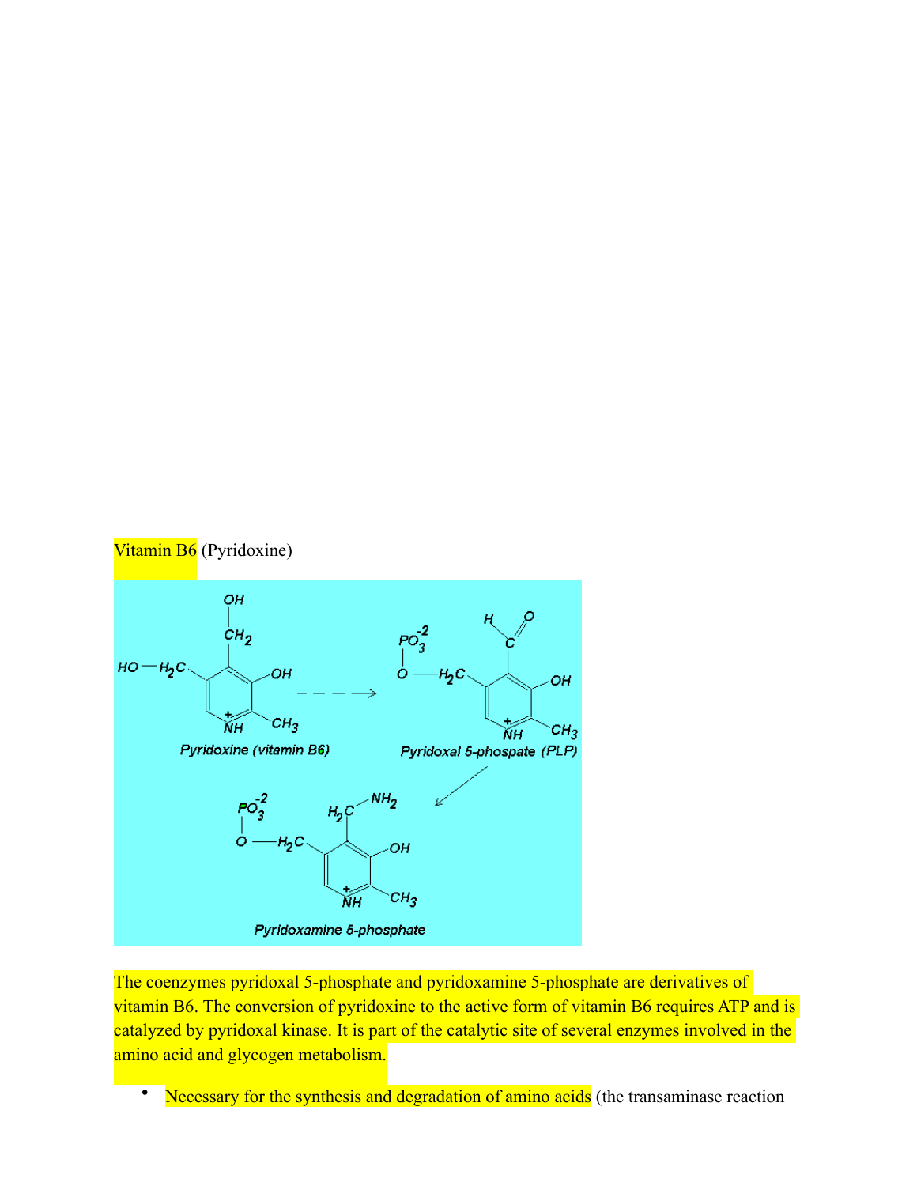Vitamin B6 (Pyridoxine)

The coenzymes pyridoxal 5-phosphate and pyridoxamine 5-phosphate are derivatives of vitamin B6. The conversion of pyridoxine to the active form of vitamin B6 requires ATP and is catalyzed by pyridoxal kinase. It is part of the catalytic site of several enzymes involved in the amino acid and glycogen metabolism.

- Necessary for the synthesis and degradation of amino acids (the transaminase reaction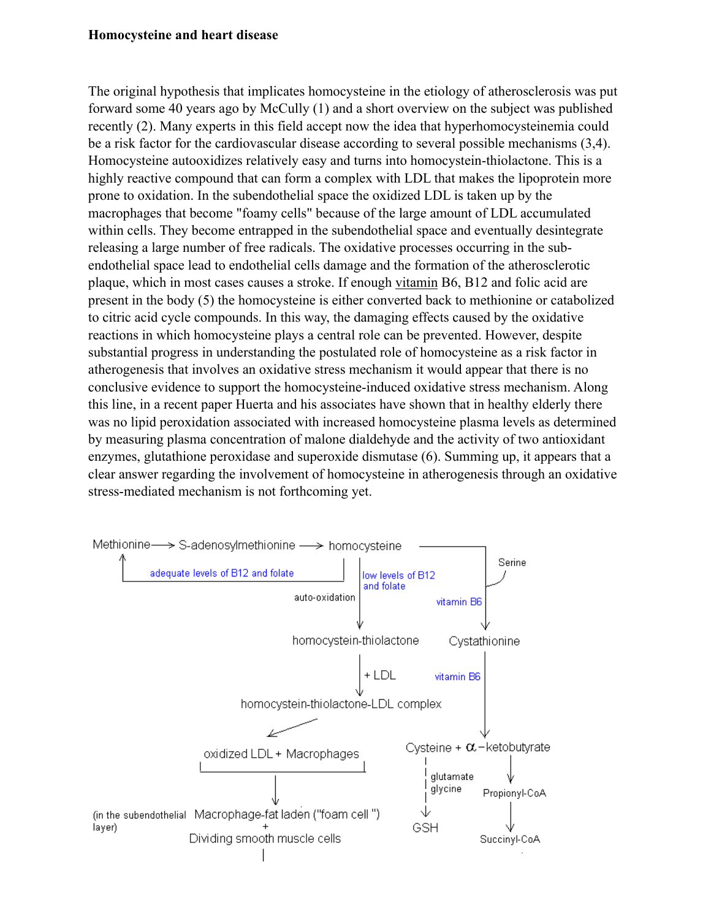**Homocysteine and heart disease**

The original hypothesis that implicates homocysteine in the etiology of atherosclerosis was put forward some 40 years ago by McCully (1) and a short overview on the subject was published recently (2). Many experts in this field accept now the idea that hyperhomocysteinemia could be a risk factor for the cardiovascular disease according to several possible mechanisms (3,4). Homocysteine autooxidizes relatively easy and turns into homocystein-thiolactone. This is a highly reactive compound that can form a complex with LDL that makes the lipoprotein more prone to oxidation. In the subendothelial space the oxidized LDL is taken up by the macrophages that become "foamy cells" because of the large amount of LDL accumulated within cells. They become entrapped in the subendothelial space and eventually desintegrate releasing a large number of free radicals. The oxidative processes occurring in the sub-endothelial space lead to endothelial cells damage and the formation of the atherosclerotic plaque, which in most cases causes a stroke. If enough vitamin B6, B12 and folic acid are present in the body (5) the homocysteine is either converted back to methionine or catabolized to citric acid cycle compounds. In this way, the damaging effects caused by the oxidative reactions in which homocysteine plays a central role can be prevented. However, despite substantial progress in understanding the postulated role of homocysteine as a risk factor in atherogenesis that involves an oxidative stress mechanism it would appear that there is no conclusive evidence to support the homocysteine-induced oxidative stress mechanism. Along this line, in a recent paper Huerta and his associates have shown that in healthy elderly there was no lipid peroxidation associated with increased homocysteine plasma levels as determined by measuring plasma concentration of malone dialdehyde and the activity of two antioxidant enzymes, glutathione peroxidase and superoxide dismutase (6). Summing up, it appears that a clear answer regarding the involvement of homocysteine in atherogenesis through an oxidative stress-mediated mechanism is not forthcoming yet.

Methionine ⟶ S-adenosylmethionine ⟶ homocysteine

adequate levels of B12 and folate

low levels of B12 and folate

auto-oxidation

Serine

vitamin B6

homocystein-thiolactone

Cystathionine

+ LDL

vitamin B6

homocystein-thiolactone-LDL complex

oxidized LDL + Macrophages

Cysteine + α−ketobutyrate

glutamate glycine

Propionyl-CoA

(in the subendothelial layer)

Macrophage-fat laden ("foam cell ") + Dividing smooth muscle cells

GSH

Succinyl-CoA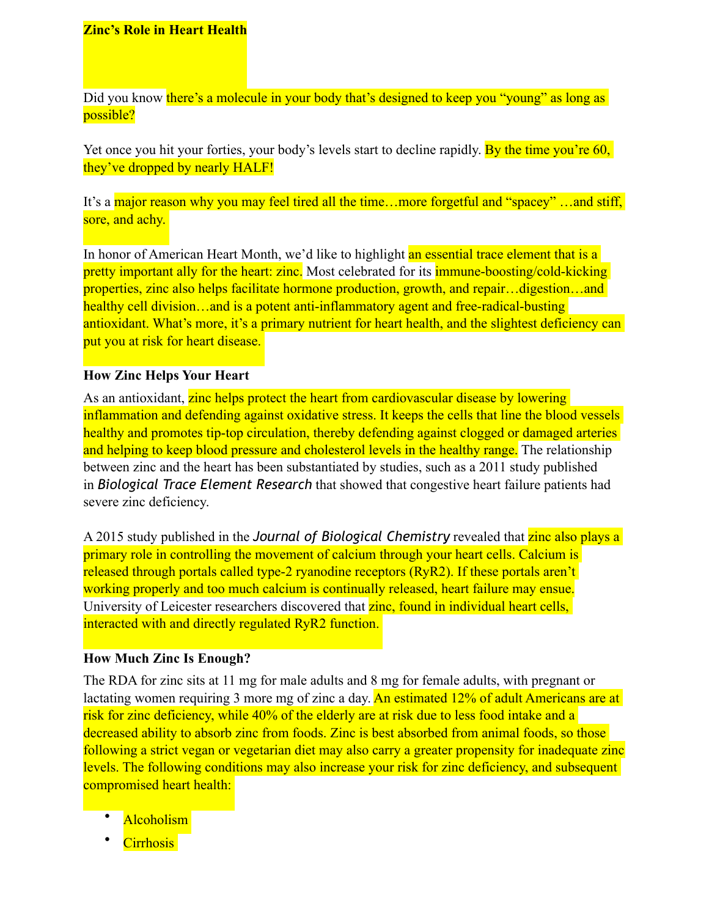**Zinc's Role in Heart Health**

Did you know there's a molecule in your body that's designed to keep you "young" as long as possible?

Yet once you hit your forties, your body's levels start to decline rapidly. By the time you're 60, they've dropped by nearly HALF!

It's a major reason why you may feel tired all the time…more forgetful and "spacey" …and stiff, sore, and achy.

In honor of American Heart Month, we'd like to highlight an essential trace element that is a pretty important ally for the heart: zinc. Most celebrated for its immune-boosting/cold-kicking properties, zinc also helps facilitate hormone production, growth, and repair…digestion…and healthy cell division…and is a potent anti-inflammatory agent and free-radical-busting antioxidant. What's more, it's a primary nutrient for heart health, and the slightest deficiency can put you at risk for heart disease.

**How Zinc Helps Your Heart**

As an antioxidant, zinc helps protect the heart from cardiovascular disease by lowering inflammation and defending against oxidative stress. It keeps the cells that line the blood vessels healthy and promotes tip-top circulation, thereby defending against clogged or damaged arteries and helping to keep blood pressure and cholesterol levels in the healthy range. The relationship between zinc and the heart has been substantiated by studies, such as a 2011 study published in *Biological Trace Element Research* that showed that congestive heart failure patients had severe zinc deficiency.

A 2015 study published in the *Journal of Biological Chemistry* revealed that zinc also plays a primary role in controlling the movement of calcium through your heart cells. Calcium is released through portals called type-2 ryanodine receptors (RyR2). If these portals aren't working properly and too much calcium is continually released, heart failure may ensue. University of Leicester researchers discovered that zinc, found in individual heart cells, interacted with and directly regulated RyR2 function.

**How Much Zinc Is Enough?**

The RDA for zinc sits at 11 mg for male adults and 8 mg for female adults, with pregnant or lactating women requiring 3 more mg of zinc a day. An estimated 12% of adult Americans are at risk for zinc deficiency, while 40% of the elderly are at risk due to less food intake and a decreased ability to absorb zinc from foods. Zinc is best absorbed from animal foods, so those following a strict vegan or vegetarian diet may also carry a greater propensity for inadequate zinc levels. The following conditions may also increase your risk for zinc deficiency, and subsequent compromised heart health:

- Alcoholism
- Cirrhosis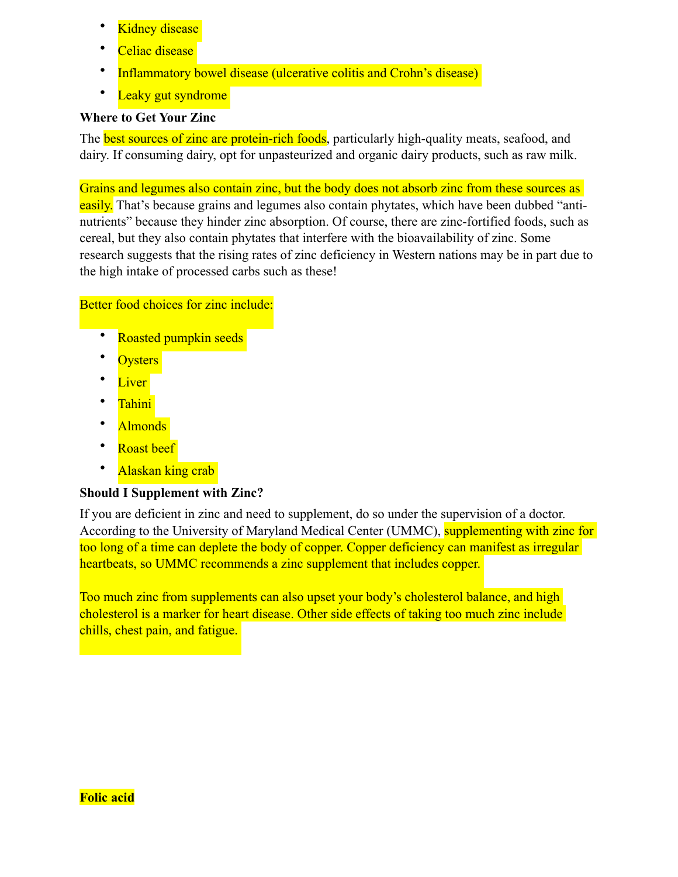- Kidney disease
- Celiac disease
- Inflammatory bowel disease (ulcerative colitis and Crohn's disease)
- Leaky gut syndrome

**Where to Get Your Zinc**

The best sources of zinc are protein-rich foods, particularly high-quality meats, seafood, and dairy. If consuming dairy, opt for unpasteurized and organic dairy products, such as raw milk.

Grains and legumes also contain zinc, but the body does not absorb zinc from these sources as easily. That's because grains and legumes also contain phytates, which have been dubbed "anti-nutrients" because they hinder zinc absorption. Of course, there are zinc-fortified foods, such as cereal, but they also contain phytates that interfere with the bioavailability of zinc. Some research suggests that the rising rates of zinc deficiency in Western nations may be in part due to the high intake of processed carbs such as these!

Better food choices for zinc include:

- Roasted pumpkin seeds
- Oysters
- Liver
- Tahini
- Almonds
- Roast beef
- Alaskan king crab

**Should I Supplement with Zinc?**

If you are deficient in zinc and need to supplement, do so under the supervision of a doctor. According to the University of Maryland Medical Center (UMMC), supplementing with zinc for too long of a time can deplete the body of copper. Copper deficiency can manifest as irregular heartbeats, so UMMC recommends a zinc supplement that includes copper.

Too much zinc from supplements can also upset your body's cholesterol balance, and high cholesterol is a marker for heart disease. Other side effects of taking too much zinc include chills, chest pain, and fatigue.

**Folic acid**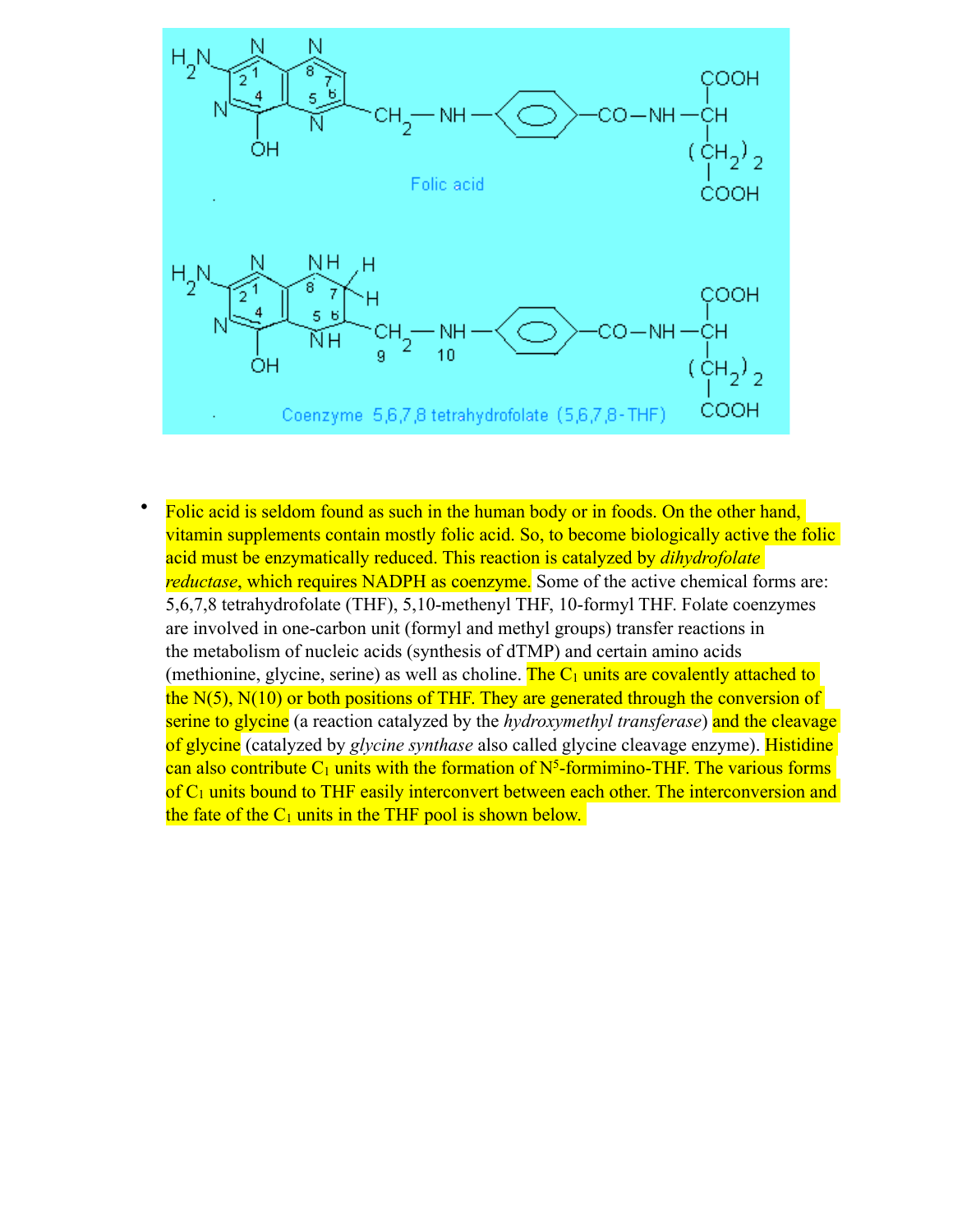- Folic acid is seldom found as such in the human body or in foods. On the other hand, vitamin supplements contain mostly folic acid. So, to become biologically active the folic acid must be enzymatically reduced. This reaction is catalyzed by *dihydrofolate reductase*, which requires NADPH as coenzyme. Some of the active chemical forms are: 5,6,7,8 tetrahydrofolate (THF), 5,10-methenyl THF, 10-formyl THF. Folate coenzymes are involved in one-carbon unit (formyl and methyl groups) transfer reactions in the metabolism of nucleic acids (synthesis of dTMP) and certain amino acids (methionine, glycine, serine) as well as choline. The $C_1$ units are covalently attached to the N(5), N(10) or both positions of THF. They are generated through the conversion of serine to glycine (a reaction catalyzed by the *hydroxymethyl transferase*) and the cleavage of glycine (catalyzed by *glycine synthase* also called glycine cleavage enzyme). Histidine can also contribute $C_1$ units with the formation of $N^5$-formimino-THF. The various forms of $C_1$ units bound to THF easily interconvert between each other. The interconversion and the fate of the $C_1$ units in the THF pool is shown below.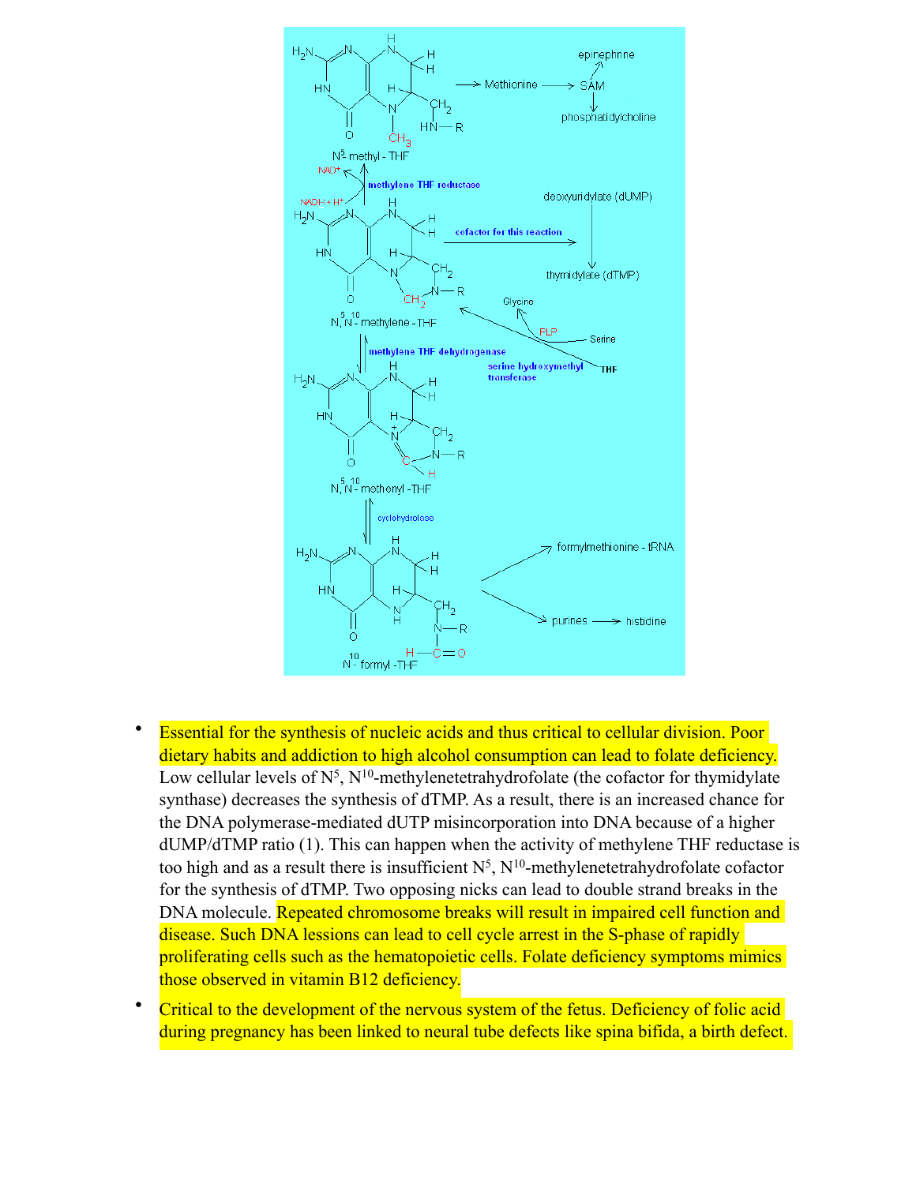- Essential for the synthesis of nucleic acids and thus critical to cellular division. Poor dietary habits and addiction to high alcohol consumption can lead to folate deficiency. Low cellular levels of $N^5$, $N^{10}$-methylenetetrahydrofolate (the cofactor for thymidylate synthase) decreases the synthesis of dTMP. As a result, there is an increased chance for the DNA polymerase-mediated dUTP misincorporation into DNA because of a higher dUMP/dTMP ratio (1). This can happen when the activity of methylene THF reductase is too high and as a result there is insufficient $N^5$, $N^{10}$-methylenetetrahydrofolate cofactor for the synthesis of dTMP. Two opposing nicks can lead to double strand breaks in the DNA molecule. Repeated chromosome breaks will result in impaired cell function and disease. Such DNA lessions can lead to cell cycle arrest in the S-phase of rapidly proliferating cells such as the hematopoietic cells. Folate deficiency symptoms mimics those observed in vitamin B12 deficiency.
- Critical to the development of the nervous system of the fetus. Deficiency of folic acid during pregnancy has been linked to neural tube defects like spina bifida, a birth defect.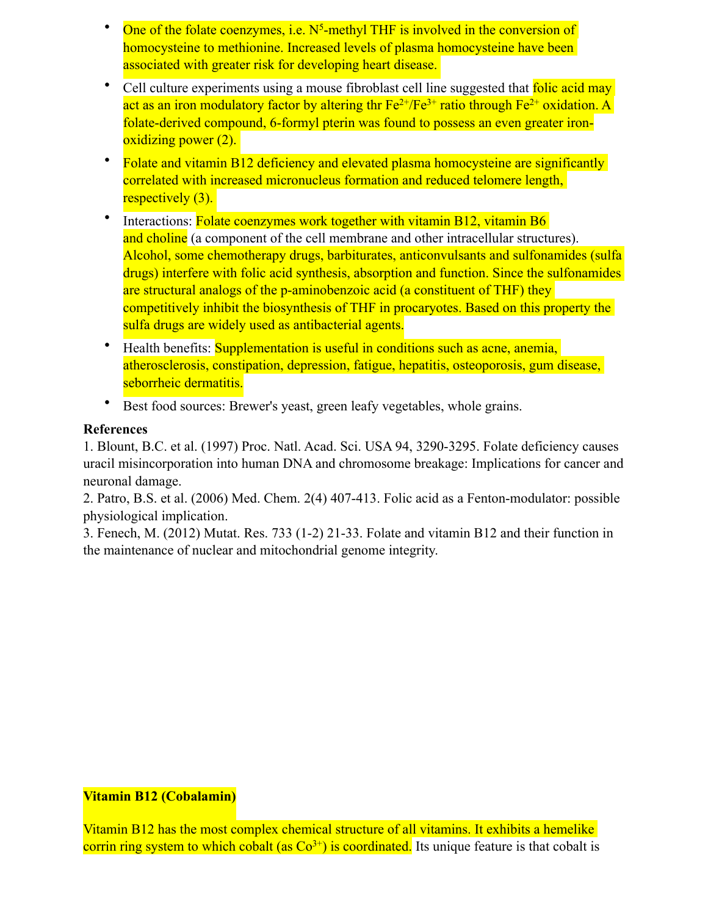- One of the folate coenzymes, i.e. $N^5$-methyl THF is involved in the conversion of homocysteine to methionine. Increased levels of plasma homocysteine have been associated with greater risk for developing heart disease.
- Cell culture experiments using a mouse fibroblast cell line suggested that folic acid may act as an iron modulatory factor by altering thr $Fe^{2+}/Fe^{3+}$ ratio through $Fe^{2+}$ oxidation. A folate-derived compound, 6-formyl pterin was found to possess an even greater iron-oxidizing power (2).
- Folate and vitamin B12 deficiency and elevated plasma homocysteine are significantly correlated with increased micronucleus formation and reduced telomere length, respectively (3).
- Interactions: Folate coenzymes work together with vitamin B12, vitamin B6 and choline (a component of the cell membrane and other intracellular structures). Alcohol, some chemotherapy drugs, barbiturates, anticonvulsants and sulfonamides (sulfa drugs) interfere with folic acid synthesis, absorption and function. Since the sulfonamides are structural analogs of the p-aminobenzoic acid (a constituent of THF) they competitively inhibit the biosynthesis of THF in procaryotes. Based on this property the sulfa drugs are widely used as antibacterial agents.
- Health benefits: Supplementation is useful in conditions such as acne, anemia, atherosclerosis, constipation, depression, fatigue, hepatitis, osteoporosis, gum disease, seborrheic dermatitis.
- Best food sources: Brewer's yeast, green leafy vegetables, whole grains.

**References**

1. Blount, B.C. et al. (1997) Proc. Natl. Acad. Sci. USA 94, 3290-3295. Folate deficiency causes uracil misincorporation into human DNA and chromosome breakage: Implications for cancer and neuronal damage.
2. Patro, B.S. et al. (2006) Med. Chem. 2(4) 407-413. Folic acid as a Fenton-modulator: possible physiological implication.
3. Fenech, M. (2012) Mutat. Res. 733 (1-2) 21-33. Folate and vitamin B12 and their function in the maintenance of nuclear and mitochondrial genome integrity.

**Vitamin B12 (Cobalamin)**

Vitamin B12 has the most complex chemical structure of all vitamins. It exhibits a hemelike corrin ring system to which cobalt (as $Co^{3+}$) is coordinated. Its unique feature is that cobalt is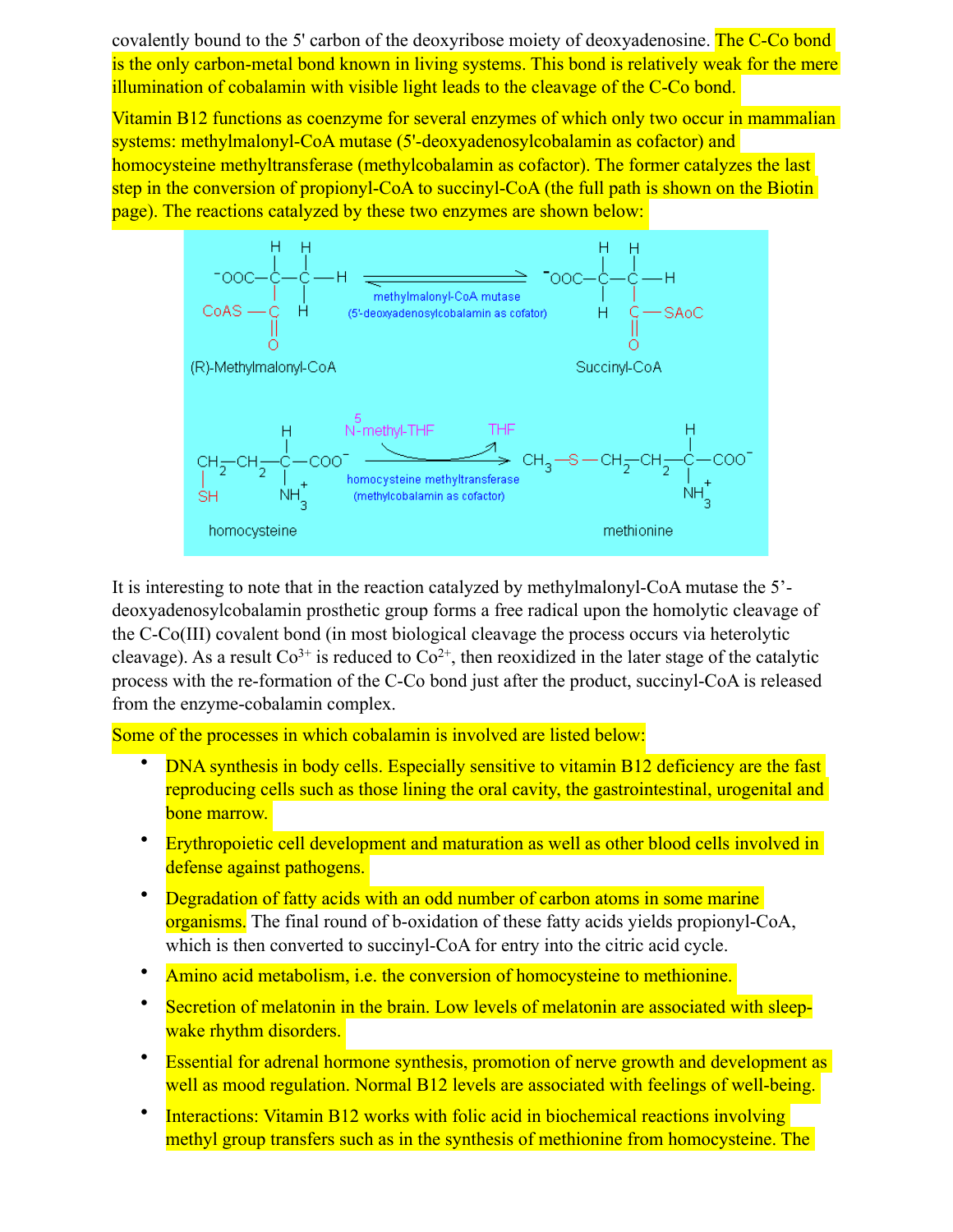covalently bound to the 5' carbon of the deoxyribose moiety of deoxyadenosine. The C-Co bond is the only carbon-metal bond known in living systems. This bond is relatively weak for the mere illumination of cobalamin with visible light leads to the cleavage of the C-Co bond.

Vitamin B12 functions as coenzyme for several enzymes of which only two occur in mammalian systems: methylmalonyl-CoA mutase (5'-deoxyadenosylcobalamin as cofactor) and homocysteine methyltransferase (methylcobalamin as cofactor). The former catalyzes the last step in the conversion of propionyl-CoA to succinyl-CoA (the full path is shown on the Biotin page). The reactions catalyzed by these two enzymes are shown below:

(R)-Methylmalonyl-CoA ⇌ Succinyl-CoA (methylmalonyl-CoA mutase, 5'-deoxyadenosylcobalamin as cofator)

homocysteine → methionine (homocysteine methyltransferase, methylcobalamin as cofactor; $N^5$-methyl-THF → THF)

It is interesting to note that in the reaction catalyzed by methylmalonyl-CoA mutase the 5'-deoxyadenosylcobalamin prosthetic group forms a free radical upon the homolytic cleavage of the C-Co(III) covalent bond (in most biological cleavage the process occurs via heterolytic cleavage). As a result $Co^{3+}$ is reduced to $Co^{2+}$, then reoxidized in the later stage of the catalytic process with the re-formation of the C-Co bond just after the product, succinyl-CoA is released from the enzyme-cobalamin complex.

Some of the processes in which cobalamin is involved are listed below:

- DNA synthesis in body cells. Especially sensitive to vitamin B12 deficiency are the fast reproducing cells such as those lining the oral cavity, the gastrointestinal, urogenital and bone marrow.
- Erythropoietic cell development and maturation as well as other blood cells involved in defense against pathogens.
- Degradation of fatty acids with an odd number of carbon atoms in some marine organisms. The final round of b-oxidation of these fatty acids yields propionyl-CoA, which is then converted to succinyl-CoA for entry into the citric acid cycle.
- Amino acid metabolism, i.e. the conversion of homocysteine to methionine.
- Secretion of melatonin in the brain. Low levels of melatonin are associated with sleep-wake rhythm disorders.
- Essential for adrenal hormone synthesis, promotion of nerve growth and development as well as mood regulation. Normal B12 levels are associated with feelings of well-being.
- Interactions: Vitamin B12 works with folic acid in biochemical reactions involving methyl group transfers such as in the synthesis of methionine from homocysteine. The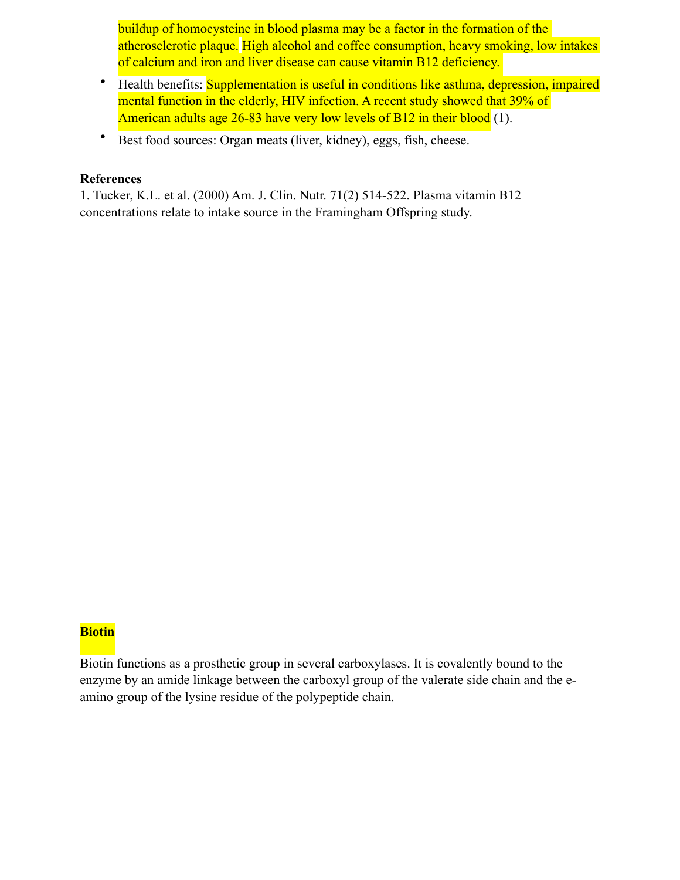buildup of homocysteine in blood plasma may be a factor in the formation of the atherosclerotic plaque. High alcohol and coffee consumption, heavy smoking, low intakes of calcium and iron and liver disease can cause vitamin B12 deficiency.

- Health benefits: Supplementation is useful in conditions like asthma, depression, impaired mental function in the elderly, HIV infection. A recent study showed that 39% of American adults age 26-83 have very low levels of B12 in their blood (1).
- Best food sources: Organ meats (liver, kidney), eggs, fish, cheese.

**References**

1. Tucker, K.L. et al. (2000) Am. J. Clin. Nutr. 71(2) 514-522. Plasma vitamin B12 concentrations relate to intake source in the Framingham Offspring study.

**Biotin**

Biotin functions as a prosthetic group in several carboxylases. It is covalently bound to the enzyme by an amide linkage between the carboxyl group of the valerate side chain and the e-amino group of the lysine residue of the polypeptide chain.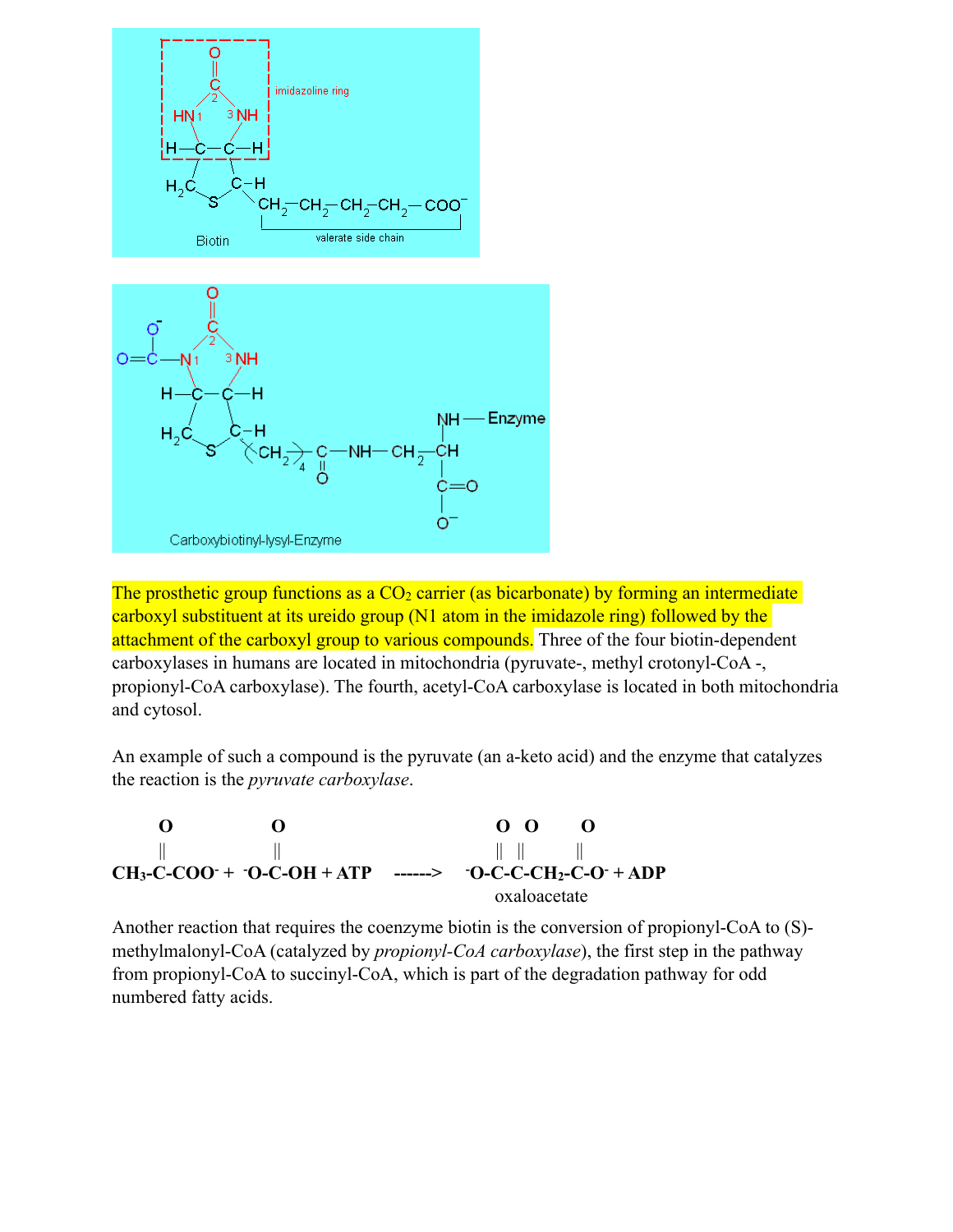The prosthetic group functions as a $CO_2$ carrier (as bicarbonate) by forming an intermediate carboxyl substituent at its ureido group (N1 atom in the imidazole ring) followed by the attachment of the carboxyl group to various compounds. Three of the four biotin-dependent carboxylases in humans are located in mitochondria (pyruvate-, methyl crotonyl-CoA -, propionyl-CoA carboxylase). The fourth, acetyl-CoA carboxylase is located in both mitochondria and cytosol.

An example of such a compound is the pyruvate (an a-keto acid) and the enzyme that catalyzes the reaction is the *pyruvate carboxylase*.

$$CH_3\text{-}\overset{\overset{\displaystyle O}{\|}}{C}\text{-}COO^- + {}^-O\text{-}\overset{\overset{\displaystyle O}{\|}}{C}\text{-}OH + ATP \;\text{------>}\; {}^-O\text{-}\overset{\overset{\displaystyle O}{\|}}{C}\text{-}\overset{\overset{\displaystyle O}{\|}}{C}\text{-}CH_2\text{-}\overset{\overset{\displaystyle O}{\|}}{C}\text{-}O^- + ADP$$

oxaloacetate

Another reaction that requires the coenzyme biotin is the conversion of propionyl-CoA to (S)-methylmalonyl-CoA (catalyzed by *propionyl-CoA carboxylase*), the first step in the pathway from propionyl-CoA to succinyl-CoA, which is part of the degradation pathway for odd numbered fatty acids.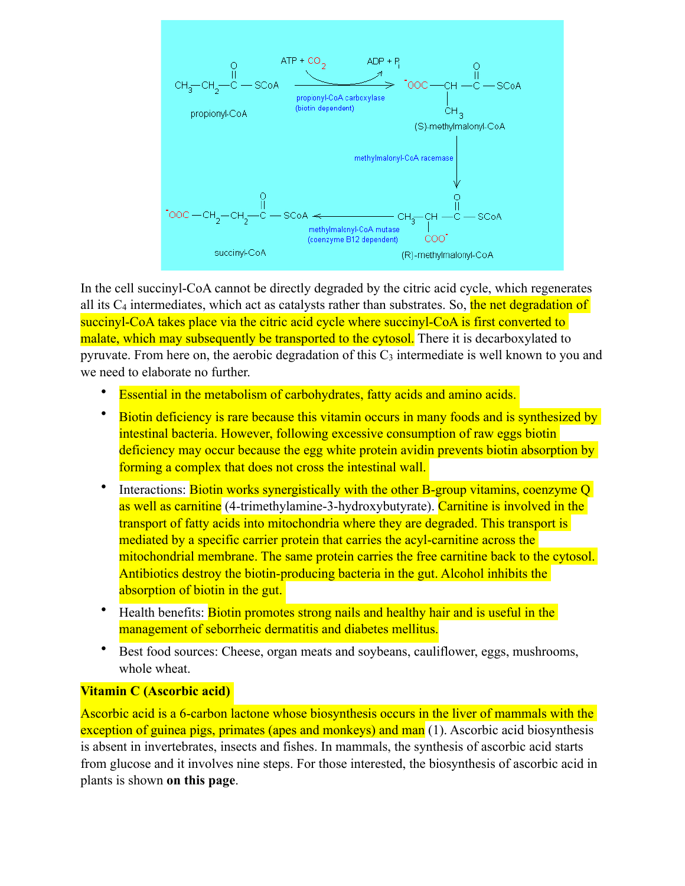In the cell succinyl-CoA cannot be directly degraded by the citric acid cycle, which regenerates all its $C_4$ intermediates, which act as catalysts rather than substrates. So, the net degradation of succinyl-CoA takes place via the citric acid cycle where succinyl-CoA is first converted to malate, which may subsequently be transported to the cytosol. There it is decarboxylated to pyruvate. From here on, the aerobic degradation of this $C_3$ intermediate is well known to you and we need to elaborate no further.

- Essential in the metabolism of carbohydrates, fatty acids and amino acids.
- Biotin deficiency is rare because this vitamin occurs in many foods and is synthesized by intestinal bacteria. However, following excessive consumption of raw eggs biotin deficiency may occur because the egg white protein avidin prevents biotin absorption by forming a complex that does not cross the intestinal wall.
- Interactions: Biotin works synergistically with the other B-group vitamins, coenzyme Q as well as carnitine (4-trimethylamine-3-hydroxybutyrate). Carnitine is involved in the transport of fatty acids into mitochondria where they are degraded. This transport is mediated by a specific carrier protein that carries the acyl-carnitine across the mitochondrial membrane. The same protein carries the free carnitine back to the cytosol. Antibiotics destroy the biotin-producing bacteria in the gut. Alcohol inhibits the absorption of biotin in the gut.
- Health benefits: Biotin promotes strong nails and healthy hair and is useful in the management of seborrheic dermatitis and diabetes mellitus.
- Best food sources: Cheese, organ meats and soybeans, cauliflower, eggs, mushrooms, whole wheat.

**Vitamin C (Ascorbic acid)**

Ascorbic acid is a 6-carbon lactone whose biosynthesis occurs in the liver of mammals with the exception of guinea pigs, primates (apes and monkeys) and man (1). Ascorbic acid biosynthesis is absent in invertebrates, insects and fishes. In mammals, the synthesis of ascorbic acid starts from glucose and it involves nine steps. For those interested, the biosynthesis of ascorbic acid in plants is shown **on this page**.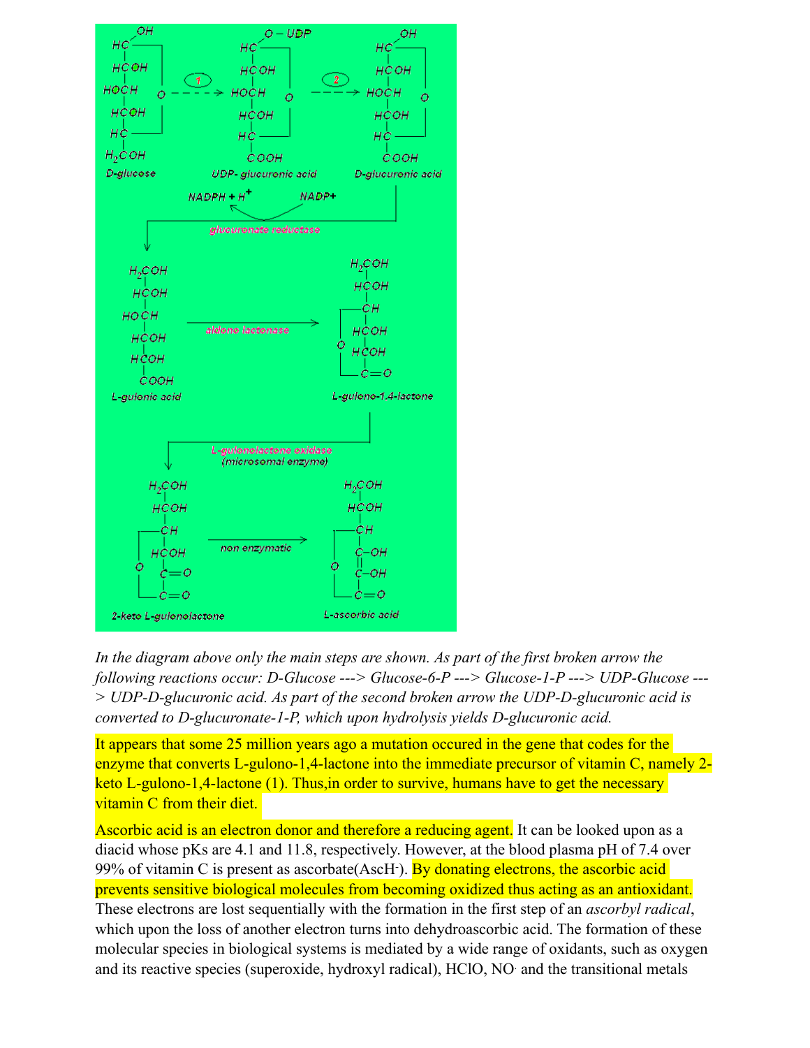*In the diagram above only the main steps are shown. As part of the first broken arrow the following reactions occur: D-Glucose ---> Glucose-6-P ---> Glucose-1-P ---> UDP-Glucose ---> UDP-D-glucuronic acid. As part of the second broken arrow the UDP-D-glucuronic acid is converted to D-glucuronate-1-P, which upon hydrolysis yields D-glucuronic acid.*

It appears that some 25 million years ago a mutation occured in the gene that codes for the enzyme that converts L-gulono-1,4-lactone into the immediate precursor of vitamin C, namely 2-keto L-gulono-1,4-lactone (1). Thus,in order to survive, humans have to get the necessary vitamin C from their diet.

Ascorbic acid is an electron donor and therefore a reducing agent. It can be looked upon as a diacid whose pKs are 4.1 and 11.8, respectively. However, at the blood plasma pH of 7.4 over 99% of vitamin C is present as ascorbate($AscH^-$). By donating electrons, the ascorbic acid prevents sensitive biological molecules from becoming oxidized thus acting as an antioxidant. These electrons are lost sequentially with the formation in the first step of an *ascorbyl radical*, which upon the loss of another electron turns into dehydroascorbic acid. The formation of these molecular species in biological systems is mediated by a wide range of oxidants, such as oxygen and its reactive species (superoxide, hydroxyl radical), HClO, $NO^{\cdot}$ and the transitional metals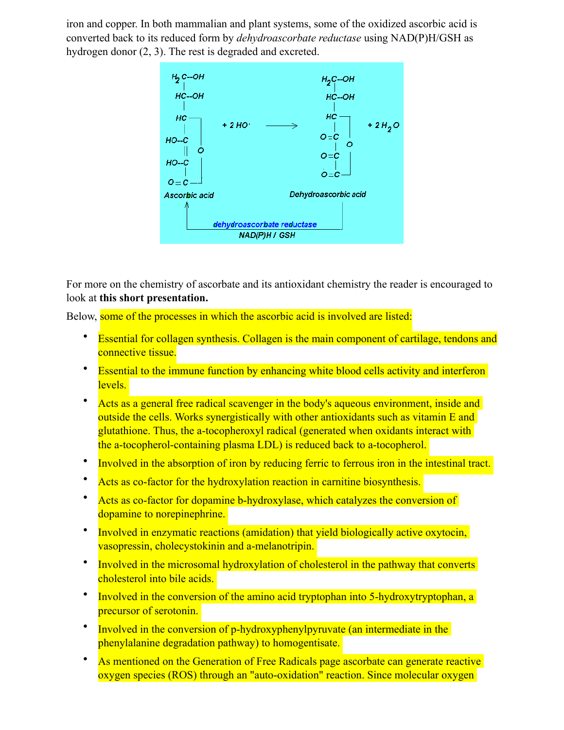iron and copper. In both mammalian and plant systems, some of the oxidized ascorbic acid is converted back to its reduced form by *dehydroascorbate reductase* using NAD(P)H/GSH as hydrogen donor (2, 3). The rest is degraded and excreted.

For more on the chemistry of ascorbate and its antioxidant chemistry the reader is encouraged to look at **this short presentation.**

Below, some of the processes in which the ascorbic acid is involved are listed:

- Essential for collagen synthesis. Collagen is the main component of cartilage, tendons and connective tissue.
- Essential to the immune function by enhancing white blood cells activity and interferon levels.
- Acts as a general free radical scavenger in the body's aqueous environment, inside and outside the cells. Works synergistically with other antioxidants such as vitamin E and glutathione. Thus, the a-tocopheroxyl radical (generated when oxidants interact with the a-tocopherol-containing plasma LDL) is reduced back to a-tocopherol.
- Involved in the absorption of iron by reducing ferric to ferrous iron in the intestinal tract.
- Acts as co-factor for the hydroxylation reaction in carnitine biosynthesis.
- Acts as co-factor for dopamine b-hydroxylase, which catalyzes the conversion of dopamine to norepinephrine.
- Involved in enzymatic reactions (amidation) that yield biologically active oxytocin, vasopressin, cholecystokinin and a-melanotripin.
- Involved in the microsomal hydroxylation of cholesterol in the pathway that converts cholesterol into bile acids.
- Involved in the conversion of the amino acid tryptophan into 5-hydroxytryptophan, a precursor of serotonin.
- Involved in the conversion of p-hydroxyphenylpyruvate (an intermediate in the phenylalanine degradation pathway) to homogentisate.
- As mentioned on the Generation of Free Radicals page ascorbate can generate reactive oxygen species (ROS) through an "auto-oxidation" reaction. Since molecular oxygen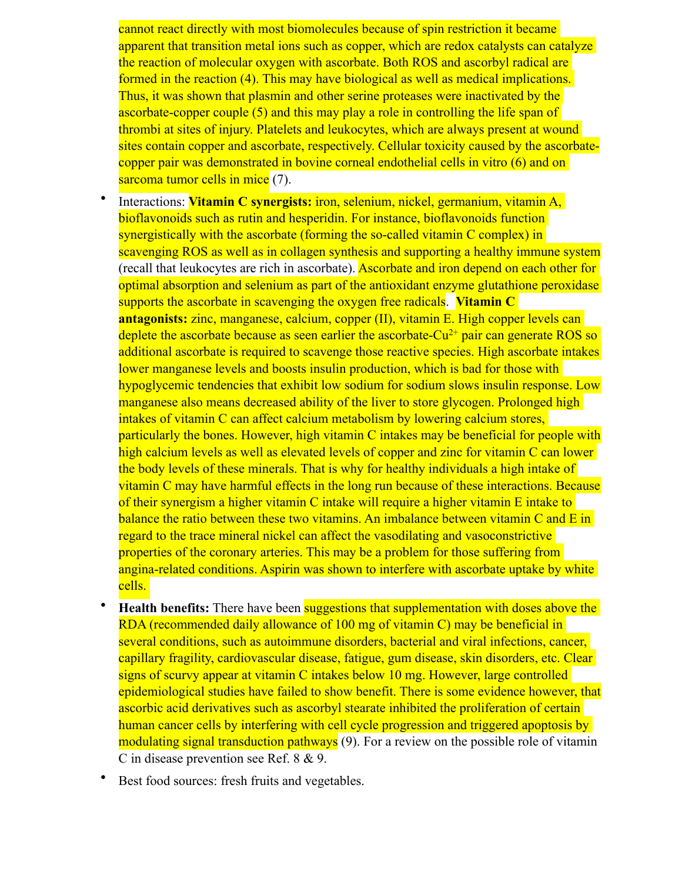cannot react directly with most biomolecules because of spin restriction it became apparent that transition metal ions such as copper, which are redox catalysts can catalyze the reaction of molecular oxygen with ascorbate. Both ROS and ascorbyl radical are formed in the reaction (4). This may have biological as well as medical implications. Thus, it was shown that plasmin and other serine proteases were inactivated by the ascorbate-copper couple (5) and this may play a role in controlling the life span of thrombi at sites of injury. Platelets and leukocytes, which are always present at wound sites contain copper and ascorbate, respectively. Cellular toxicity caused by the ascorbate-copper pair was demonstrated in bovine corneal endothelial cells in vitro (6) and on sarcoma tumor cells in mice (7).

- Interactions: **Vitamin C synergists:** iron, selenium, nickel, germanium, vitamin A, bioflavonoids such as rutin and hesperidin. For instance, bioflavonoids function synergistically with the ascorbate (forming the so-called vitamin C complex) in scavenging ROS as well as in collagen synthesis and supporting a healthy immune system (recall that leukocytes are rich in ascorbate). Ascorbate and iron depend on each other for optimal absorption and selenium as part of the antioxidant enzyme glutathione peroxidase supports the ascorbate in scavenging the oxygen free radicals. **Vitamin C antagonists:** zinc, manganese, calcium, copper (II), vitamin E. High copper levels can deplete the ascorbate because as seen earlier the ascorbate-$Cu^{2+}$ pair can generate ROS so additional ascorbate is required to scavenge those reactive species. High ascorbate intakes lower manganese levels and boosts insulin production, which is bad for those with hypoglycemic tendencies that exhibit low sodium for sodium slows insulin response. Low manganese also means decreased ability of the liver to store glycogen. Prolonged high intakes of vitamin C can affect calcium metabolism by lowering calcium stores, particularly the bones. However, high vitamin C intakes may be beneficial for people with high calcium levels as well as elevated levels of copper and zinc for vitamin C can lower the body levels of these minerals. That is why for healthy individuals a high intake of vitamin C may have harmful effects in the long run because of these interactions. Because of their synergism a higher vitamin C intake will require a higher vitamin E intake to balance the ratio between these two vitamins. An imbalance between vitamin C and E in regard to the trace mineral nickel can affect the vasodilating and vasoconstrictive properties of the coronary arteries. This may be a problem for those suffering from angina-related conditions. Aspirin was shown to interfere with ascorbate uptake by white cells.
- **Health benefits:** There have been suggestions that supplementation with doses above the RDA (recommended daily allowance of 100 mg of vitamin C) may be beneficial in several conditions, such as autoimmune disorders, bacterial and viral infections, cancer, capillary fragility, cardiovascular disease, fatigue, gum disease, skin disorders, etc. Clear signs of scurvy appear at vitamin C intakes below 10 mg. However, large controlled epidemiological studies have failed to show benefit. There is some evidence however, that ascorbic acid derivatives such as ascorbyl stearate inhibited the proliferation of certain human cancer cells by interfering with cell cycle progression and triggered apoptosis by modulating signal transduction pathways (9). For a review on the possible role of vitamin C in disease prevention see Ref. 8 & 9.
- Best food sources: fresh fruits and vegetables.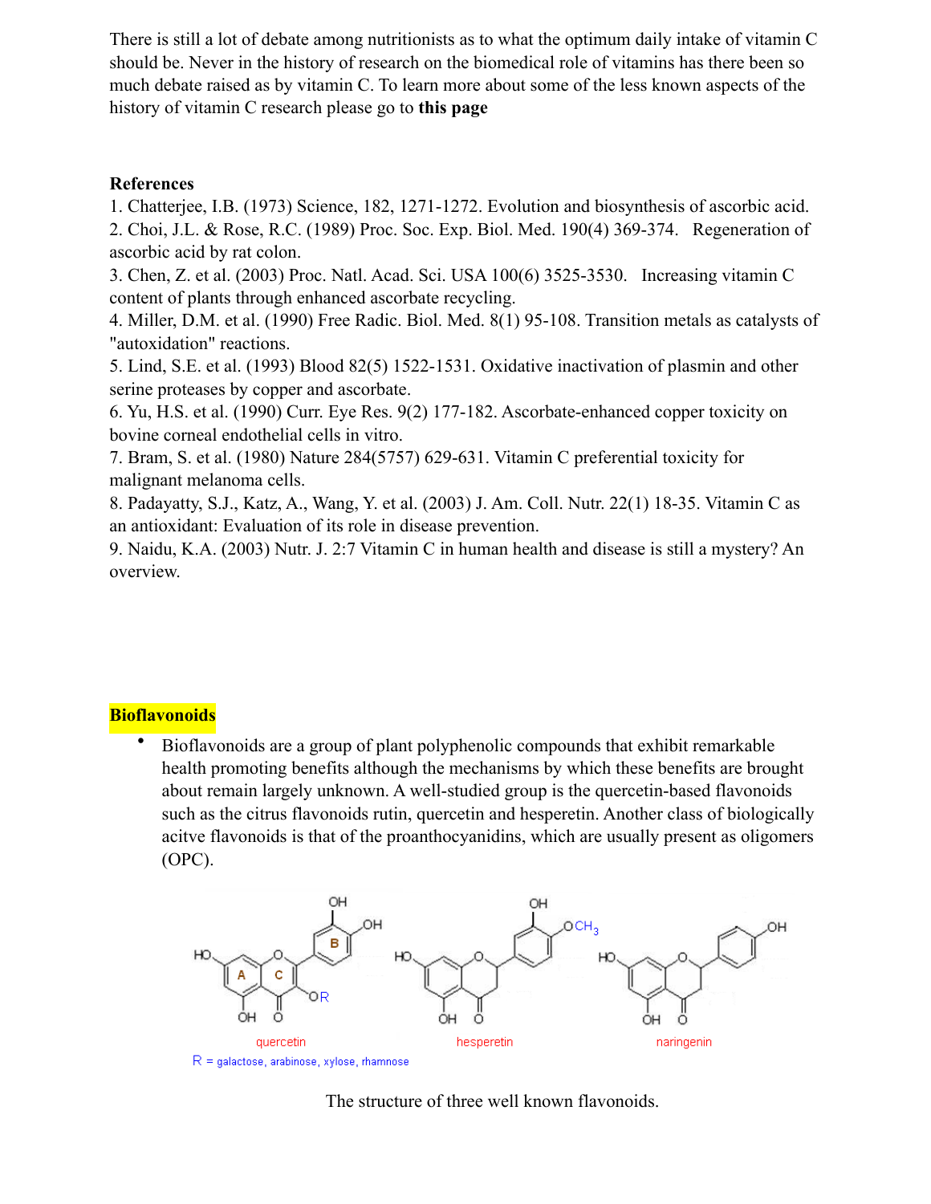There is still a lot of debate among nutritionists as to what the optimum daily intake of vitamin C should be. Never in the history of research on the biomedical role of vitamins has there been so much debate raised as by vitamin C. To learn more about some of the less known aspects of the history of vitamin C research please go to **this page**

**References**

1. Chatterjee, I.B. (1973) Science, 182, 1271-1272. Evolution and biosynthesis of ascorbic acid.
2. Choi, J.L. & Rose, R.C. (1989) Proc. Soc. Exp. Biol. Med. 190(4) 369-374. Regeneration of ascorbic acid by rat colon.
3. Chen, Z. et al. (2003) Proc. Natl. Acad. Sci. USA 100(6) 3525-3530. Increasing vitamin C content of plants through enhanced ascorbate recycling.
4. Miller, D.M. et al. (1990) Free Radic. Biol. Med. 8(1) 95-108. Transition metals as catalysts of "autoxidation" reactions.
5. Lind, S.E. et al. (1993) Blood 82(5) 1522-1531. Oxidative inactivation of plasmin and other serine proteases by copper and ascorbate.
6. Yu, H.S. et al. (1990) Curr. Eye Res. 9(2) 177-182. Ascorbate-enhanced copper toxicity on bovine corneal endothelial cells in vitro.
7. Bram, S. et al. (1980) Nature 284(5757) 629-631. Vitamin C preferential toxicity for malignant melanoma cells.
8. Padayatty, S.J., Katz, A., Wang, Y. et al. (2003) J. Am. Coll. Nutr. 22(1) 18-35. Vitamin C as an antioxidant: Evaluation of its role in disease prevention.
9. Naidu, K.A. (2003) Nutr. J. 2:7 Vitamin C in human health and disease is still a mystery? An overview.

## Bioflavonoids

- Bioflavonoids are a group of plant polyphenolic compounds that exhibit remarkable health promoting benefits although the mechanisms by which these benefits are brought about remain largely unknown. A well-studied group is the quercetin-based flavonoids such as the citrus flavonoids rutin, quercetin and hesperetin. Another class of biologically acitve flavonoids is that of the proanthocyanidins, which are usually present as oligomers (OPC).

quercetin — hesperetin — naringenin

R = galactose, arabinose, xylose, rhamnose

The structure of three well known flavonoids.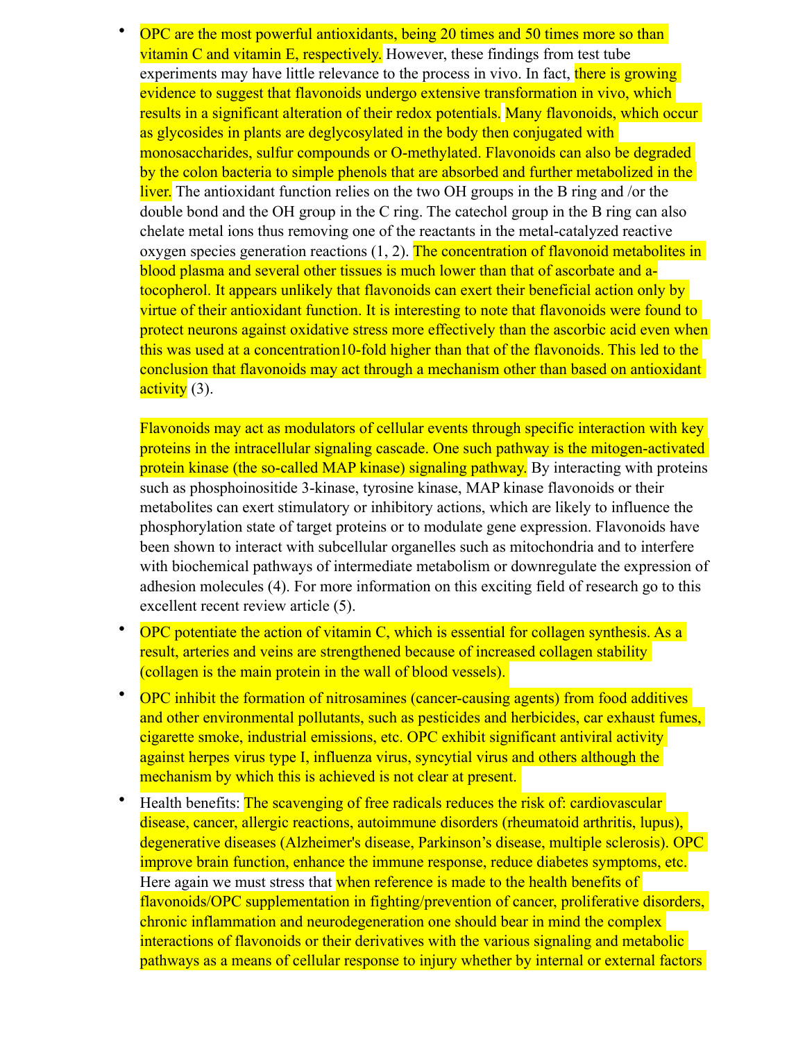- OPC are the most powerful antioxidants, being 20 times and 50 times more so than vitamin C and vitamin E, respectively. However, these findings from test tube experiments may have little relevance to the process in vivo. In fact, there is growing evidence to suggest that flavonoids undergo extensive transformation in vivo, which results in a significant alteration of their redox potentials. Many flavonoids, which occur as glycosides in plants are deglycosylated in the body then conjugated with monosaccharides, sulfur compounds or O-methylated. Flavonoids can also be degraded by the colon bacteria to simple phenols that are absorbed and further metabolized in the liver. The antioxidant function relies on the two OH groups in the B ring and /or the double bond and the OH group in the C ring. The catechol group in the B ring can also chelate metal ions thus removing one of the reactants in the metal-catalyzed reactive oxygen species generation reactions (1, 2). The concentration of flavonoid metabolites in blood plasma and several other tissues is much lower than that of ascorbate and a-tocopherol. It appears unlikely that flavonoids can exert their beneficial action only by virtue of their antioxidant function. It is interesting to note that flavonoids were found to protect neurons against oxidative stress more effectively than the ascorbic acid even when this was used at a concentration10-fold higher than that of the flavonoids. This led to the conclusion that flavonoids may act through a mechanism other than based on antioxidant activity (3).

  Flavonoids may act as modulators of cellular events through specific interaction with key proteins in the intracellular signaling cascade. One such pathway is the mitogen-activated protein kinase (the so-called MAP kinase) signaling pathway. By interacting with proteins such as phosphoinositide 3-kinase, tyrosine kinase, MAP kinase flavonoids or their metabolites can exert stimulatory or inhibitory actions, which are likely to influence the phosphorylation state of target proteins or to modulate gene expression. Flavonoids have been shown to interact with subcellular organelles such as mitochondria and to interfere with biochemical pathways of intermediate metabolism or downregulate the expression of adhesion molecules (4). For more information on this exciting field of research go to this excellent recent review article (5).

- OPC potentiate the action of vitamin C, which is essential for collagen synthesis. As a result, arteries and veins are strengthened because of increased collagen stability (collagen is the main protein in the wall of blood vessels).
- OPC inhibit the formation of nitrosamines (cancer-causing agents) from food additives and other environmental pollutants, such as pesticides and herbicides, car exhaust fumes, cigarette smoke, industrial emissions, etc. OPC exhibit significant antiviral activity against herpes virus type I, influenza virus, syncytial virus and others although the mechanism by which this is achieved is not clear at present.
- Health benefits: The scavenging of free radicals reduces the risk of: cardiovascular disease, cancer, allergic reactions, autoimmune disorders (rheumatoid arthritis, lupus), degenerative diseases (Alzheimer's disease, Parkinson's disease, multiple sclerosis). OPC improve brain function, enhance the immune response, reduce diabetes symptoms, etc. Here again we must stress that when reference is made to the health benefits of flavonoids/OPC supplementation in fighting/prevention of cancer, proliferative disorders, chronic inflammation and neurodegeneration one should bear in mind the complex interactions of flavonoids or their derivatives with the various signaling and metabolic pathways as a means of cellular response to injury whether by internal or external factors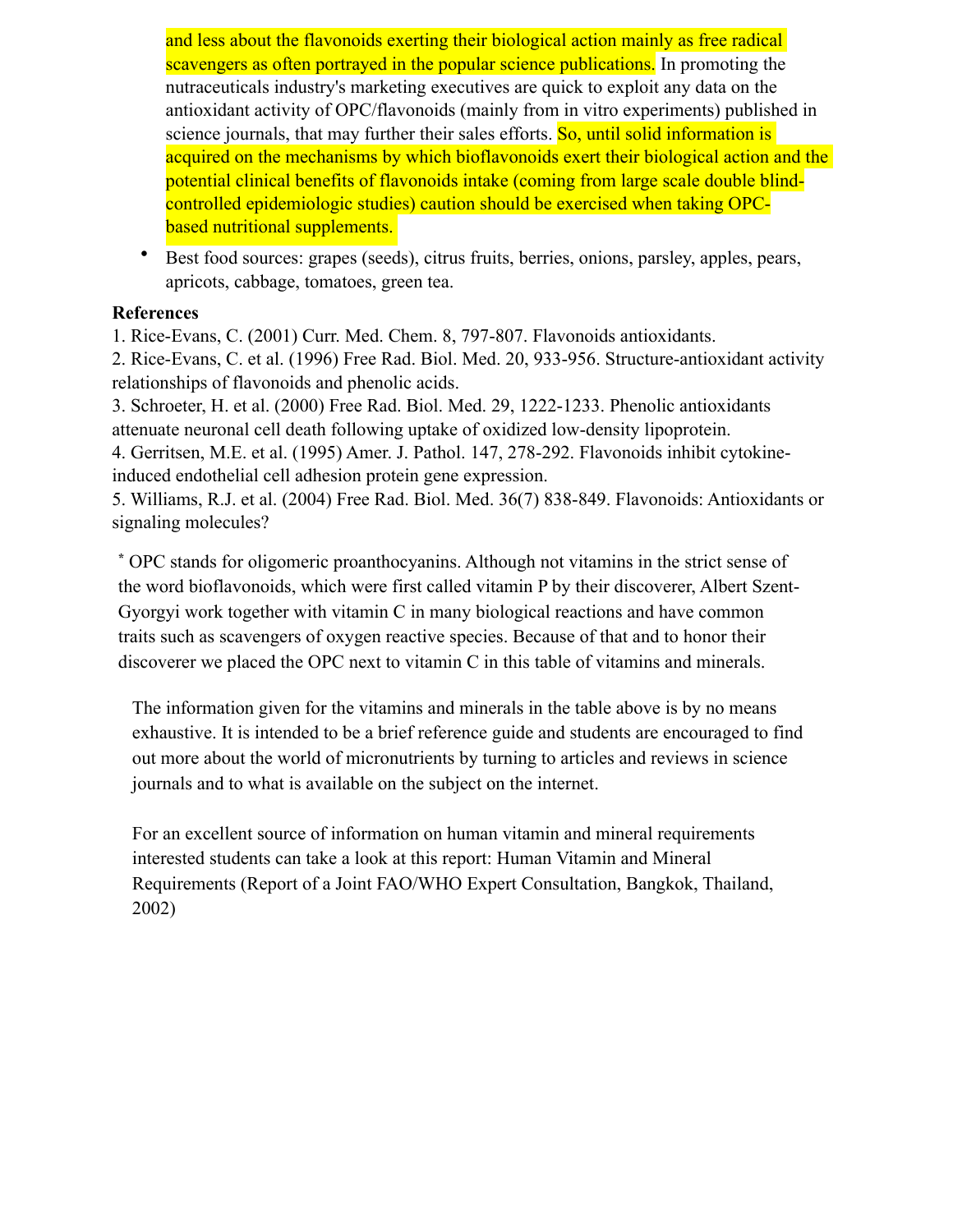and less about the flavonoids exerting their biological action mainly as free radical scavengers as often portrayed in the popular science publications. In promoting the nutraceuticals industry's marketing executives are quick to exploit any data on the antioxidant activity of OPC/flavonoids (mainly from in vitro experiments) published in science journals, that may further their sales efforts. So, until solid information is acquired on the mechanisms by which bioflavonoids exert their biological action and the potential clinical benefits of flavonoids intake (coming from large scale double blind-controlled epidemiologic studies) caution should be exercised when taking OPC-based nutritional supplements.

- Best food sources: grapes (seeds), citrus fruits, berries, onions, parsley, apples, pears, apricots, cabbage, tomatoes, green tea.

**References**

1. Rice-Evans, C. (2001) Curr. Med. Chem. 8, 797-807. Flavonoids antioxidants.
2. Rice-Evans, C. et al. (1996) Free Rad. Biol. Med. 20, 933-956. Structure-antioxidant activity relationships of flavonoids and phenolic acids.
3. Schroeter, H. et al. (2000) Free Rad. Biol. Med. 29, 1222-1233. Phenolic antioxidants attenuate neuronal cell death following uptake of oxidized low-density lipoprotein.
4. Gerritsen, M.E. et al. (1995) Amer. J. Pathol. 147, 278-292. Flavonoids inhibit cytokine-induced endothelial cell adhesion protein gene expression.
5. Williams, R.J. et al. (2004) Free Rad. Biol. Med. 36(7) 838-849. Flavonoids: Antioxidants or signaling molecules?

[*] OPC stands for oligomeric proanthocyanins. Although not vitamins in the strict sense of the word bioflavonoids, which were first called vitamin P by their discoverer, Albert Szent-Gyorgyi work together with vitamin C in many biological reactions and have common traits such as scavengers of oxygen reactive species. Because of that and to honor their discoverer we placed the OPC next to vitamin C in this table of vitamins and minerals.

The information given for the vitamins and minerals in the table above is by no means exhaustive. It is intended to be a brief reference guide and students are encouraged to find out more about the world of micronutrients by turning to articles and reviews in science journals and to what is available on the subject on the internet.

For an excellent source of information on human vitamin and mineral requirements interested students can take a look at this report: Human Vitamin and Mineral Requirements (Report of a Joint FAO/WHO Expert Consultation, Bangkok, Thailand, 2002)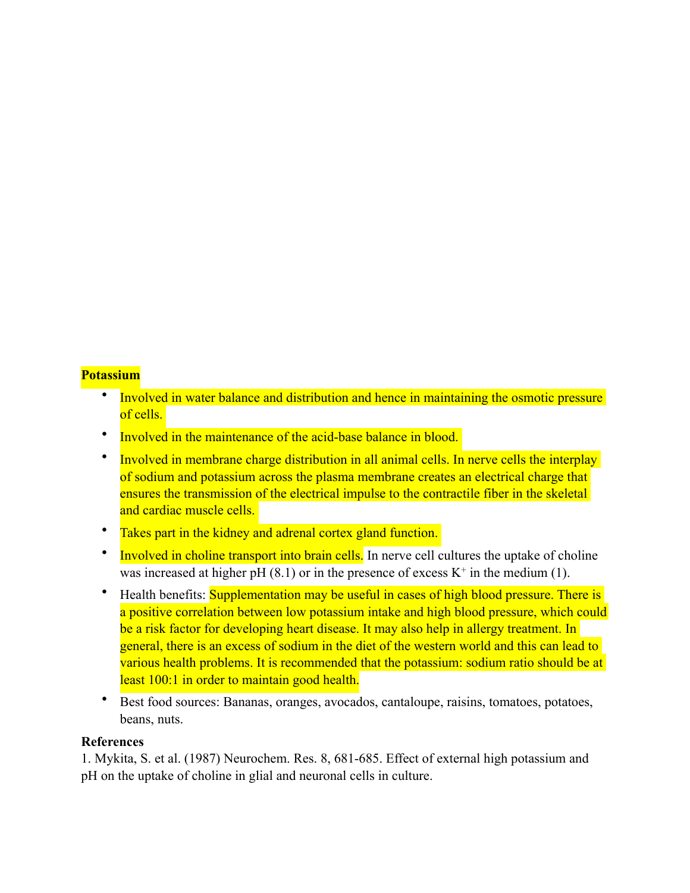**Potassium**

- Involved in water balance and distribution and hence in maintaining the osmotic pressure of cells.
- Involved in the maintenance of the acid-base balance in blood.
- Involved in membrane charge distribution in all animal cells. In nerve cells the interplay of sodium and potassium across the plasma membrane creates an electrical charge that ensures the transmission of the electrical impulse to the contractile fiber in the skeletal and cardiac muscle cells.
- Takes part in the kidney and adrenal cortex gland function.
- Involved in choline transport into brain cells. In nerve cell cultures the uptake of choline was increased at higher pH (8.1) or in the presence of excess $K^+$ in the medium (1).
- Health benefits: Supplementation may be useful in cases of high blood pressure. There is a positive correlation between low potassium intake and high blood pressure, which could be a risk factor for developing heart disease. It may also help in allergy treatment. In general, there is an excess of sodium in the diet of the western world and this can lead to various health problems. It is recommended that the potassium: sodium ratio should be at least 100:1 in order to maintain good health.
- Best food sources: Bananas, oranges, avocados, cantaloupe, raisins, tomatoes, potatoes, beans, nuts.

**References**

1. Mykita, S. et al. (1987) Neurochem. Res. 8, 681-685. Effect of external high potassium and pH on the uptake of choline in glial and neuronal cells in culture.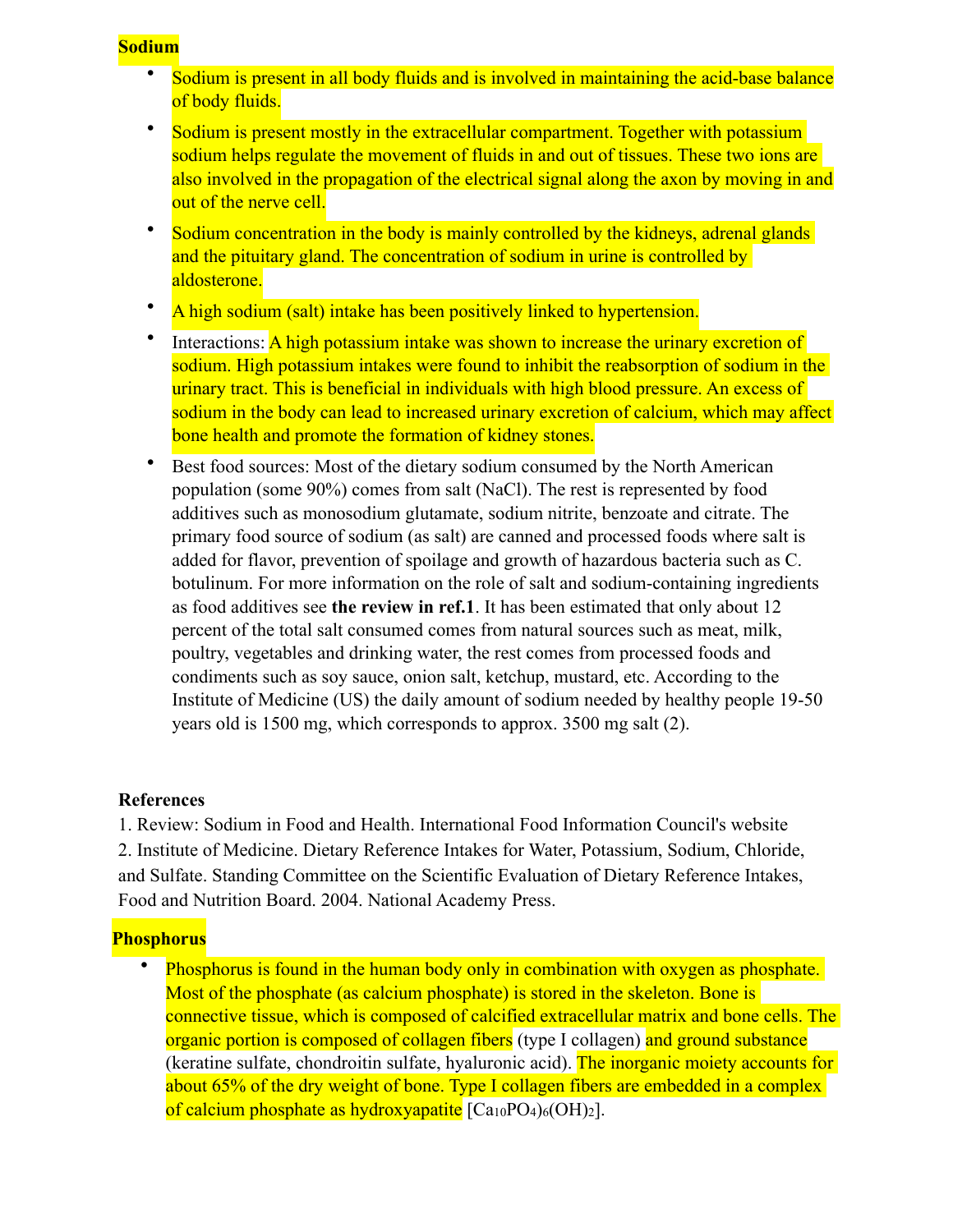**Sodium**

- Sodium is present in all body fluids and is involved in maintaining the acid-base balance of body fluids.
- Sodium is present mostly in the extracellular compartment. Together with potassium sodium helps regulate the movement of fluids in and out of tissues. These two ions are also involved in the propagation of the electrical signal along the axon by moving in and out of the nerve cell.
- Sodium concentration in the body is mainly controlled by the kidneys, adrenal glands and the pituitary gland. The concentration of sodium in urine is controlled by aldosterone.
- A high sodium (salt) intake has been positively linked to hypertension.
- Interactions: A high potassium intake was shown to increase the urinary excretion of sodium. High potassium intakes were found to inhibit the reabsorption of sodium in the urinary tract. This is beneficial in individuals with high blood pressure. An excess of sodium in the body can lead to increased urinary excretion of calcium, which may affect bone health and promote the formation of kidney stones.
- Best food sources: Most of the dietary sodium consumed by the North American population (some 90%) comes from salt (NaCl). The rest is represented by food additives such as monosodium glutamate, sodium nitrite, benzoate and citrate. The primary food source of sodium (as salt) are canned and processed foods where salt is added for flavor, prevention of spoilage and growth of hazardous bacteria such as C. botulinum. For more information on the role of salt and sodium-containing ingredients as food additives see **the review in ref.1**. It has been estimated that only about 12 percent of the total salt consumed comes from natural sources such as meat, milk, poultry, vegetables and drinking water, the rest comes from processed foods and condiments such as soy sauce, onion salt, ketchup, mustard, etc. According to the Institute of Medicine (US) the daily amount of sodium needed by healthy people 19-50 years old is 1500 mg, which corresponds to approx. 3500 mg salt (2).

**References**

1. Review: Sodium in Food and Health. International Food Information Council's website
2. Institute of Medicine. Dietary Reference Intakes for Water, Potassium, Sodium, Chloride, and Sulfate. Standing Committee on the Scientific Evaluation of Dietary Reference Intakes, Food and Nutrition Board. 2004. National Academy Press.

**Phosphorus**

- Phosphorus is found in the human body only in combination with oxygen as phosphate. Most of the phosphate (as calcium phosphate) is stored in the skeleton. Bone is connective tissue, which is composed of calcified extracellular matrix and bone cells. The organic portion is composed of collagen fibers (type I collagen) and ground substance (keratine sulfate, chondroitin sulfate, hyaluronic acid). The inorganic moiety accounts for about 65% of the dry weight of bone. Type I collagen fibers are embedded in a complex of calcium phosphate as hydroxyapatite $[Ca_{10}PO_4)_6(OH)_2]$.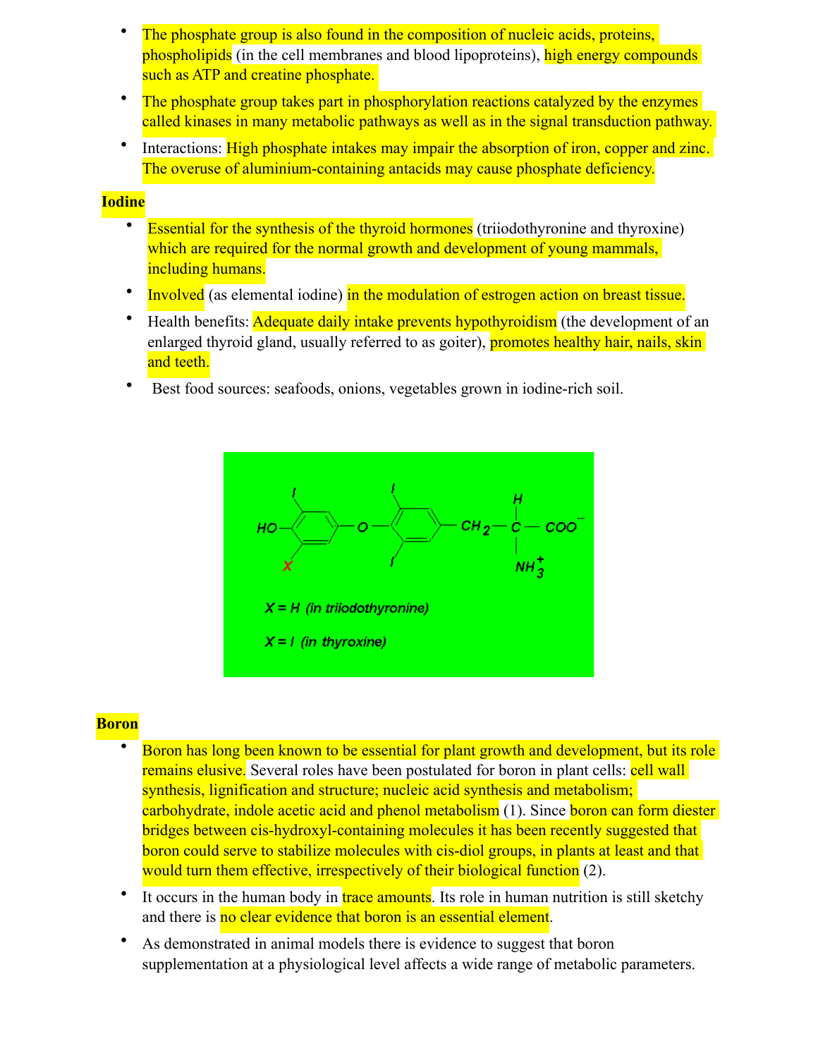- The phosphate group is also found in the composition of nucleic acids, proteins, phospholipids (in the cell membranes and blood lipoproteins), high energy compounds such as ATP and creatine phosphate.
- The phosphate group takes part in phosphorylation reactions catalyzed by the enzymes called kinases in many metabolic pathways as well as in the signal transduction pathway.
- Interactions: High phosphate intakes may impair the absorption of iron, copper and zinc. The overuse of aluminium-containing antacids may cause phosphate deficiency.

**Iodine**

- Essential for the synthesis of the thyroid hormones (triiodothyronine and thyroxine) which are required for the normal growth and development of young mammals, including humans.
- Involved (as elemental iodine) in the modulation of estrogen action on breast tissue.
- Health benefits: Adequate daily intake prevents hypothyroidism (the development of an enlarged thyroid gland, usually referred to as goiter), promotes healthy hair, nails, skin and teeth.
- Best food sources: seafoods, onions, vegetables grown in iodine-rich soil.

*X = H (in triiodothyronine)*

*X = I (in thyroxine)*

**Boron**

- Boron has long been known to be essential for plant growth and development, but its role remains elusive. Several roles have been postulated for boron in plant cells: cell wall synthesis, lignification and structure; nucleic acid synthesis and metabolism; carbohydrate, indole acetic acid and phenol metabolism (1). Since boron can form diester bridges between cis-hydroxyl-containing molecules it has been recently suggested that boron could serve to stabilize molecules with cis-diol groups, in plants at least and that would turn them effective, irrespectively of their biological function (2).
- It occurs in the human body in trace amounts. Its role in human nutrition is still sketchy and there is no clear evidence that boron is an essential element.
- As demonstrated in animal models there is evidence to suggest that boron supplementation at a physiological level affects a wide range of metabolic parameters.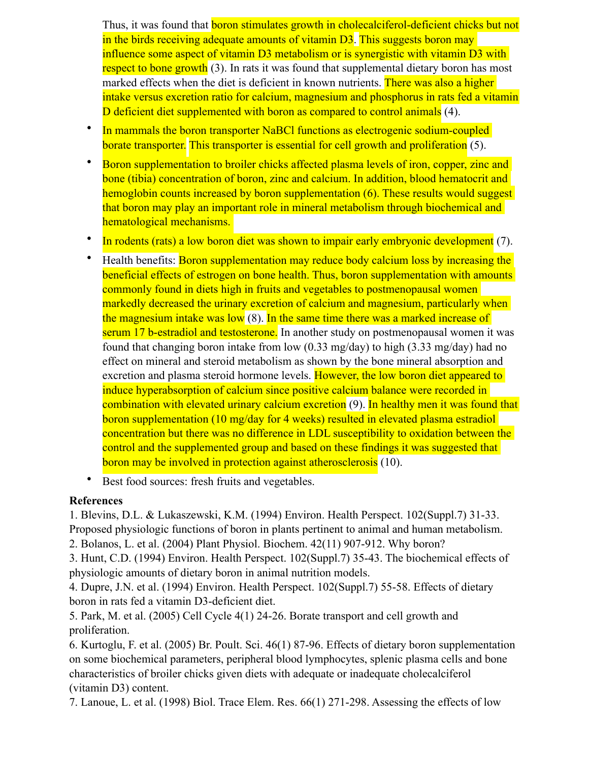Thus, it was found that boron stimulates growth in cholecalciferol-deficient chicks but not in the birds receiving adequate amounts of vitamin D3. This suggests boron may influence some aspect of vitamin D3 metabolism or is synergistic with vitamin D3 with respect to bone growth (3). In rats it was found that supplemental dietary boron has most marked effects when the diet is deficient in known nutrients. There was also a higher intake versus excretion ratio for calcium, magnesium and phosphorus in rats fed a vitamin D deficient diet supplemented with boron as compared to control animals (4).

- In mammals the boron transporter NaBCl functions as electrogenic sodium-coupled borate transporter. This transporter is essential for cell growth and proliferation (5).
- Boron supplementation to broiler chicks affected plasma levels of iron, copper, zinc and bone (tibia) concentration of boron, zinc and calcium. In addition, blood hematocrit and hemoglobin counts increased by boron supplementation (6). These results would suggest that boron may play an important role in mineral metabolism through biochemical and hematological mechanisms.
- In rodents (rats) a low boron diet was shown to impair early embryonic development (7).
- Health benefits: Boron supplementation may reduce body calcium loss by increasing the beneficial effects of estrogen on bone health. Thus, boron supplementation with amounts commonly found in diets high in fruits and vegetables to postmenopausal women markedly decreased the urinary excretion of calcium and magnesium, particularly when the magnesium intake was low (8). In the same time there was a marked increase of serum 17 b-estradiol and testosterone. In another study on postmenopausal women it was found that changing boron intake from low (0.33 mg/day) to high (3.33 mg/day) had no effect on mineral and steroid metabolism as shown by the bone mineral absorption and excretion and plasma steroid hormone levels. However, the low boron diet appeared to induce hyperabsorption of calcium since positive calcium balance were recorded in combination with elevated urinary calcium excretion (9). In healthy men it was found that boron supplementation (10 mg/day for 4 weeks) resulted in elevated plasma estradiol concentration but there was no difference in LDL susceptibility to oxidation between the control and the supplemented group and based on these findings it was suggested that boron may be involved in protection against atherosclerosis (10).
- Best food sources: fresh fruits and vegetables.

**References**

1. Blevins, D.L. & Lukaszewski, K.M. (1994) Environ. Health Perspect. 102(Suppl.7) 31-33. Proposed physiologic functions of boron in plants pertinent to animal and human metabolism.
2. Bolanos, L. et al. (2004) Plant Physiol. Biochem. 42(11) 907-912. Why boron?
3. Hunt, C.D. (1994) Environ. Health Perspect. 102(Suppl.7) 35-43. The biochemical effects of physiologic amounts of dietary boron in animal nutrition models.
4. Dupre, J.N. et al. (1994) Environ. Health Perspect. 102(Suppl.7) 55-58. Effects of dietary boron in rats fed a vitamin D3-deficient diet.
5. Park, M. et al. (2005) Cell Cycle 4(1) 24-26. Borate transport and cell growth and proliferation.
6. Kurtoglu, F. et al. (2005) Br. Poult. Sci. 46(1) 87-96. Effects of dietary boron supplementation on some biochemical parameters, peripheral blood lymphocytes, splenic plasma cells and bone characteristics of broiler chicks given diets with adequate or inadequate cholecalciferol (vitamin D3) content.
7. Lanoue, L. et al. (1998) Biol. Trace Elem. Res. 66(1) 271-298. Assessing the effects of low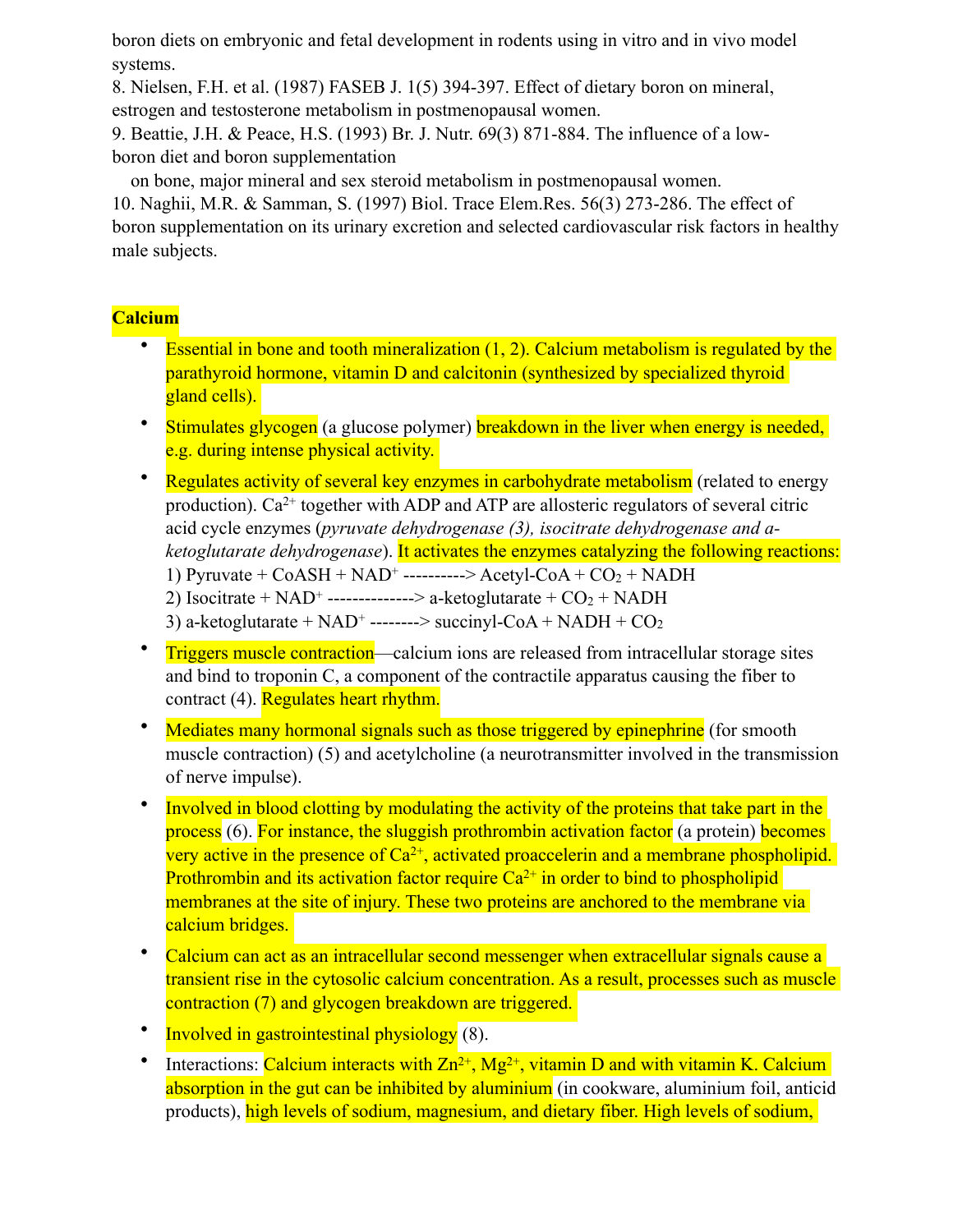boron diets on embryonic and fetal development in rodents using in vitro and in vivo model systems.
8. Nielsen, F.H. et al. (1987) FASEB J. 1(5) 394-397. Effect of dietary boron on mineral, estrogen and testosterone metabolism in postmenopausal women.
9. Beattie, J.H. & Peace, H.S. (1993) Br. J. Nutr. 69(3) 871-884. The influence of a low-boron diet and boron supplementation on bone, major mineral and sex steroid metabolism in postmenopausal women.
10. Naghii, M.R. & Samman, S. (1997) Biol. Trace Elem.Res. 56(3) 273-286. The effect of boron supplementation on its urinary excretion and selected cardiovascular risk factors in healthy male subjects.

**Calcium**

- Essential in bone and tooth mineralization (1, 2). Calcium metabolism is regulated by the parathyroid hormone, vitamin D and calcitonin (synthesized by specialized thyroid gland cells).
- Stimulates glycogen (a glucose polymer) breakdown in the liver when energy is needed, e.g. during intense physical activity.
- Regulates activity of several key enzymes in carbohydrate metabolism (related to energy production). $Ca^{2+}$ together with ADP and ATP are allosteric regulators of several citric acid cycle enzymes (*pyruvate dehydrogenase (3), isocitrate dehydrogenase and a-ketoglutarate dehydrogenase*). It activates the enzymes catalyzing the following reactions:
  1) Pyruvate + CoASH + $NAD^+$ ----------> Acetyl-CoA + $CO_2$ + NADH
  2) Isocitrate + $NAD^+$ --------------> a-ketoglutarate + $CO_2$ + NADH
  3) a-ketoglutarate + $NAD^+$ --------> succinyl-CoA + NADH + $CO_2$
- Triggers muscle contraction—calcium ions are released from intracellular storage sites and bind to troponin C, a component of the contractile apparatus causing the fiber to contract (4). Regulates heart rhythm.
- Mediates many hormonal signals such as those triggered by epinephrine (for smooth muscle contraction) (5) and acetylcholine (a neurotransmitter involved in the transmission of nerve impulse).
- Involved in blood clotting by modulating the activity of the proteins that take part in the process (6). For instance, the sluggish prothrombin activation factor (a protein) becomes very active in the presence of $Ca^{2+}$, activated proaccelerin and a membrane phospholipid. Prothrombin and its activation factor require $Ca^{2+}$ in order to bind to phospholipid membranes at the site of injury. These two proteins are anchored to the membrane via calcium bridges.
- Calcium can act as an intracellular second messenger when extracellular signals cause a transient rise in the cytosolic calcium concentration. As a result, processes such as muscle contraction (7) and glycogen breakdown are triggered.
- Involved in gastrointestinal physiology (8).
- Interactions: Calcium interacts with $Zn^{2+}$, $Mg^{2+}$, vitamin D and with vitamin K. Calcium absorption in the gut can be inhibited by aluminium (in cookware, aluminium foil, anticid products), high levels of sodium, magnesium, and dietary fiber. High levels of sodium,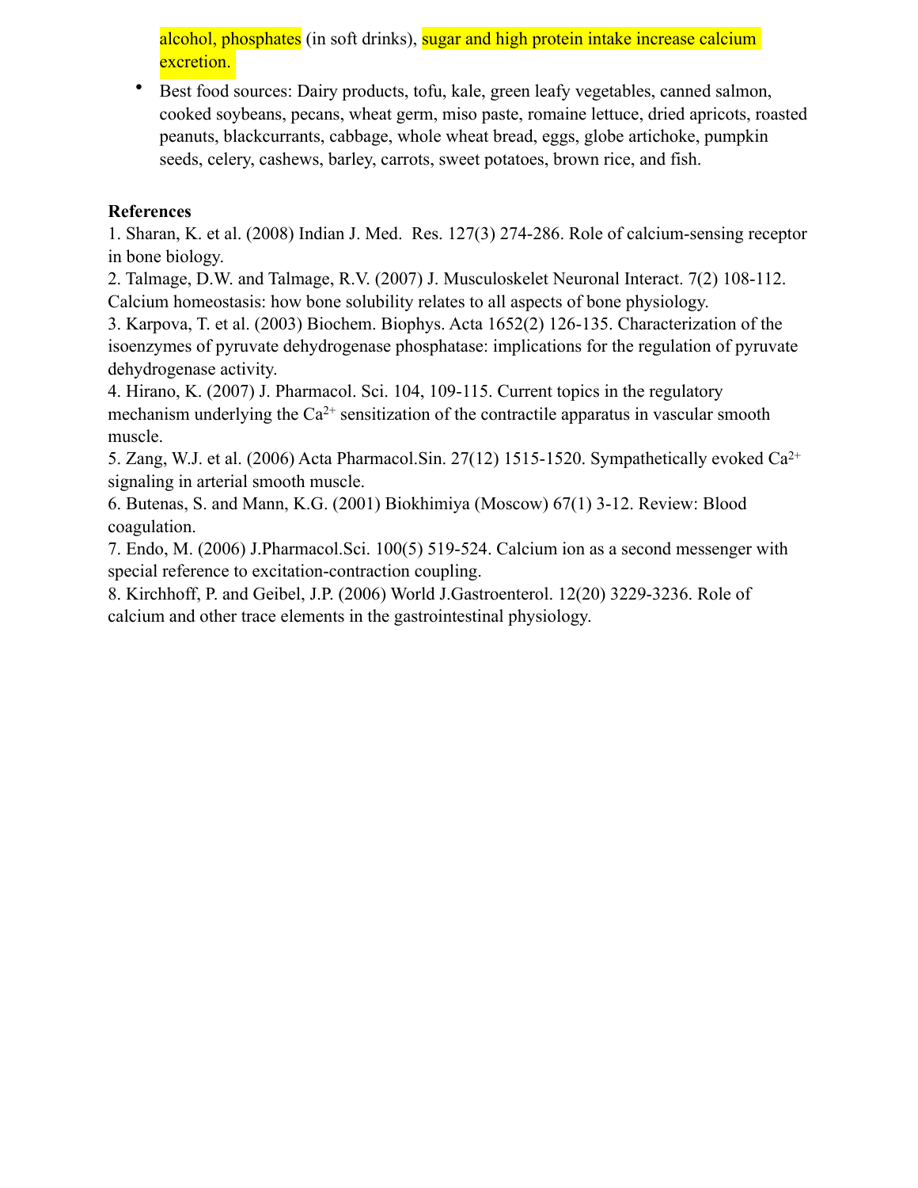alcohol, phosphates (in soft drinks), sugar and high protein intake increase calcium excretion.

- Best food sources: Dairy products, tofu, kale, green leafy vegetables, canned salmon, cooked soybeans, pecans, wheat germ, miso paste, romaine lettuce, dried apricots, roasted peanuts, blackcurrants, cabbage, whole wheat bread, eggs, globe artichoke, pumpkin seeds, celery, cashews, barley, carrots, sweet potatoes, brown rice, and fish.

**References**

1. Sharan, K. et al. (2008) Indian J. Med. Res. 127(3) 274-286. Role of calcium-sensing receptor in bone biology.
2. Talmage, D.W. and Talmage, R.V. (2007) J. Musculoskelet Neuronal Interact. 7(2) 108-112. Calcium homeostasis: how bone solubility relates to all aspects of bone physiology.
3. Karpova, T. et al. (2003) Biochem. Biophys. Acta 1652(2) 126-135. Characterization of the isoenzymes of pyruvate dehydrogenase phosphatase: implications for the regulation of pyruvate dehydrogenase activity.
4. Hirano, K. (2007) J. Pharmacol. Sci. 104, 109-115. Current topics in the regulatory mechanism underlying the $Ca^{2+}$ sensitization of the contractile apparatus in vascular smooth muscle.
5. Zang, W.J. et al. (2006) Acta Pharmacol.Sin. 27(12) 1515-1520. Sympathetically evoked $Ca^{2+}$ signaling in arterial smooth muscle.
6. Butenas, S. and Mann, K.G. (2001) Biokhimiya (Moscow) 67(1) 3-12. Review: Blood coagulation.
7. Endo, M. (2006) J.Pharmacol.Sci. 100(5) 519-524. Calcium ion as a second messenger with special reference to excitation-contraction coupling.
8. Kirchhoff, P. and Geibel, J.P. (2006) World J.Gastroenterol. 12(20) 3229-3236. Role of calcium and other trace elements in the gastrointestinal physiology.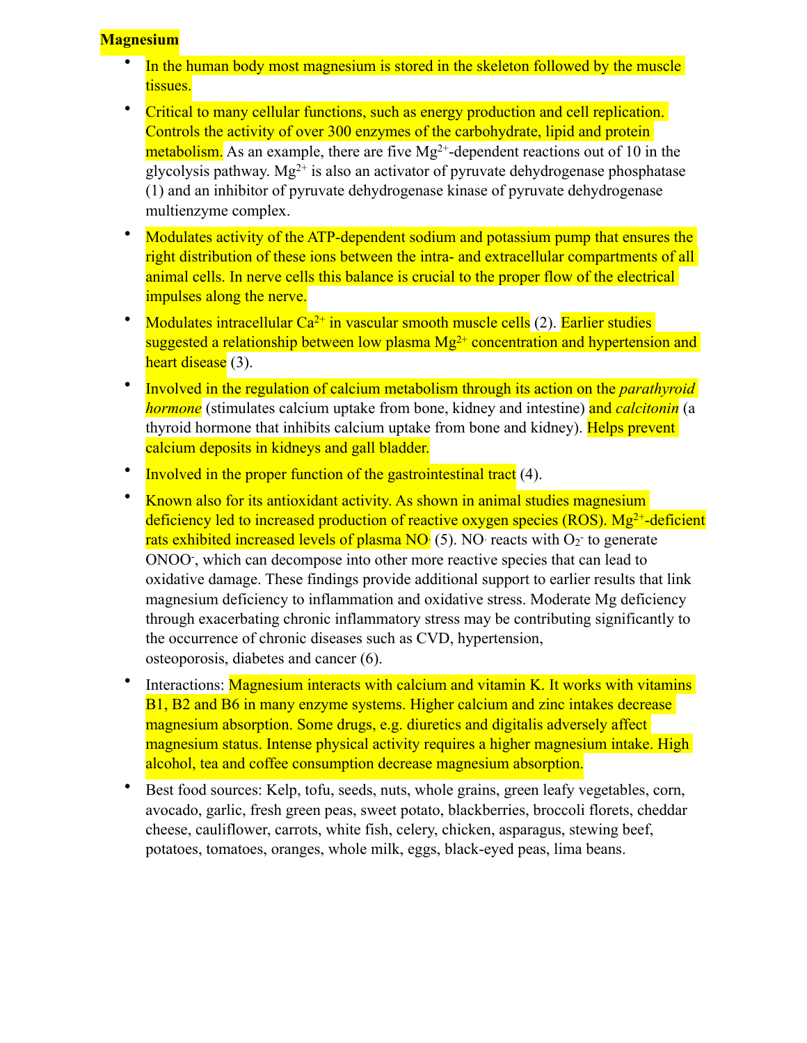**Magnesium**

- In the human body most magnesium is stored in the skeleton followed by the muscle tissues.
- Critical to many cellular functions, such as energy production and cell replication. Controls the activity of over 300 enzymes of the carbohydrate, lipid and protein metabolism. As an example, there are five $Mg^{2+}$-dependent reactions out of 10 in the glycolysis pathway. $Mg^{2+}$ is also an activator of pyruvate dehydrogenase phosphatase (1) and an inhibitor of pyruvate dehydrogenase kinase of pyruvate dehydrogenase multienzyme complex.
- Modulates activity of the ATP-dependent sodium and potassium pump that ensures the right distribution of these ions between the intra- and extracellular compartments of all animal cells. In nerve cells this balance is crucial to the proper flow of the electrical impulses along the nerve.
- Modulates intracellular $Ca^{2+}$ in vascular smooth muscle cells (2). Earlier studies suggested a relationship between low plasma $Mg^{2+}$ concentration and hypertension and heart disease (3).
- Involved in the regulation of calcium metabolism through its action on the *parathyroid hormone* (stimulates calcium uptake from bone, kidney and intestine) and *calcitonin* (a thyroid hormone that inhibits calcium uptake from bone and kidney). Helps prevent calcium deposits in kidneys and gall bladder.
- Involved in the proper function of the gastrointestinal tract (4).
- Known also for its antioxidant activity. As shown in animal studies magnesium deficiency led to increased production of reactive oxygen species (ROS). $Mg^{2+}$-deficient rats exhibited increased levels of plasma $NO^{\cdot}$ (5). $NO^{\cdot}$ reacts with $O_2^{-}$ to generate $ONOO^{-}$, which can decompose into other more reactive species that can lead to oxidative damage. These findings provide additional support to earlier results that link magnesium deficiency to inflammation and oxidative stress. Moderate Mg deficiency through exacerbating chronic inflammatory stress may be contributing significantly to the occurrence of chronic diseases such as CVD, hypertension, osteoporosis, diabetes and cancer (6).
- Interactions: Magnesium interacts with calcium and vitamin K. It works with vitamins B1, B2 and B6 in many enzyme systems. Higher calcium and zinc intakes decrease magnesium absorption. Some drugs, e.g. diuretics and digitalis adversely affect magnesium status. Intense physical activity requires a higher magnesium intake. High alcohol, tea and coffee consumption decrease magnesium absorption.
- Best food sources: Kelp, tofu, seeds, nuts, whole grains, green leafy vegetables, corn, avocado, garlic, fresh green peas, sweet potato, blackberries, broccoli florets, cheddar cheese, cauliflower, carrots, white fish, celery, chicken, asparagus, stewing beef, potatoes, tomatoes, oranges, whole milk, eggs, black-eyed peas, lima beans.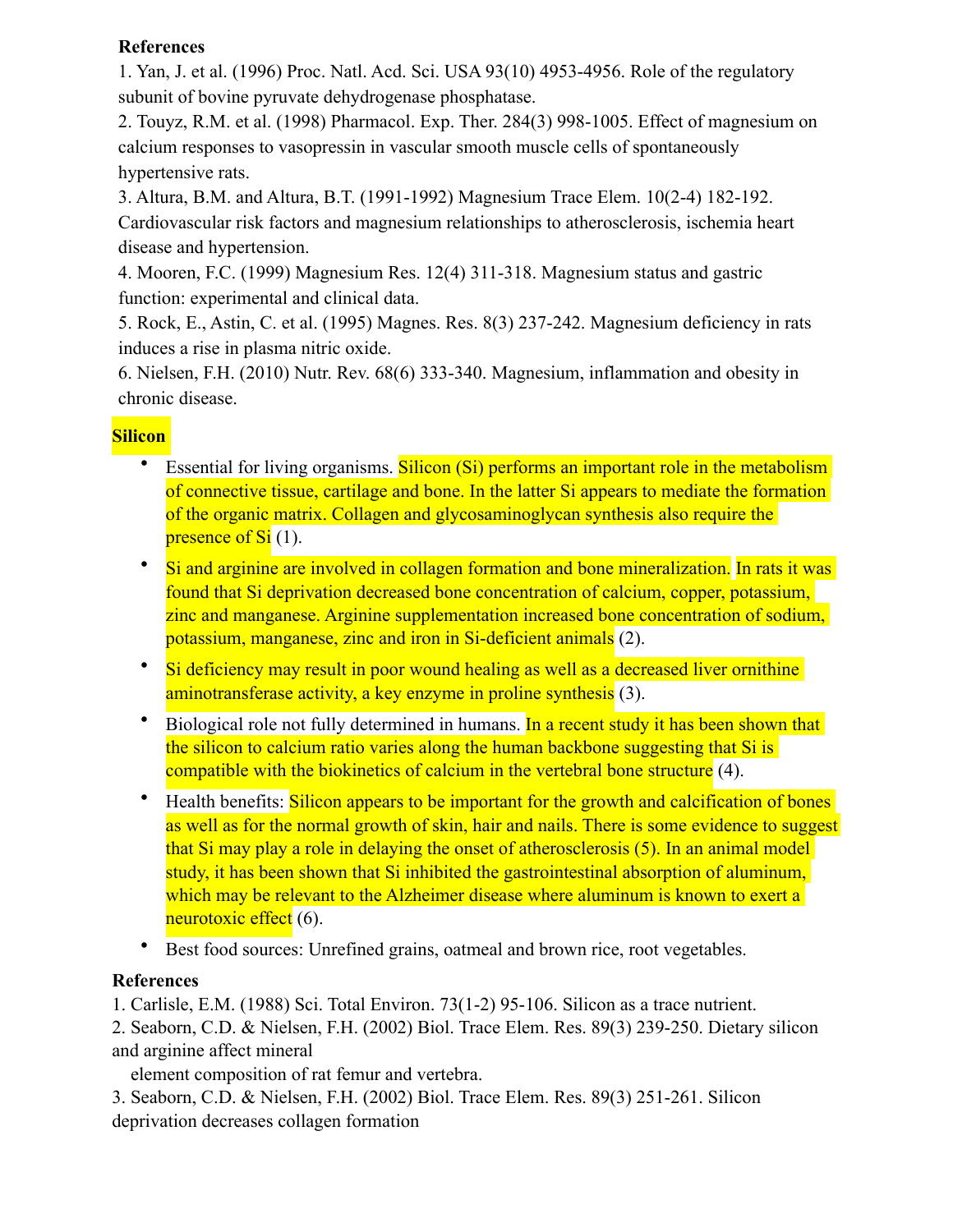**References**

1. Yan, J. et al. (1996) Proc. Natl. Acd. Sci. USA 93(10) 4953-4956. Role of the regulatory subunit of bovine pyruvate dehydrogenase phosphatase.
2. Touyz, R.M. et al. (1998) Pharmacol. Exp. Ther. 284(3) 998-1005. Effect of magnesium on calcium responses to vasopressin in vascular smooth muscle cells of spontaneously hypertensive rats.
3. Altura, B.M. and Altura, B.T. (1991-1992) Magnesium Trace Elem. 10(2-4) 182-192. Cardiovascular risk factors and magnesium relationships to atherosclerosis, ischemia heart disease and hypertension.
4. Mooren, F.C. (1999) Magnesium Res. 12(4) 311-318. Magnesium status and gastric function: experimental and clinical data.
5. Rock, E., Astin, C. et al. (1995) Magnes. Res. 8(3) 237-242. Magnesium deficiency in rats induces a rise in plasma nitric oxide.
6. Nielsen, F.H. (2010) Nutr. Rev. 68(6) 333-340. Magnesium, inflammation and obesity in chronic disease.

**Silicon**

- Essential for living organisms. Silicon (Si) performs an important role in the metabolism of connective tissue, cartilage and bone. In the latter Si appears to mediate the formation of the organic matrix. Collagen and glycosaminoglycan synthesis also require the presence of Si (1).
- Si and arginine are involved in collagen formation and bone mineralization. In rats it was found that Si deprivation decreased bone concentration of calcium, copper, potassium, zinc and manganese. Arginine supplementation increased bone concentration of sodium, potassium, manganese, zinc and iron in Si-deficient animals (2).
- Si deficiency may result in poor wound healing as well as a decreased liver ornithine aminotransferase activity, a key enzyme in proline synthesis (3).
- Biological role not fully determined in humans. In a recent study it has been shown that the silicon to calcium ratio varies along the human backbone suggesting that Si is compatible with the biokinetics of calcium in the vertebral bone structure (4).
- Health benefits: Silicon appears to be important for the growth and calcification of bones as well as for the normal growth of skin, hair and nails. There is some evidence to suggest that Si may play a role in delaying the onset of atherosclerosis (5). In an animal model study, it has been shown that Si inhibited the gastrointestinal absorption of aluminum, which may be relevant to the Alzheimer disease where aluminum is known to exert a neurotoxic effect (6).
- Best food sources: Unrefined grains, oatmeal and brown rice, root vegetables.

**References**

1. Carlisle, E.M. (1988) Sci. Total Environ. 73(1-2) 95-106. Silicon as a trace nutrient.
2. Seaborn, C.D. & Nielsen, F.H. (2002) Biol. Trace Elem. Res. 89(3) 239-250. Dietary silicon and arginine affect mineral element composition of rat femur and vertebra.
3. Seaborn, C.D. & Nielsen, F.H. (2002) Biol. Trace Elem. Res. 89(3) 251-261. Silicon deprivation decreases collagen formation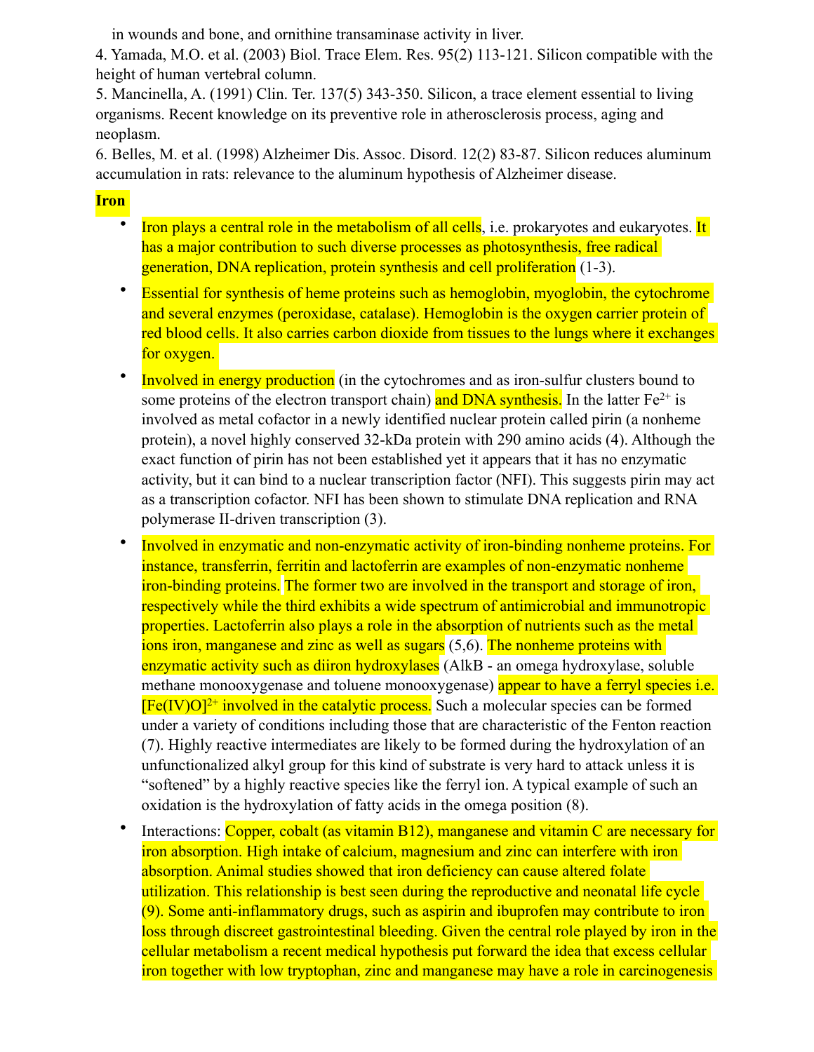in wounds and bone, and ornithine transaminase activity in liver.

4. Yamada, M.O. et al. (2003) Biol. Trace Elem. Res. 95(2) 113-121. Silicon compatible with the height of human vertebral column.
5. Mancinella, A. (1991) Clin. Ter. 137(5) 343-350. Silicon, a trace element essential to living organisms. Recent knowledge on its preventive role in atherosclerosis process, aging and neoplasm.
6. Belles, M. et al. (1998) Alzheimer Dis. Assoc. Disord. 12(2) 83-87. Silicon reduces aluminum accumulation in rats: relevance to the aluminum hypothesis of Alzheimer disease.

**Iron**

- Iron plays a central role in the metabolism of all cells, i.e. prokaryotes and eukaryotes. It has a major contribution to such diverse processes as photosynthesis, free radical generation, DNA replication, protein synthesis and cell proliferation (1-3).
- Essential for synthesis of heme proteins such as hemoglobin, myoglobin, the cytochrome and several enzymes (peroxidase, catalase). Hemoglobin is the oxygen carrier protein of red blood cells. It also carries carbon dioxide from tissues to the lungs where it exchanges for oxygen.
- Involved in energy production (in the cytochromes and as iron-sulfur clusters bound to some proteins of the electron transport chain) and DNA synthesis. In the latter $Fe^{2+}$ is involved as metal cofactor in a newly identified nuclear protein called pirin (a nonheme protein), a novel highly conserved 32-kDa protein with 290 amino acids (4). Although the exact function of pirin has not been established yet it appears that it has no enzymatic activity, but it can bind to a nuclear transcription factor (NFI). This suggests pirin may act as a transcription cofactor. NFI has been shown to stimulate DNA replication and RNA polymerase II-driven transcription (3).
- Involved in enzymatic and non-enzymatic activity of iron-binding nonheme proteins. For instance, transferrin, ferritin and lactoferrin are examples of non-enzymatic nonheme iron-binding proteins. The former two are involved in the transport and storage of iron, respectively while the third exhibits a wide spectrum of antimicrobial and immunotropic properties. Lactoferrin also plays a role in the absorption of nutrients such as the metal ions iron, manganese and zinc as well as sugars (5,6). The nonheme proteins with enzymatic activity such as diiron hydroxylases (AlkB - an omega hydroxylase, soluble methane monooxygenase and toluene monooxygenase) appear to have a ferryl species i.e. $[Fe(IV)O]^{2+}$ involved in the catalytic process. Such a molecular species can be formed under a variety of conditions including those that are characteristic of the Fenton reaction (7). Highly reactive intermediates are likely to be formed during the hydroxylation of an unfunctionalized alkyl group for this kind of substrate is very hard to attack unless it is "softened" by a highly reactive species like the ferryl ion. A typical example of such an oxidation is the hydroxylation of fatty acids in the omega position (8).
- Interactions: Copper, cobalt (as vitamin B12), manganese and vitamin C are necessary for iron absorption. High intake of calcium, magnesium and zinc can interfere with iron absorption. Animal studies showed that iron deficiency can cause altered folate utilization. This relationship is best seen during the reproductive and neonatal life cycle (9). Some anti-inflammatory drugs, such as aspirin and ibuprofen may contribute to iron loss through discreet gastrointestinal bleeding. Given the central role played by iron in the cellular metabolism a recent medical hypothesis put forward the idea that excess cellular iron together with low tryptophan, zinc and manganese may have a role in carcinogenesis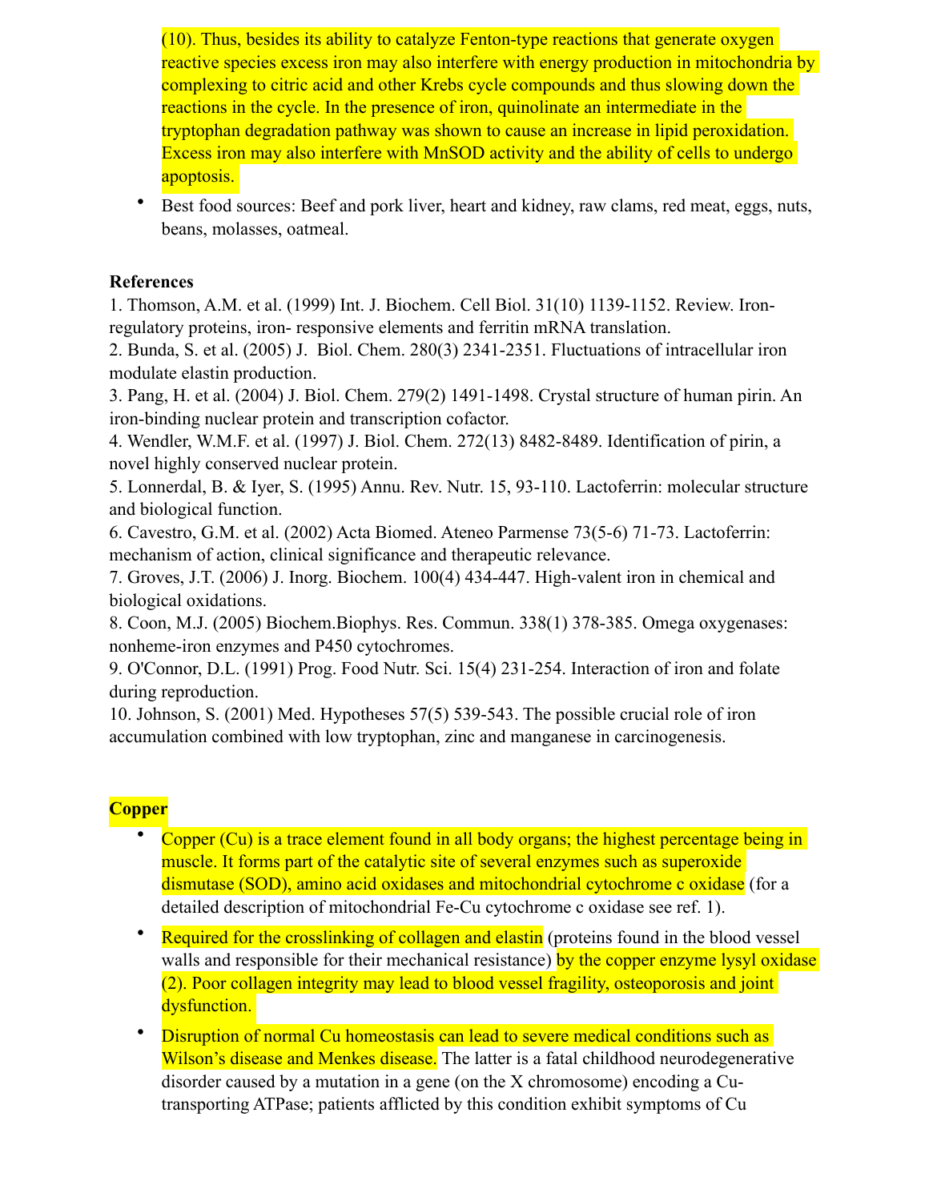(10). Thus, besides its ability to catalyze Fenton-type reactions that generate oxygen reactive species excess iron may also interfere with energy production in mitochondria by complexing to citric acid and other Krebs cycle compounds and thus slowing down the reactions in the cycle. In the presence of iron, quinolinate an intermediate in the tryptophan degradation pathway was shown to cause an increase in lipid peroxidation. Excess iron may also interfere with MnSOD activity and the ability of cells to undergo apoptosis.

- Best food sources: Beef and pork liver, heart and kidney, raw clams, red meat, eggs, nuts, beans, molasses, oatmeal.

**References**

1. Thomson, A.M. et al. (1999) Int. J. Biochem. Cell Biol. 31(10) 1139-1152. Review. Iron-regulatory proteins, iron- responsive elements and ferritin mRNA translation.
2. Bunda, S. et al. (2005) J. Biol. Chem. 280(3) 2341-2351. Fluctuations of intracellular iron modulate elastin production.
3. Pang, H. et al. (2004) J. Biol. Chem. 279(2) 1491-1498. Crystal structure of human pirin. An iron-binding nuclear protein and transcription cofactor.
4. Wendler, W.M.F. et al. (1997) J. Biol. Chem. 272(13) 8482-8489. Identification of pirin, a novel highly conserved nuclear protein.
5. Lonnerdal, B. & Iyer, S. (1995) Annu. Rev. Nutr. 15, 93-110. Lactoferrin: molecular structure and biological function.
6. Cavestro, G.M. et al. (2002) Acta Biomed. Ateneo Parmense 73(5-6) 71-73. Lactoferrin: mechanism of action, clinical significance and therapeutic relevance.
7. Groves, J.T. (2006) J. Inorg. Biochem. 100(4) 434-447. High-valent iron in chemical and biological oxidations.
8. Coon, M.J. (2005) Biochem.Biophys. Res. Commun. 338(1) 378-385. Omega oxygenases: nonheme-iron enzymes and P450 cytochromes.
9. O'Connor, D.L. (1991) Prog. Food Nutr. Sci. 15(4) 231-254. Interaction of iron and folate during reproduction.
10. Johnson, S. (2001) Med. Hypotheses 57(5) 539-543. The possible crucial role of iron accumulation combined with low tryptophan, zinc and manganese in carcinogenesis.

**Copper**

- Copper (Cu) is a trace element found in all body organs; the highest percentage being in muscle. It forms part of the catalytic site of several enzymes such as superoxide dismutase (SOD), amino acid oxidases and mitochondrial cytochrome c oxidase (for a detailed description of mitochondrial Fe-Cu cytochrome c oxidase see ref. 1).
- Required for the crosslinking of collagen and elastin (proteins found in the blood vessel walls and responsible for their mechanical resistance) by the copper enzyme lysyl oxidase (2). Poor collagen integrity may lead to blood vessel fragility, osteoporosis and joint dysfunction.
- Disruption of normal Cu homeostasis can lead to severe medical conditions such as Wilson's disease and Menkes disease. The latter is a fatal childhood neurodegenerative disorder caused by a mutation in a gene (on the X chromosome) encoding a Cu-transporting ATPase; patients afflicted by this condition exhibit symptoms of Cu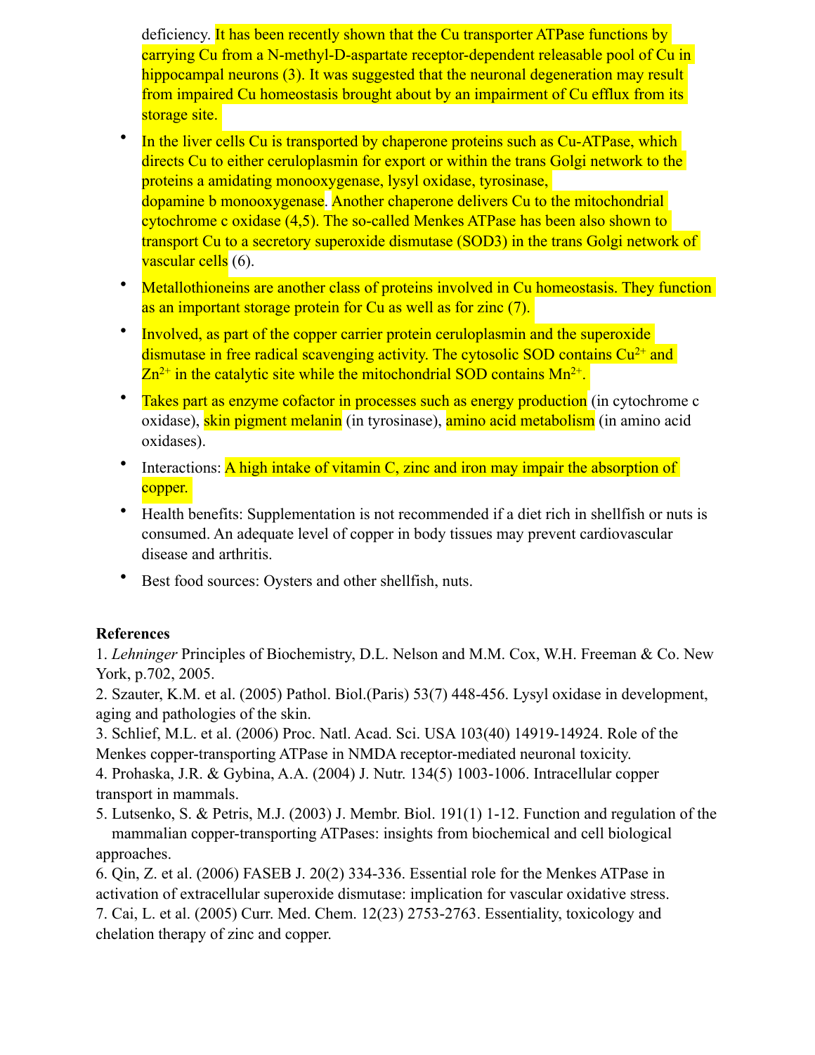deficiency. It has been recently shown that the Cu transporter ATPase functions by carrying Cu from a N-methyl-D-aspartate receptor-dependent releasable pool of Cu in hippocampal neurons (3). It was suggested that the neuronal degeneration may result from impaired Cu homeostasis brought about by an impairment of Cu efflux from its storage site.

- In the liver cells Cu is transported by chaperone proteins such as Cu-ATPase, which directs Cu to either ceruloplasmin for export or within the trans Golgi network to the proteins a amidating monooxygenase, lysyl oxidase, tyrosinase, dopamine b monooxygenase. Another chaperone delivers Cu to the mitochondrial cytochrome c oxidase (4,5). The so-called Menkes ATPase has been also shown to transport Cu to a secretory superoxide dismutase (SOD3) in the trans Golgi network of vascular cells (6).
- Metallothioneins are another class of proteins involved in Cu homeostasis. They function as an important storage protein for Cu as well as for zinc (7).
- Involved, as part of the copper carrier protein ceruloplasmin and the superoxide dismutase in free radical scavenging activity. The cytosolic SOD contains $Cu^{2+}$ and $Zn^{2+}$ in the catalytic site while the mitochondrial SOD contains $Mn^{2+}$.
- Takes part as enzyme cofactor in processes such as energy production (in cytochrome c oxidase), skin pigment melanin (in tyrosinase), amino acid metabolism (in amino acid oxidases).
- Interactions: A high intake of vitamin C, zinc and iron may impair the absorption of copper.
- Health benefits: Supplementation is not recommended if a diet rich in shellfish or nuts is consumed. An adequate level of copper in body tissues may prevent cardiovascular disease and arthritis.
- Best food sources: Oysters and other shellfish, nuts.

**References**

1. *Lehninger* Principles of Biochemistry, D.L. Nelson and M.M. Cox, W.H. Freeman & Co. New York, p.702, 2005.
2. Szauter, K.M. et al. (2005) Pathol. Biol.(Paris) 53(7) 448-456. Lysyl oxidase in development, aging and pathologies of the skin.
3. Schlief, M.L. et al. (2006) Proc. Natl. Acad. Sci. USA 103(40) 14919-14924. Role of the Menkes copper-transporting ATPase in NMDA receptor-mediated neuronal toxicity.
4. Prohaska, J.R. & Gybina, A.A. (2004) J. Nutr. 134(5) 1003-1006. Intracellular copper transport in mammals.
5. Lutsenko, S. & Petris, M.J. (2003) J. Membr. Biol. 191(1) 1-12. Function and regulation of the mammalian copper-transporting ATPases: insights from biochemical and cell biological approaches.
6. Qin, Z. et al. (2006) FASEB J. 20(2) 334-336. Essential role for the Menkes ATPase in activation of extracellular superoxide dismutase: implication for vascular oxidative stress.
7. Cai, L. et al. (2005) Curr. Med. Chem. 12(23) 2753-2763. Essentiality, toxicology and chelation therapy of zinc and copper.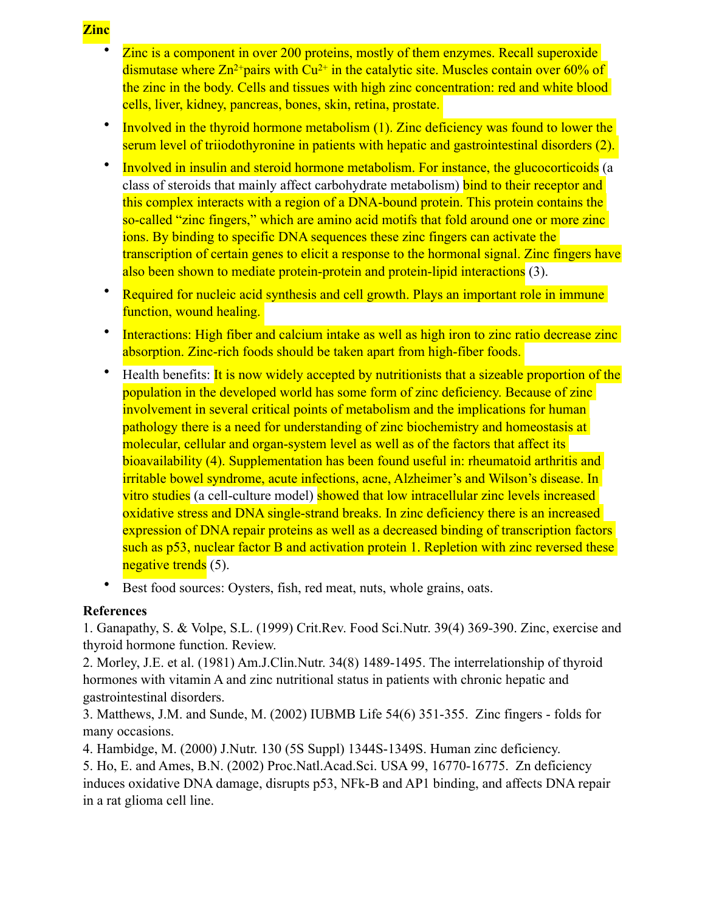**Zinc**

- Zinc is a component in over 200 proteins, mostly of them enzymes. Recall superoxide dismutase where $Zn^{2+}$pairs with $Cu^{2+}$ in the catalytic site. Muscles contain over 60% of the zinc in the body. Cells and tissues with high zinc concentration: red and white blood cells, liver, kidney, pancreas, bones, skin, retina, prostate.
- Involved in the thyroid hormone metabolism (1). Zinc deficiency was found to lower the serum level of triiodothyronine in patients with hepatic and gastrointestinal disorders (2).
- Involved in insulin and steroid hormone metabolism. For instance, the glucocorticoids (a class of steroids that mainly affect carbohydrate metabolism) bind to their receptor and this complex interacts with a region of a DNA-bound protein. This protein contains the so-called "zinc fingers," which are amino acid motifs that fold around one or more zinc ions. By binding to specific DNA sequences these zinc fingers can activate the transcription of certain genes to elicit a response to the hormonal signal. Zinc fingers have also been shown to mediate protein-protein and protein-lipid interactions (3).
- Required for nucleic acid synthesis and cell growth. Plays an important role in immune function, wound healing.
- Interactions: High fiber and calcium intake as well as high iron to zinc ratio decrease zinc absorption. Zinc-rich foods should be taken apart from high-fiber foods.
- Health benefits: It is now widely accepted by nutritionists that a sizeable proportion of the population in the developed world has some form of zinc deficiency. Because of zinc involvement in several critical points of metabolism and the implications for human pathology there is a need for understanding of zinc biochemistry and homeostasis at molecular, cellular and organ-system level as well as of the factors that affect its bioavailability (4). Supplementation has been found useful in: rheumatoid arthritis and irritable bowel syndrome, acute infections, acne, Alzheimer's and Wilson's disease. In vitro studies (a cell-culture model) showed that low intracellular zinc levels increased oxidative stress and DNA single-strand breaks. In zinc deficiency there is an increased expression of DNA repair proteins as well as a decreased binding of transcription factors such as p53, nuclear factor B and activation protein 1. Repletion with zinc reversed these negative trends (5).
- Best food sources: Oysters, fish, red meat, nuts, whole grains, oats.

**References**

1. Ganapathy, S. & Volpe, S.L. (1999) Crit.Rev. Food Sci.Nutr. 39(4) 369-390. Zinc, exercise and thyroid hormone function. Review.
2. Morley, J.E. et al. (1981) Am.J.Clin.Nutr. 34(8) 1489-1495. The interrelationship of thyroid hormones with vitamin A and zinc nutritional status in patients with chronic hepatic and gastrointestinal disorders.
3. Matthews, J.M. and Sunde, M. (2002) IUBMB Life 54(6) 351-355. Zinc fingers - folds for many occasions.
4. Hambidge, M. (2000) J.Nutr. 130 (5S Suppl) 1344S-1349S. Human zinc deficiency.
5. Ho, E. and Ames, B.N. (2002) Proc.Natl.Acad.Sci. USA 99, 16770-16775. Zn deficiency induces oxidative DNA damage, disrupts p53, NFk-B and AP1 binding, and affects DNA repair in a rat glioma cell line.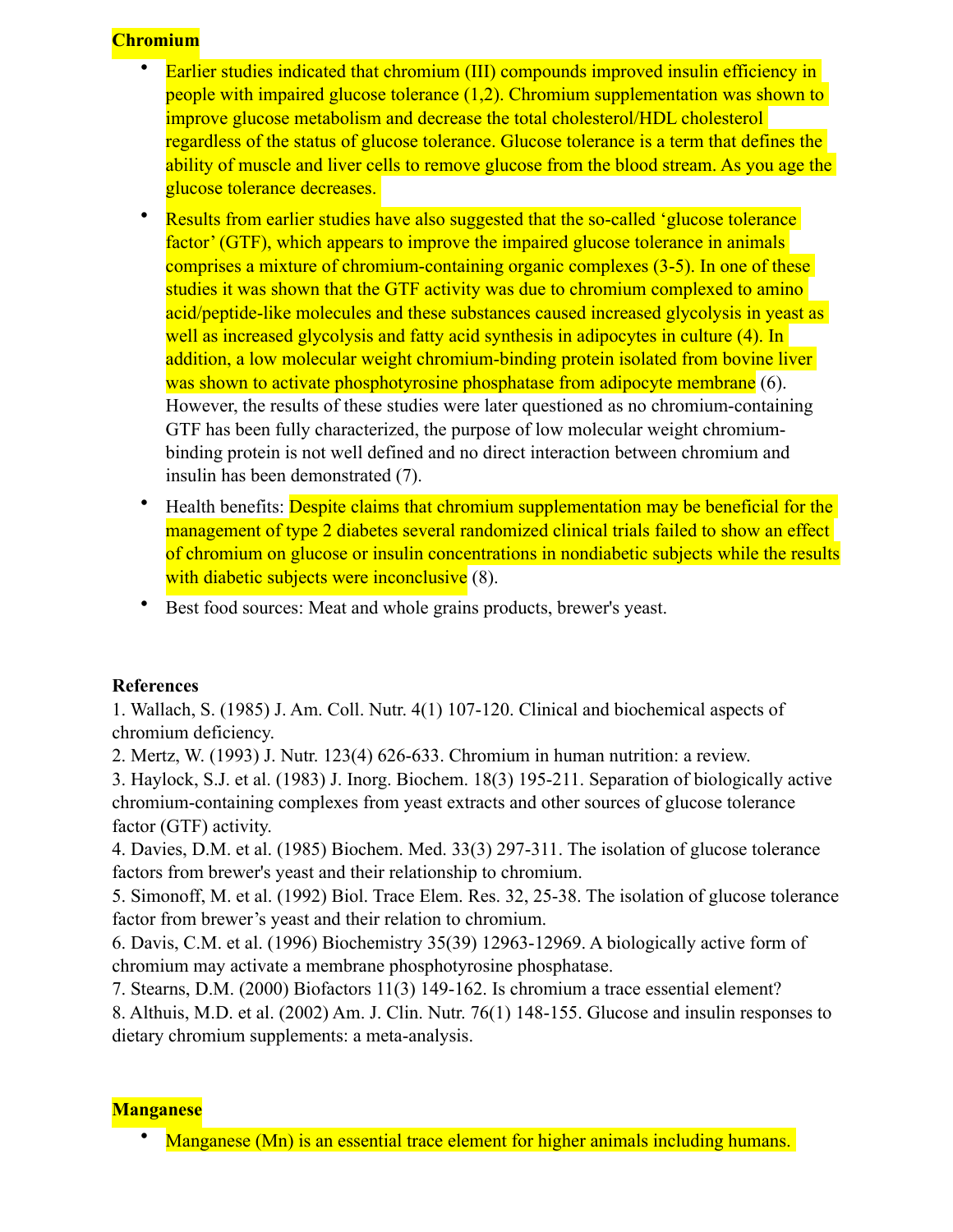**Chromium**

- Earlier studies indicated that chromium (III) compounds improved insulin efficiency in people with impaired glucose tolerance (1,2). Chromium supplementation was shown to improve glucose metabolism and decrease the total cholesterol/HDL cholesterol regardless of the status of glucose tolerance. Glucose tolerance is a term that defines the ability of muscle and liver cells to remove glucose from the blood stream. As you age the glucose tolerance decreases.
- Results from earlier studies have also suggested that the so-called 'glucose tolerance factor' (GTF), which appears to improve the impaired glucose tolerance in animals comprises a mixture of chromium-containing organic complexes (3-5). In one of these studies it was shown that the GTF activity was due to chromium complexed to amino acid/peptide-like molecules and these substances caused increased glycolysis in yeast as well as increased glycolysis and fatty acid synthesis in adipocytes in culture (4). In addition, a low molecular weight chromium-binding protein isolated from bovine liver was shown to activate phosphotyrosine phosphatase from adipocyte membrane (6). However, the results of these studies were later questioned as no chromium-containing GTF has been fully characterized, the purpose of low molecular weight chromium-binding protein is not well defined and no direct interaction between chromium and insulin has been demonstrated (7).
- Health benefits: Despite claims that chromium supplementation may be beneficial for the management of type 2 diabetes several randomized clinical trials failed to show an effect of chromium on glucose or insulin concentrations in nondiabetic subjects while the results with diabetic subjects were inconclusive (8).
- Best food sources: Meat and whole grains products, brewer's yeast.

**References**

1. Wallach, S. (1985) J. Am. Coll. Nutr. 4(1) 107-120. Clinical and biochemical aspects of chromium deficiency.
2. Mertz, W. (1993) J. Nutr. 123(4) 626-633. Chromium in human nutrition: a review.
3. Haylock, S.J. et al. (1983) J. Inorg. Biochem. 18(3) 195-211. Separation of biologically active chromium-containing complexes from yeast extracts and other sources of glucose tolerance factor (GTF) activity.
4. Davies, D.M. et al. (1985) Biochem. Med. 33(3) 297-311. The isolation of glucose tolerance factors from brewer's yeast and their relationship to chromium.
5. Simonoff, M. et al. (1992) Biol. Trace Elem. Res. 32, 25-38. The isolation of glucose tolerance factor from brewer's yeast and their relation to chromium.
6. Davis, C.M. et al. (1996) Biochemistry 35(39) 12963-12969. A biologically active form of chromium may activate a membrane phosphotyrosine phosphatase.
7. Stearns, D.M. (2000) Biofactors 11(3) 149-162. Is chromium a trace essential element?
8. Althuis, M.D. et al. (2002) Am. J. Clin. Nutr. 76(1) 148-155. Glucose and insulin responses to dietary chromium supplements: a meta-analysis.

**Manganese**

- Manganese (Mn) is an essential trace element for higher animals including humans.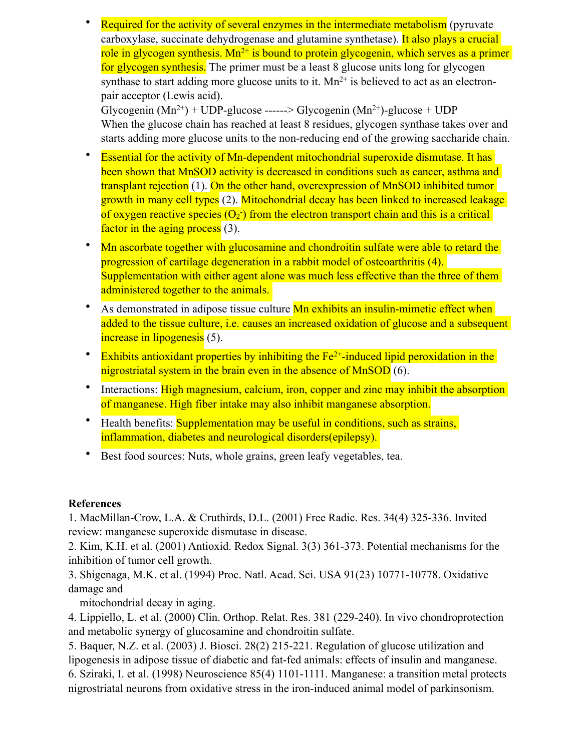- Required for the activity of several enzymes in the intermediate metabolism (pyruvate carboxylase, succinate dehydrogenase and glutamine synthetase). It also plays a crucial role in glycogen synthesis. $Mn^{2+}$ is bound to protein glycogenin, which serves as a primer for glycogen synthesis. The primer must be a least 8 glucose units long for glycogen synthase to start adding more glucose units to it. $Mn^{2+}$ is believed to act as an electron-pair acceptor (Lewis acid).
  Glycogenin ($Mn^{2+}$) + UDP-glucose ------> Glycogenin ($Mn^{2+}$)-glucose + UDP
  When the glucose chain has reached at least 8 residues, glycogen synthase takes over and starts adding more glucose units to the non-reducing end of the growing saccharide chain.

- Essential for the activity of Mn-dependent mitochondrial superoxide dismutase. It has been shown that MnSOD activity is decreased in conditions such as cancer, asthma and transplant rejection (1). On the other hand, overexpression of MnSOD inhibited tumor growth in many cell types (2). Mitochondrial decay has been linked to increased leakage of oxygen reactive species ($O_2^-$) from the electron transport chain and this is a critical factor in the aging process (3).

- Mn ascorbate together with glucosamine and chondroitin sulfate were able to retard the progression of cartilage degeneration in a rabbit model of osteoarthritis (4). Supplementation with either agent alone was much less effective than the three of them administered together to the animals.

- As demonstrated in adipose tissue culture Mn exhibits an insulin-mimetic effect when added to the tissue culture, i.e. causes an increased oxidation of glucose and a subsequent increase in lipogenesis (5).

- Exhibits antioxidant properties by inhibiting the $Fe^{2+}$-induced lipid peroxidation in the nigrostriatal system in the brain even in the absence of MnSOD (6).

- Interactions: High magnesium, calcium, iron, copper and zinc may inhibit the absorption of manganese. High fiber intake may also inhibit manganese absorption.

- Health benefits: Supplementation may be useful in conditions, such as strains, inflammation, diabetes and neurological disorders(epilepsy).

- Best food sources: Nuts, whole grains, green leafy vegetables, tea.

**References**

1. MacMillan-Crow, L.A. & Cruthirds, D.L. (2001) Free Radic. Res. 34(4) 325-336. Invited review: manganese superoxide dismutase in disease.
2. Kim, K.H. et al. (2001) Antioxid. Redox Signal. 3(3) 361-373. Potential mechanisms for the inhibition of tumor cell growth.
3. Shigenaga, M.K. et al. (1994) Proc. Natl. Acad. Sci. USA 91(23) 10771-10778. Oxidative damage and mitochondrial decay in aging.
4. Lippiello, L. et al. (2000) Clin. Orthop. Relat. Res. 381 (229-240). In vivo chondroprotection and metabolic synergy of glucosamine and chondroitin sulfate.
5. Baquer, N.Z. et al. (2003) J. Biosci. 28(2) 215-221. Regulation of glucose utilization and lipogenesis in adipose tissue of diabetic and fat-fed animals: effects of insulin and manganese.
6. Sziraki, I. et al. (1998) Neuroscience 85(4) 1101-1111. Manganese: a transition metal protects nigrostriatal neurons from oxidative stress in the iron-induced animal model of parkinsonism.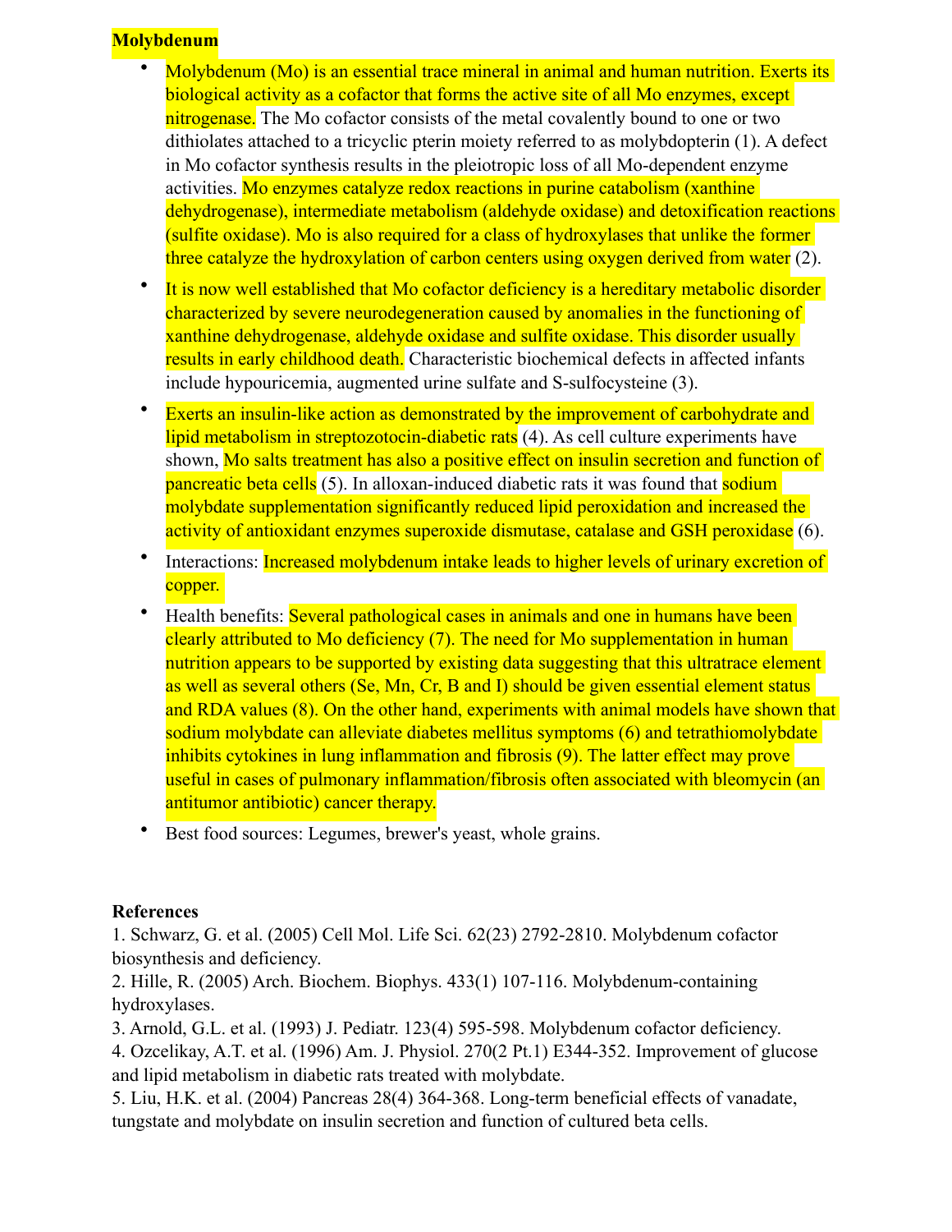**Molybdenum**

- Molybdenum (Mo) is an essential trace mineral in animal and human nutrition. Exerts its biological activity as a cofactor that forms the active site of all Mo enzymes, except nitrogenase. The Mo cofactor consists of the metal covalently bound to one or two dithiolates attached to a tricyclic pterin moiety referred to as molybdopterin (1). A defect in Mo cofactor synthesis results in the pleiotropic loss of all Mo-dependent enzyme activities. Mo enzymes catalyze redox reactions in purine catabolism (xanthine dehydrogenase), intermediate metabolism (aldehyde oxidase) and detoxification reactions (sulfite oxidase). Mo is also required for a class of hydroxylases that unlike the former three catalyze the hydroxylation of carbon centers using oxygen derived from water (2).
- It is now well established that Mo cofactor deficiency is a hereditary metabolic disorder characterized by severe neurodegeneration caused by anomalies in the functioning of xanthine dehydrogenase, aldehyde oxidase and sulfite oxidase. This disorder usually results in early childhood death. Characteristic biochemical defects in affected infants include hypouricemia, augmented urine sulfate and S-sulfocysteine (3).
- Exerts an insulin-like action as demonstrated by the improvement of carbohydrate and lipid metabolism in streptozotocin-diabetic rats (4). As cell culture experiments have shown, Mo salts treatment has also a positive effect on insulin secretion and function of pancreatic beta cells (5). In alloxan-induced diabetic rats it was found that sodium molybdate supplementation significantly reduced lipid peroxidation and increased the activity of antioxidant enzymes superoxide dismutase, catalase and GSH peroxidase (6).
- Interactions: Increased molybdenum intake leads to higher levels of urinary excretion of copper.
- Health benefits: Several pathological cases in animals and one in humans have been clearly attributed to Mo deficiency (7). The need for Mo supplementation in human nutrition appears to be supported by existing data suggesting that this ultratrace element as well as several others (Se, Mn, Cr, B and I) should be given essential element status and RDA values (8). On the other hand, experiments with animal models have shown that sodium molybdate can alleviate diabetes mellitus symptoms (6) and tetrathiomolybdate inhibits cytokines in lung inflammation and fibrosis (9). The latter effect may prove useful in cases of pulmonary inflammation/fibrosis often associated with bleomycin (an antitumor antibiotic) cancer therapy.
- Best food sources: Legumes, brewer's yeast, whole grains.

**References**

1. Schwarz, G. et al. (2005) Cell Mol. Life Sci. 62(23) 2792-2810. Molybdenum cofactor biosynthesis and deficiency.
2. Hille, R. (2005) Arch. Biochem. Biophys. 433(1) 107-116. Molybdenum-containing hydroxylases.
3. Arnold, G.L. et al. (1993) J. Pediatr. 123(4) 595-598. Molybdenum cofactor deficiency.
4. Ozcelikay, A.T. et al. (1996) Am. J. Physiol. 270(2 Pt.1) E344-352. Improvement of glucose and lipid metabolism in diabetic rats treated with molybdate.
5. Liu, H.K. et al. (2004) Pancreas 28(4) 364-368. Long-term beneficial effects of vanadate, tungstate and molybdate on insulin secretion and function of cultured beta cells.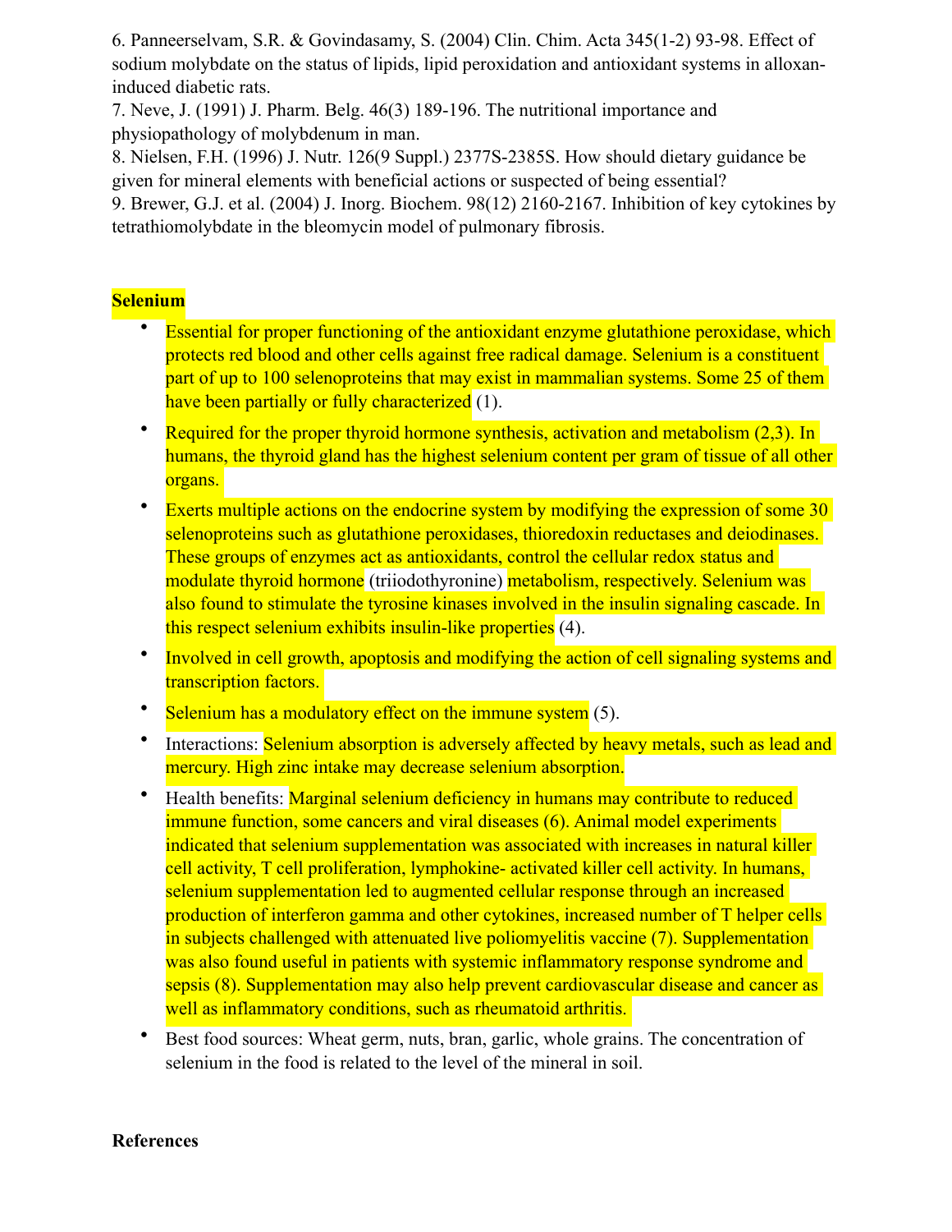6. Panneerselvam, S.R. & Govindasamy, S. (2004) Clin. Chim. Acta 345(1-2) 93-98. Effect of sodium molybdate on the status of lipids, lipid peroxidation and antioxidant systems in alloxan-induced diabetic rats.
7. Neve, J. (1991) J. Pharm. Belg. 46(3) 189-196. The nutritional importance and physiopathology of molybdenum in man.
8. Nielsen, F.H. (1996) J. Nutr. 126(9 Suppl.) 2377S-2385S. How should dietary guidance be given for mineral elements with beneficial actions or suspected of being essential?
9. Brewer, G.J. et al. (2004) J. Inorg. Biochem. 98(12) 2160-2167. Inhibition of key cytokines by tetrathiomolybdate in the bleomycin model of pulmonary fibrosis.

**Selenium**

- Essential for proper functioning of the antioxidant enzyme glutathione peroxidase, which protects red blood and other cells against free radical damage. Selenium is a constituent part of up to 100 selenoproteins that may exist in mammalian systems. Some 25 of them have been partially or fully characterized (1).
- Required for the proper thyroid hormone synthesis, activation and metabolism (2,3). In humans, the thyroid gland has the highest selenium content per gram of tissue of all other organs.
- Exerts multiple actions on the endocrine system by modifying the expression of some 30 selenoproteins such as glutathione peroxidases, thioredoxin reductases and deiodinases. These groups of enzymes act as antioxidants, control the cellular redox status and modulate thyroid hormone (triiodothyronine) metabolism, respectively. Selenium was also found to stimulate the tyrosine kinases involved in the insulin signaling cascade. In this respect selenium exhibits insulin-like properties (4).
- Involved in cell growth, apoptosis and modifying the action of cell signaling systems and transcription factors.
- Selenium has a modulatory effect on the immune system (5).
- Interactions: Selenium absorption is adversely affected by heavy metals, such as lead and mercury. High zinc intake may decrease selenium absorption.
- Health benefits: Marginal selenium deficiency in humans may contribute to reduced immune function, some cancers and viral diseases (6). Animal model experiments indicated that selenium supplementation was associated with increases in natural killer cell activity, T cell proliferation, lymphokine- activated killer cell activity. In humans, selenium supplementation led to augmented cellular response through an increased production of interferon gamma and other cytokines, increased number of T helper cells in subjects challenged with attenuated live poliomyelitis vaccine (7). Supplementation was also found useful in patients with systemic inflammatory response syndrome and sepsis (8). Supplementation may also help prevent cardiovascular disease and cancer as well as inflammatory conditions, such as rheumatoid arthritis.
- Best food sources: Wheat germ, nuts, bran, garlic, whole grains. The concentration of selenium in the food is related to the level of the mineral in soil.

**References**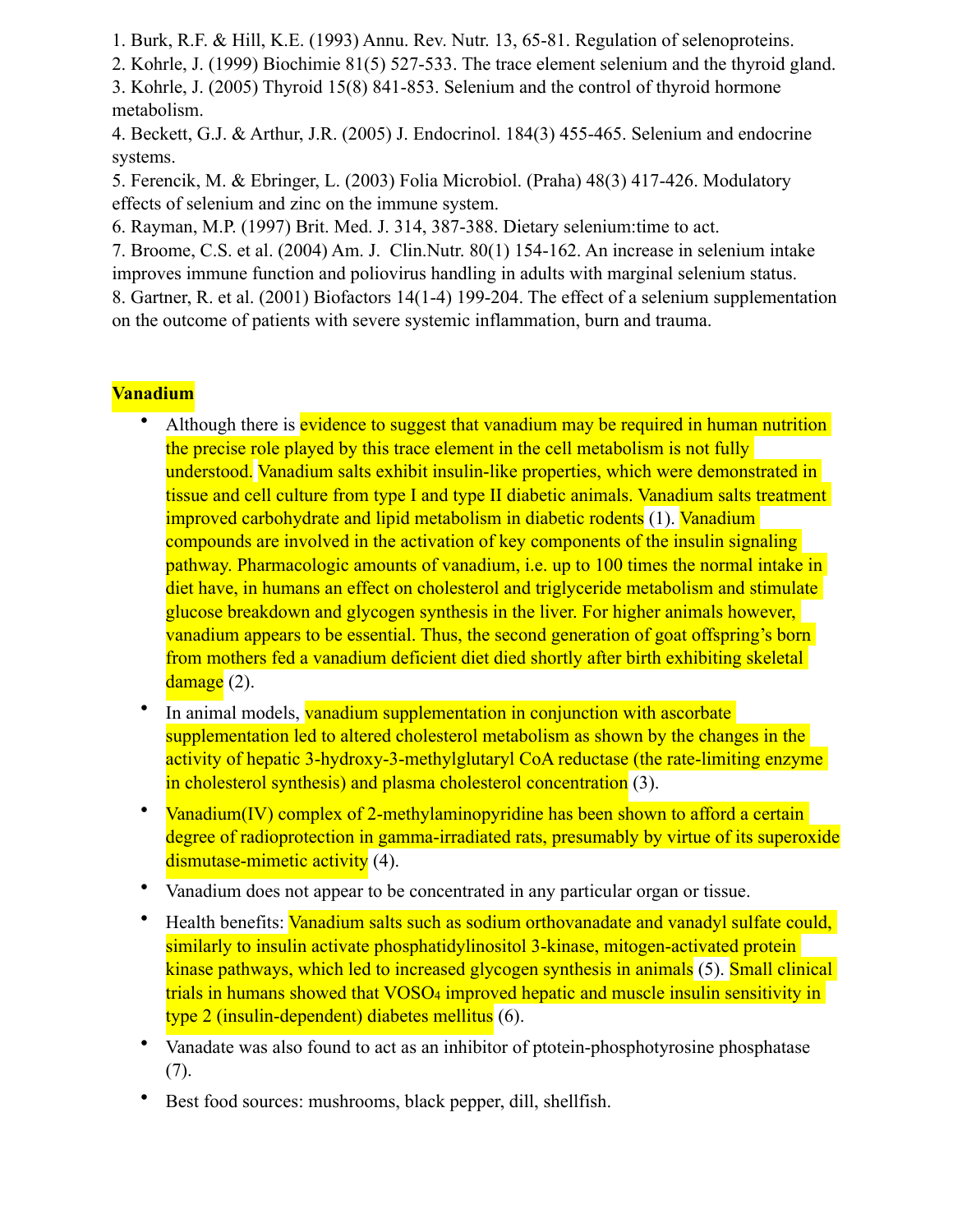1. Burk, R.F. & Hill, K.E. (1993) Annu. Rev. Nutr. 13, 65-81. Regulation of selenoproteins.
2. Kohrle, J. (1999) Biochimie 81(5) 527-533. The trace element selenium and the thyroid gland.
3. Kohrle, J. (2005) Thyroid 15(8) 841-853. Selenium and the control of thyroid hormone metabolism.
4. Beckett, G.J. & Arthur, J.R. (2005) J. Endocrinol. 184(3) 455-465. Selenium and endocrine systems.
5. Ferencik, M. & Ebringer, L. (2003) Folia Microbiol. (Praha) 48(3) 417-426. Modulatory effects of selenium and zinc on the immune system.
6. Rayman, M.P. (1997) Brit. Med. J. 314, 387-388. Dietary selenium:time to act.
7. Broome, C.S. et al. (2004) Am. J. Clin.Nutr. 80(1) 154-162. An increase in selenium intake improves immune function and poliovirus handling in adults with marginal selenium status.
8. Gartner, R. et al. (2001) Biofactors 14(1-4) 199-204. The effect of a selenium supplementation on the outcome of patients with severe systemic inflammation, burn and trauma.

**Vanadium**

- Although there is evidence to suggest that vanadium may be required in human nutrition the precise role played by this trace element in the cell metabolism is not fully understood. Vanadium salts exhibit insulin-like properties, which were demonstrated in tissue and cell culture from type I and type II diabetic animals. Vanadium salts treatment improved carbohydrate and lipid metabolism in diabetic rodents (1). Vanadium compounds are involved in the activation of key components of the insulin signaling pathway. Pharmacologic amounts of vanadium, i.e. up to 100 times the normal intake in diet have, in humans an effect on cholesterol and triglyceride metabolism and stimulate glucose breakdown and glycogen synthesis in the liver. For higher animals however, vanadium appears to be essential. Thus, the second generation of goat offspring's born from mothers fed a vanadium deficient diet died shortly after birth exhibiting skeletal damage (2).
- In animal models, vanadium supplementation in conjunction with ascorbate supplementation led to altered cholesterol metabolism as shown by the changes in the activity of hepatic 3-hydroxy-3-methylglutaryl CoA reductase (the rate-limiting enzyme in cholesterol synthesis) and plasma cholesterol concentration (3).
- Vanadium(IV) complex of 2-methylaminopyridine has been shown to afford a certain degree of radioprotection in gamma-irradiated rats, presumably by virtue of its superoxide dismutase-mimetic activity (4).
- Vanadium does not appear to be concentrated in any particular organ or tissue.
- Health benefits: Vanadium salts such as sodium orthovanadate and vanadyl sulfate could, similarly to insulin activate phosphatidylinositol 3-kinase, mitogen-activated protein kinase pathways, which led to increased glycogen synthesis in animals (5). Small clinical trials in humans showed that $VOSO_4$ improved hepatic and muscle insulin sensitivity in type 2 (insulin-dependent) diabetes mellitus (6).
- Vanadate was also found to act as an inhibitor of ptotein-phosphotyrosine phosphatase (7).
- Best food sources: mushrooms, black pepper, dill, shellfish.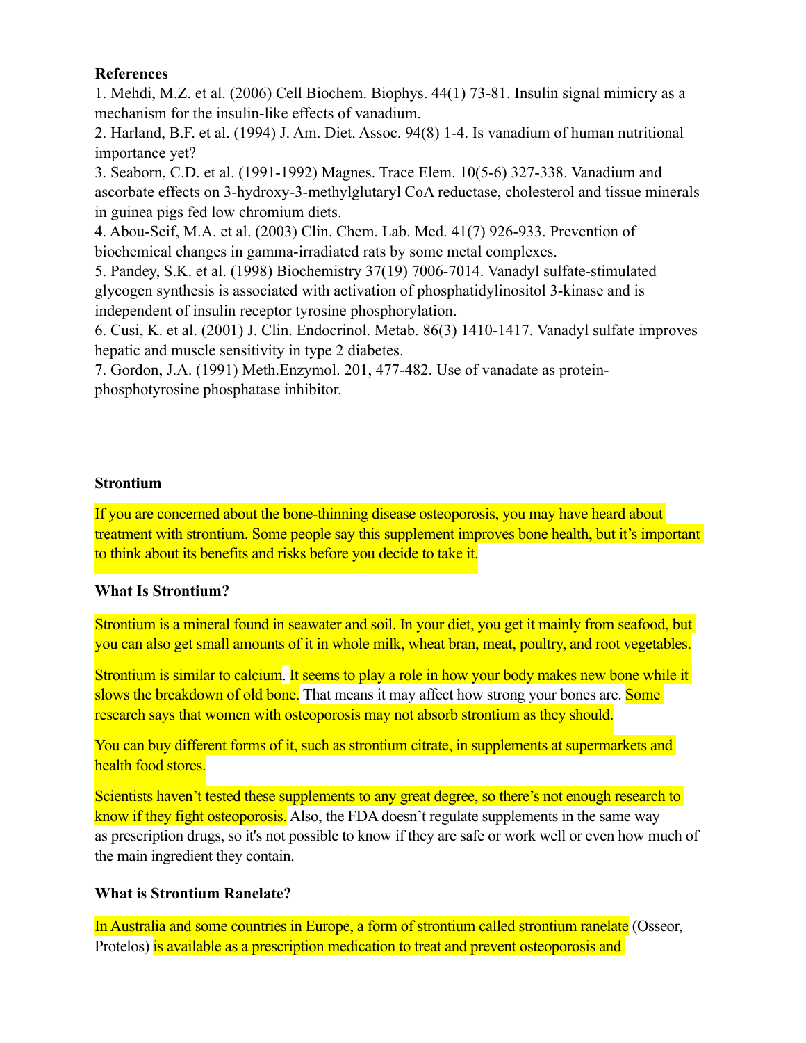**References**

1. Mehdi, M.Z. et al. (2006) Cell Biochem. Biophys. 44(1) 73-81. Insulin signal mimicry as a mechanism for the insulin-like effects of vanadium.
2. Harland, B.F. et al. (1994) J. Am. Diet. Assoc. 94(8) 1-4. Is vanadium of human nutritional importance yet?
3. Seaborn, C.D. et al. (1991-1992) Magnes. Trace Elem. 10(5-6) 327-338. Vanadium and ascorbate effects on 3-hydroxy-3-methylglutaryl CoA reductase, cholesterol and tissue minerals in guinea pigs fed low chromium diets.
4. Abou-Seif, M.A. et al. (2003) Clin. Chem. Lab. Med. 41(7) 926-933. Prevention of biochemical changes in gamma-irradiated rats by some metal complexes.
5. Pandey, S.K. et al. (1998) Biochemistry 37(19) 7006-7014. Vanadyl sulfate-stimulated glycogen synthesis is associated with activation of phosphatidylinositol 3-kinase and is independent of insulin receptor tyrosine phosphorylation.
6. Cusi, K. et al. (2001) J. Clin. Endocrinol. Metab. 86(3) 1410-1417. Vanadyl sulfate improves hepatic and muscle sensitivity in type 2 diabetes.
7. Gordon, J.A. (1991) Meth.Enzymol. 201, 477-482. Use of vanadate as protein-phosphotyrosine phosphatase inhibitor.

**Strontium**

If you are concerned about the bone-thinning disease osteoporosis, you may have heard about treatment with strontium. Some people say this supplement improves bone health, but it's important to think about its benefits and risks before you decide to take it.

**What Is Strontium?**

Strontium is a mineral found in seawater and soil. In your diet, you get it mainly from seafood, but you can also get small amounts of it in whole milk, wheat bran, meat, poultry, and root vegetables.

Strontium is similar to calcium. It seems to play a role in how your body makes new bone while it slows the breakdown of old bone. That means it may affect how strong your bones are. Some research says that women with osteoporosis may not absorb strontium as they should.

You can buy different forms of it, such as strontium citrate, in supplements at supermarkets and health food stores.

Scientists haven't tested these supplements to any great degree, so there's not enough research to know if they fight osteoporosis. Also, the FDA doesn't regulate supplements in the same way as prescription drugs, so it's not possible to know if they are safe or work well or even how much of the main ingredient they contain.

**What is Strontium Ranelate?**

In Australia and some countries in Europe, a form of strontium called strontium ranelate (Osseor, Protelos) is available as a prescription medication to treat and prevent osteoporosis and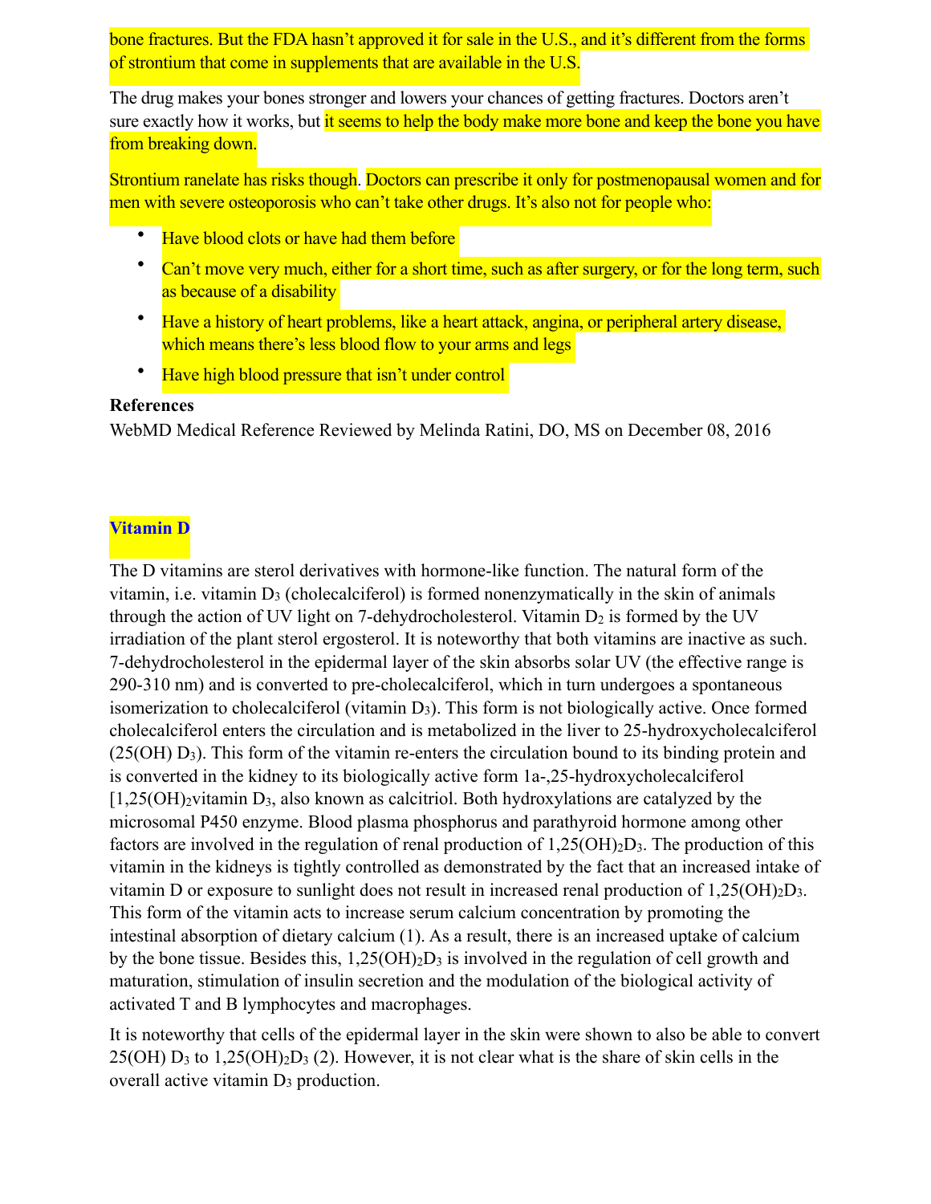bone fractures. But the FDA hasn't approved it for sale in the U.S., and it's different from the forms of strontium that come in supplements that are available in the U.S.

The drug makes your bones stronger and lowers your chances of getting fractures. Doctors aren't sure exactly how it works, but it seems to help the body make more bone and keep the bone you have from breaking down.

Strontium ranelate has risks though. Doctors can prescribe it only for postmenopausal women and for men with severe osteoporosis who can't take other drugs. It's also not for people who:

- Have blood clots or have had them before
- Can't move very much, either for a short time, such as after surgery, or for the long term, such as because of a disability
- Have a history of heart problems, like a heart attack, angina, or peripheral artery disease, which means there's less blood flow to your arms and legs
- Have high blood pressure that isn't under control

**References**

WebMD Medical Reference Reviewed by Melinda Ratini, DO, MS on December 08, 2016

## Vitamin D

The D vitamins are sterol derivatives with hormone-like function. The natural form of the vitamin, i.e. vitamin $D_3$ (cholecalciferol) is formed nonenzymatically in the skin of animals through the action of UV light on 7-dehydrocholesterol. Vitamin $D_2$ is formed by the UV irradiation of the plant sterol ergosterol. It is noteworthy that both vitamins are inactive as such. 7-dehydrocholesterol in the epidermal layer of the skin absorbs solar UV (the effective range is 290-310 nm) and is converted to pre-cholecalciferol, which in turn undergoes a spontaneous isomerization to cholecalciferol (vitamin $D_3$). This form is not biologically active. Once formed cholecalciferol enters the circulation and is metabolized in the liver to 25-hydroxycholecalciferol (25(OH) $D_3$). This form of the vitamin re-enters the circulation bound to its binding protein and is converted in the kidney to its biologically active form 1a-,25-hydroxycholecalciferol [1,25$(OH)_2$vitamin $D_3$, also known as calcitriol. Both hydroxylations are catalyzed by the microsomal P450 enzyme. Blood plasma phosphorus and parathyroid hormone among other factors are involved in the regulation of renal production of 1,25$(OH)_2D_3$. The production of this vitamin in the kidneys is tightly controlled as demonstrated by the fact that an increased intake of vitamin D or exposure to sunlight does not result in increased renal production of 1,25$(OH)_2D_3$. This form of the vitamin acts to increase serum calcium concentration by promoting the intestinal absorption of dietary calcium (1). As a result, there is an increased uptake of calcium by the bone tissue. Besides this, 1,25$(OH)_2D_3$ is involved in the regulation of cell growth and maturation, stimulation of insulin secretion and the modulation of the biological activity of activated T and B lymphocytes and macrophages.

It is noteworthy that cells of the epidermal layer in the skin were shown to also be able to convert 25(OH) $D_3$ to 1,25$(OH)_2D_3$ (2). However, it is not clear what is the share of skin cells in the overall active vitamin $D_3$ production.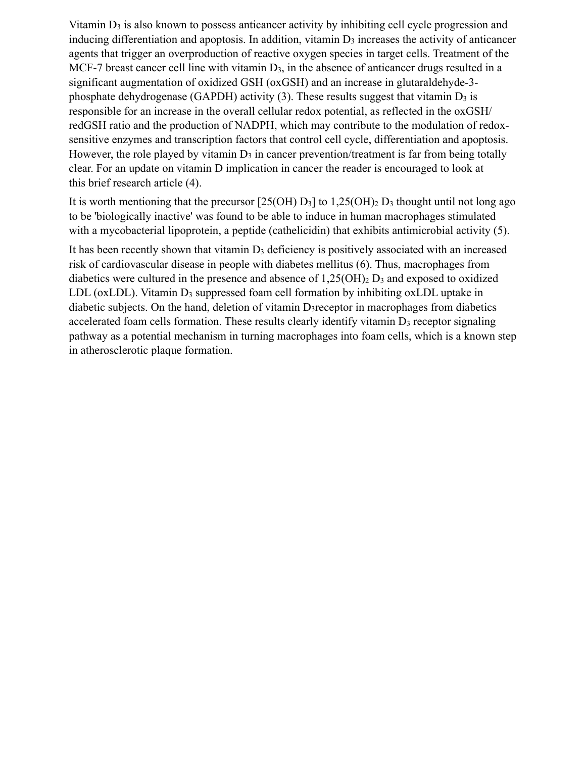Vitamin $D_3$ is also known to possess anticancer activity by inhibiting cell cycle progression and inducing differentiation and apoptosis. In addition, vitamin $D_3$ increases the activity of anticancer agents that trigger an overproduction of reactive oxygen species in target cells. Treatment of the MCF-7 breast cancer cell line with vitamin $D_3$, in the absence of anticancer drugs resulted in a significant augmentation of oxidized GSH (oxGSH) and an increase in glutaraldehyde-3-phosphate dehydrogenase (GAPDH) activity (3). These results suggest that vitamin $D_3$ is responsible for an increase in the overall cellular redox potential, as reflected in the oxGSH/redGSH ratio and the production of NADPH, which may contribute to the modulation of redox-sensitive enzymes and transcription factors that control cell cycle, differentiation and apoptosis. However, the role played by vitamin $D_3$ in cancer prevention/treatment is far from being totally clear. For an update on vitamin D implication in cancer the reader is encouraged to look at this brief research article (4).

It is worth mentioning that the precursor [25(OH) $D_3$] to 1,25$(OH)_2$ $D_3$ thought until not long ago to be 'biologically inactive' was found to be able to induce in human macrophages stimulated with a mycobacterial lipoprotein, a peptide (cathelicidin) that exhibits antimicrobial activity (5).

It has been recently shown that vitamin $D_3$ deficiency is positively associated with an increased risk of cardiovascular disease in people with diabetes mellitus (6). Thus, macrophages from diabetics were cultured in the presence and absence of 1,25$(OH)_2$ $D_3$ and exposed to oxidized LDL (oxLDL). Vitamin $D_3$ suppressed foam cell formation by inhibiting oxLDL uptake in diabetic subjects. On the hand, deletion of vitamin $D_3$receptor in macrophages from diabetics accelerated foam cells formation. These results clearly identify vitamin $D_3$ receptor signaling pathway as a potential mechanism in turning macrophages into foam cells, which is a known step in atherosclerotic plaque formation.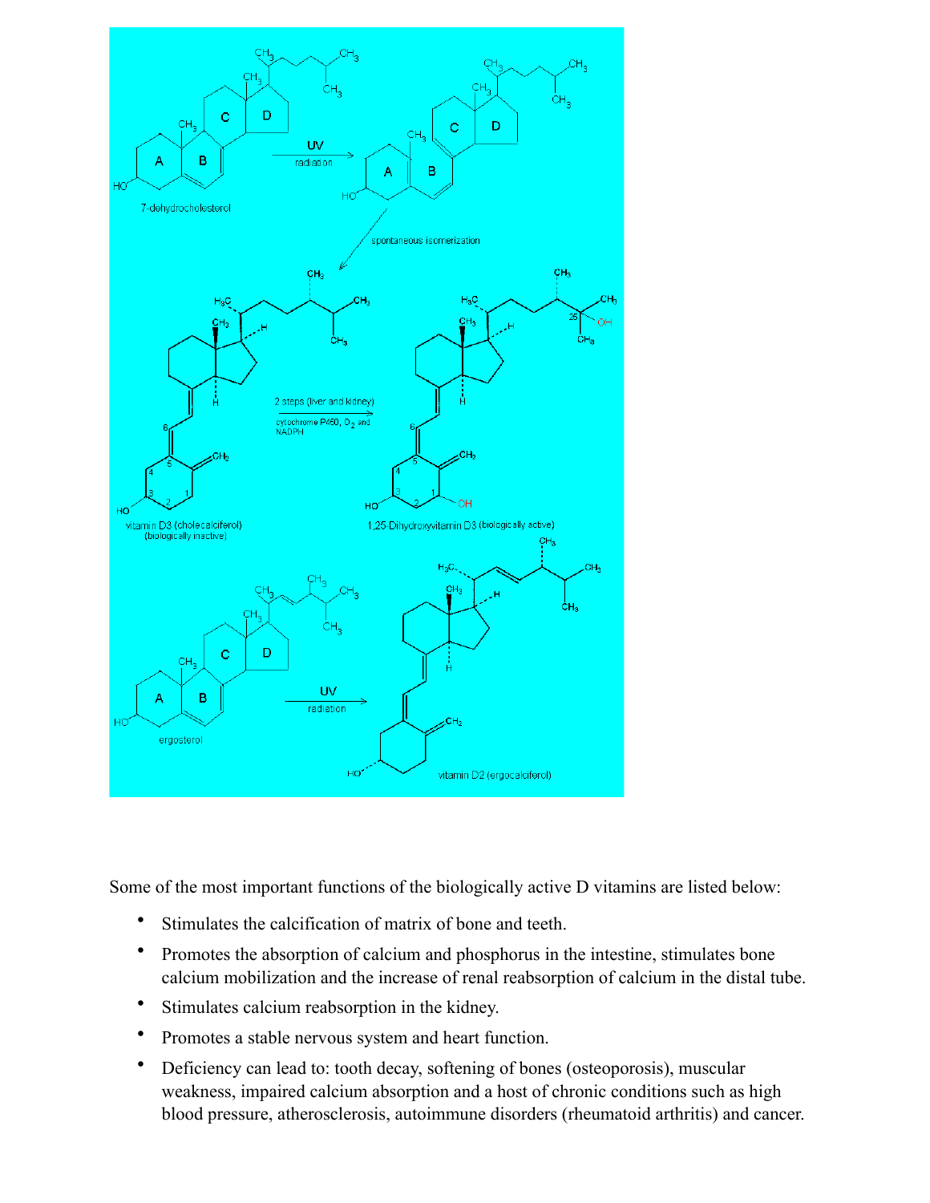Some of the most important functions of the biologically active D vitamins are listed below:

- Stimulates the calcification of matrix of bone and teeth.
- Promotes the absorption of calcium and phosphorus in the intestine, stimulates bone calcium mobilization and the increase of renal reabsorption of calcium in the distal tube.
- Stimulates calcium reabsorption in the kidney.
- Promotes a stable nervous system and heart function.
- Deficiency can lead to: tooth decay, softening of bones (osteoporosis), muscular weakness, impaired calcium absorption and a host of chronic conditions such as high blood pressure, atherosclerosis, autoimmune disorders (rheumatoid arthritis) and cancer.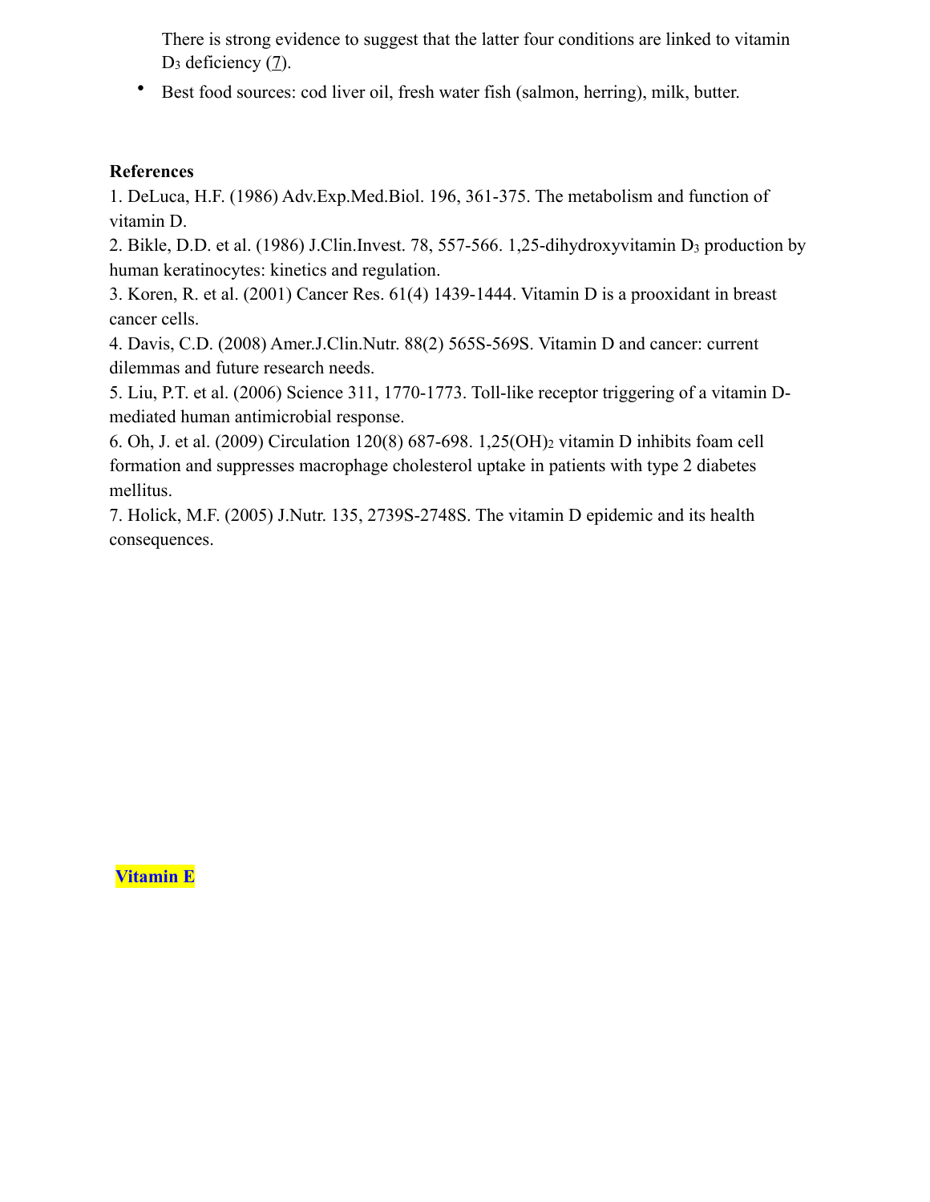There is strong evidence to suggest that the latter four conditions are linked to vitamin $D_3$ deficiency (7).

- Best food sources: cod liver oil, fresh water fish (salmon, herring), milk, butter.

**References**

1. DeLuca, H.F. (1986) Adv.Exp.Med.Biol. 196, 361-375. The metabolism and function of vitamin D.
2. Bikle, D.D. et al. (1986) J.Clin.Invest. 78, 557-566. 1,25-dihydroxyvitamin $D_3$ production by human keratinocytes: kinetics and regulation.
3. Koren, R. et al. (2001) Cancer Res. 61(4) 1439-1444. Vitamin D is a prooxidant in breast cancer cells.
4. Davis, C.D. (2008) Amer.J.Clin.Nutr. 88(2) 565S-569S. Vitamin D and cancer: current dilemmas and future research needs.
5. Liu, P.T. et al. (2006) Science 311, 1770-1773. Toll-like receptor triggering of a vitamin D-mediated human antimicrobial response.
6. Oh, J. et al. (2009) Circulation 120(8) 687-698. 1,25$(OH)_2$ vitamin D inhibits foam cell formation and suppresses macrophage cholesterol uptake in patients with type 2 diabetes mellitus.
7. Holick, M.F. (2005) J.Nutr. 135, 2739S-2748S. The vitamin D epidemic and its health consequences.

## Vitamin E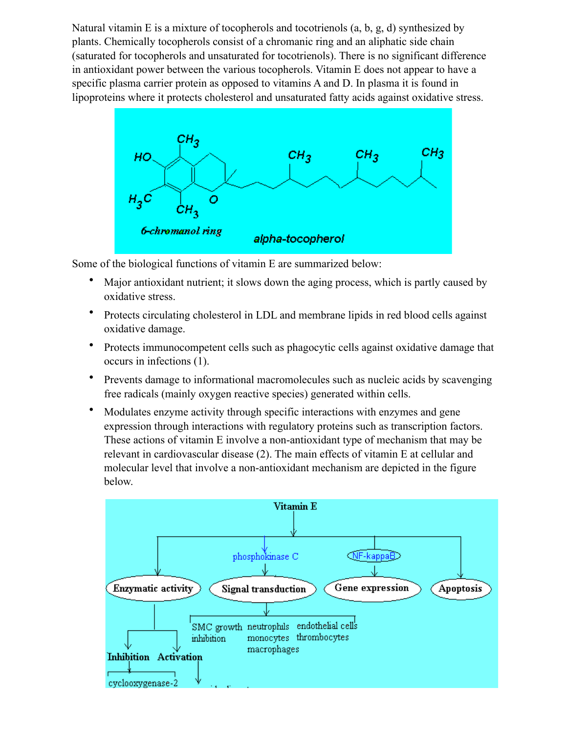Natural vitamin E is a mixture of tocopherols and tocotrienols (a, b, g, d) synthesized by plants. Chemically tocopherols consist of a chromanic ring and an aliphatic side chain (saturated for tocopherols and unsaturated for tocotrienols). There is no significant difference in antioxidant power between the various tocopherols. Vitamin E does not appear to have a specific plasma carrier protein as opposed to vitamins A and D. In plasma it is found in lipoproteins where it protects cholesterol and unsaturated fatty acids against oxidative stress.

Some of the biological functions of vitamin E are summarized below:

- Major antioxidant nutrient; it slows down the aging process, which is partly caused by oxidative stress.
- Protects circulating cholesterol in LDL and membrane lipids in red blood cells against oxidative damage.
- Protects immunocompetent cells such as phagocytic cells against oxidative damage that occurs in infections (1).
- Prevents damage to informational macromolecules such as nucleic acids by scavenging free radicals (mainly oxygen reactive species) generated within cells.
- Modulates enzyme activity through specific interactions with enzymes and gene expression through interactions with regulatory proteins such as transcription factors. These actions of vitamin E involve a non-antioxidant type of mechanism that may be relevant in cardiovascular disease (2). The main effects of vitamin E at cellular and molecular level that involve a non-antioxidant mechanism are depicted in the figure below.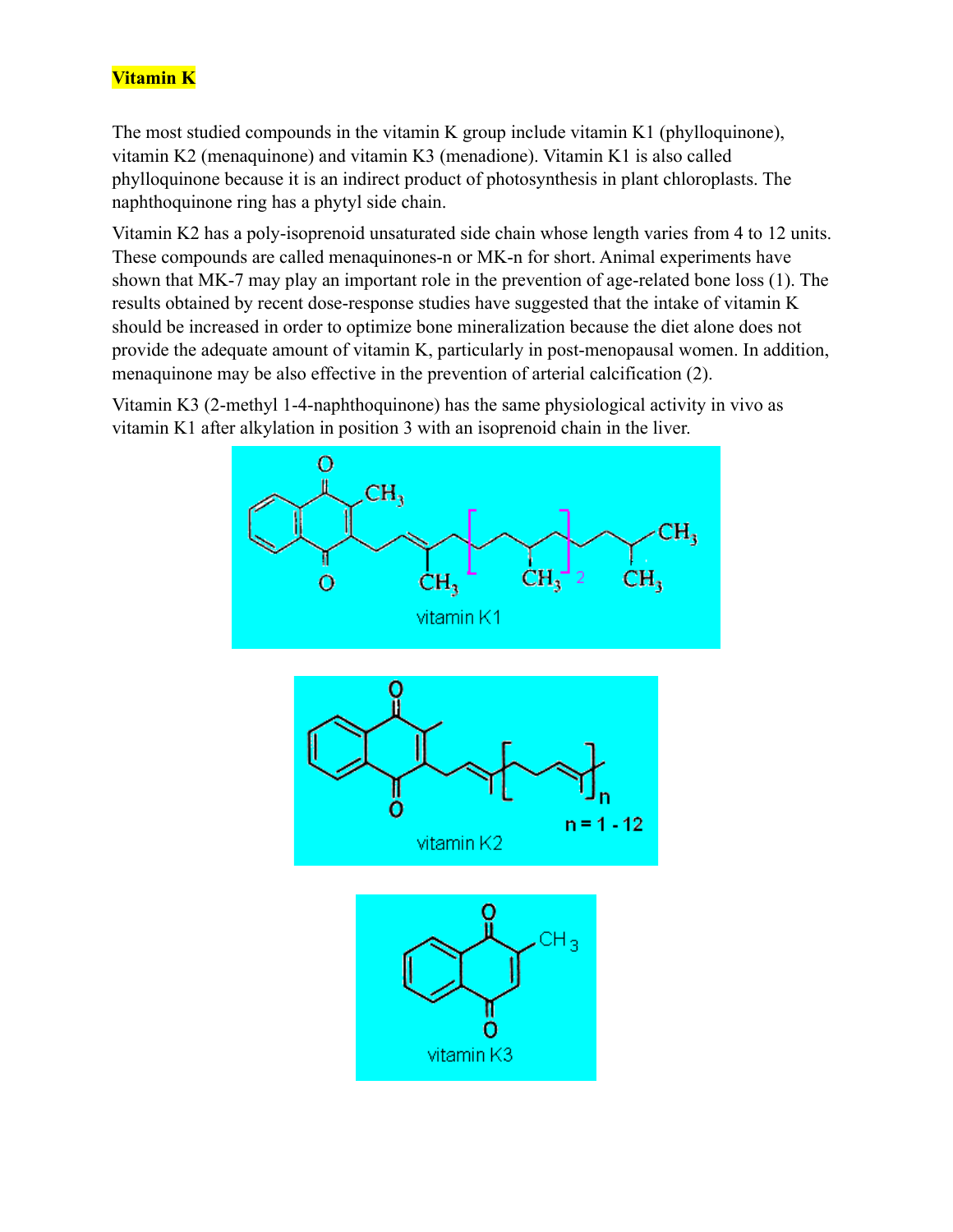**Vitamin K**

The most studied compounds in the vitamin K group include vitamin K1 (phylloquinone), vitamin K2 (menaquinone) and vitamin K3 (menadione). Vitamin K1 is also called phylloquinone because it is an indirect product of photosynthesis in plant chloroplasts. The naphthoquinone ring has a phytyl side chain.

Vitamin K2 has a poly-isoprenoid unsaturated side chain whose length varies from 4 to 12 units. These compounds are called menaquinones-n or MK-n for short. Animal experiments have shown that MK-7 may play an important role in the prevention of age-related bone loss (1). The results obtained by recent dose-response studies have suggested that the intake of vitamin K should be increased in order to optimize bone mineralization because the diet alone does not provide the adequate amount of vitamin K, particularly in post-menopausal women. In addition, menaquinone may be also effective in the prevention of arterial calcification (2).

Vitamin K3 (2-methyl 1-4-naphthoquinone) has the same physiological activity in vivo as vitamin K1 after alkylation in position 3 with an isoprenoid chain in the liver.

vitamin K1

vitamin K2

n = 1 - 12

vitamin K3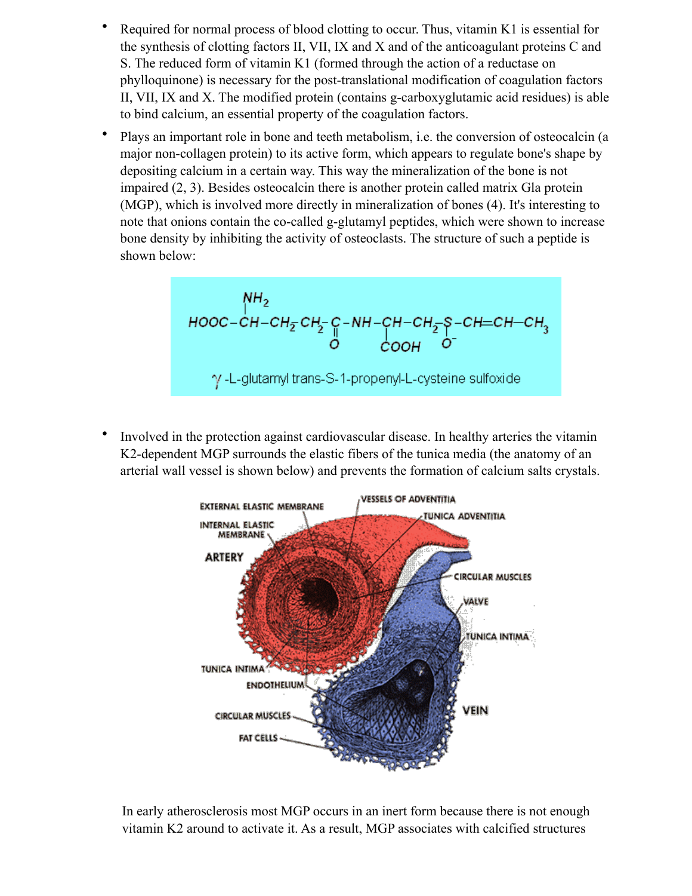- Required for normal process of blood clotting to occur. Thus, vitamin K1 is essential for the synthesis of clotting factors II, VII, IX and X and of the anticoagulant proteins C and S. The reduced form of vitamin K1 (formed through the action of a reductase on phylloquinone) is necessary for the post-translational modification of coagulation factors II, VII, IX and X. The modified protein (contains g-carboxyglutamic acid residues) is able to bind calcium, an essential property of the coagulation factors.
- Plays an important role in bone and teeth metabolism, i.e. the conversion of osteocalcin (a major non-collagen protein) to its active form, which appears to regulate bone's shape by depositing calcium in a certain way. This way the mineralization of the bone is not impaired (2, 3). Besides osteocalcin there is another protein called matrix Gla protein (MGP), which is involved more directly in mineralization of bones (4). It's interesting to note that onions contain the co-called g-glutamyl peptides, which were shown to increase bone density by inhibiting the activity of osteoclasts. The structure of such a peptide is shown below:

$$HOOC-CH(NH_2)-CH_2-CH_2-C(=O)-NH-CH(COOH)-CH_2-S(O^-)-CH=CH-CH_3$$

γ-L-glutamyl trans-S-1-propenyl-L-cysteine sulfoxide

- Involved in the protection against cardiovascular disease. In healthy arteries the vitamin K2-dependent MGP surrounds the elastic fibers of the tunica media (the anatomy of an arterial wall vessel is shown below) and prevents the formation of calcium salts crystals.

In early atherosclerosis most MGP occurs in an inert form because there is not enough vitamin K2 around to activate it. As a result, MGP associates with calcified structures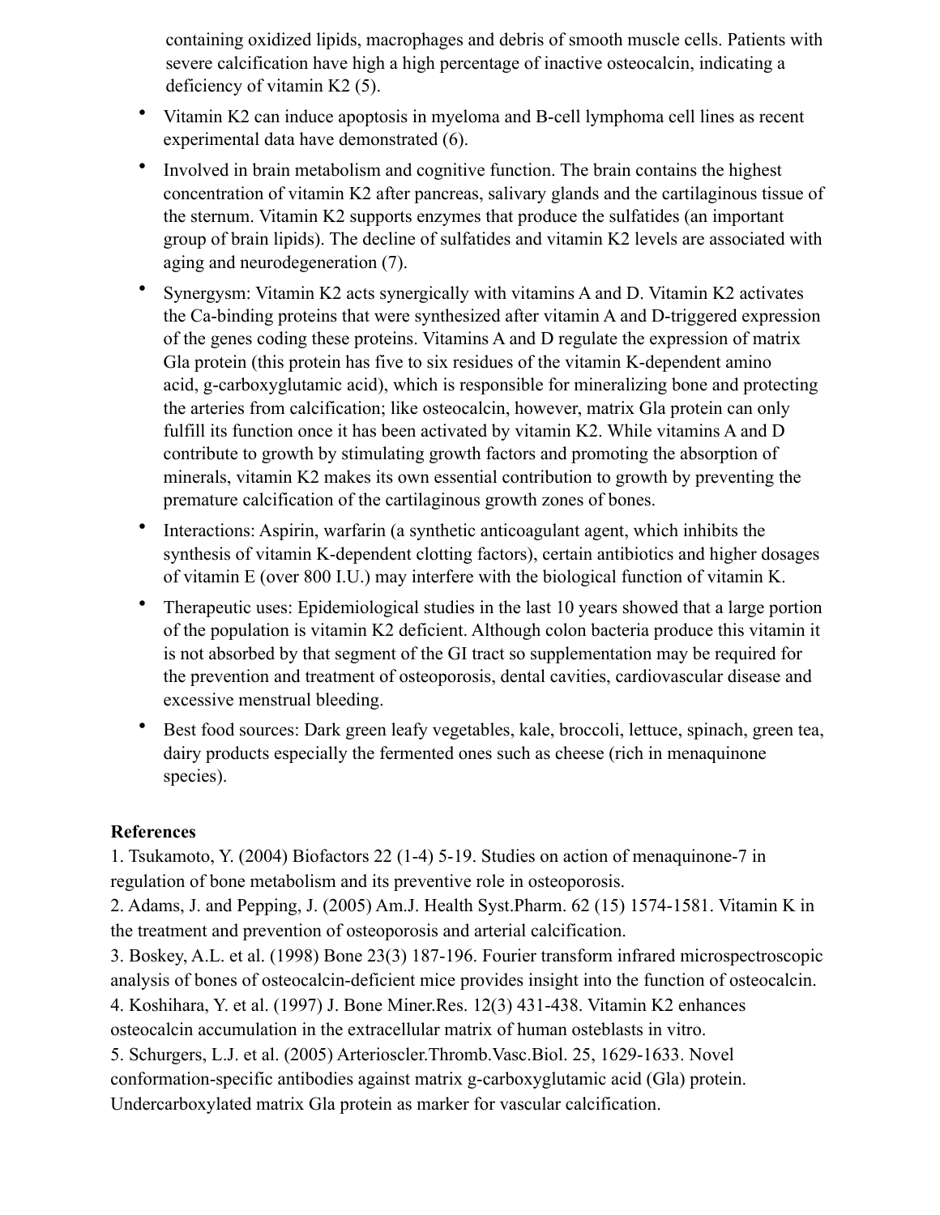containing oxidized lipids, macrophages and debris of smooth muscle cells. Patients with severe calcification have high a high percentage of inactive osteocalcin, indicating a deficiency of vitamin K2 (5).

- Vitamin K2 can induce apoptosis in myeloma and B-cell lymphoma cell lines as recent experimental data have demonstrated (6).
- Involved in brain metabolism and cognitive function. The brain contains the highest concentration of vitamin K2 after pancreas, salivary glands and the cartilaginous tissue of the sternum. Vitamin K2 supports enzymes that produce the sulfatides (an important group of brain lipids). The decline of sulfatides and vitamin K2 levels are associated with aging and neurodegeneration (7).
- Synergysm: Vitamin K2 acts synergically with vitamins A and D. Vitamin K2 activates the Ca-binding proteins that were synthesized after vitamin A and D-triggered expression of the genes coding these proteins. Vitamins A and D regulate the expression of matrix Gla protein (this protein has five to six residues of the vitamin K-dependent amino acid, g-carboxyglutamic acid), which is responsible for mineralizing bone and protecting the arteries from calcification; like osteocalcin, however, matrix Gla protein can only fulfill its function once it has been activated by vitamin K2. While vitamins A and D contribute to growth by stimulating growth factors and promoting the absorption of minerals, vitamin K2 makes its own essential contribution to growth by preventing the premature calcification of the cartilaginous growth zones of bones.
- Interactions: Aspirin, warfarin (a synthetic anticoagulant agent, which inhibits the synthesis of vitamin K-dependent clotting factors), certain antibiotics and higher dosages of vitamin E (over 800 I.U.) may interfere with the biological function of vitamin K.
- Therapeutic uses: Epidemiological studies in the last 10 years showed that a large portion of the population is vitamin K2 deficient. Although colon bacteria produce this vitamin it is not absorbed by that segment of the GI tract so supplementation may be required for the prevention and treatment of osteoporosis, dental cavities, cardiovascular disease and excessive menstrual bleeding.
- Best food sources: Dark green leafy vegetables, kale, broccoli, lettuce, spinach, green tea, dairy products especially the fermented ones such as cheese (rich in menaquinone species).

**References**

1. Tsukamoto, Y. (2004) Biofactors 22 (1-4) 5-19. Studies on action of menaquinone-7 in regulation of bone metabolism and its preventive role in osteoporosis.
2. Adams, J. and Pepping, J. (2005) Am.J. Health Syst.Pharm. 62 (15) 1574-1581. Vitamin K in the treatment and prevention of osteoporosis and arterial calcification.
3. Boskey, A.L. et al. (1998) Bone 23(3) 187-196. Fourier transform infrared microspectroscopic analysis of bones of osteocalcin-deficient mice provides insight into the function of osteocalcin.
4. Koshihara, Y. et al. (1997) J. Bone Miner.Res. 12(3) 431-438. Vitamin K2 enhances osteocalcin accumulation in the extracellular matrix of human osteblasts in vitro.
5. Schurgers, L.J. et al. (2005) Arterioscler.Thromb.Vasc.Biol. 25, 1629-1633. Novel conformation-specific antibodies against matrix g-carboxyglutamic acid (Gla) protein. Undercarboxylated matrix Gla protein as marker for vascular calcification.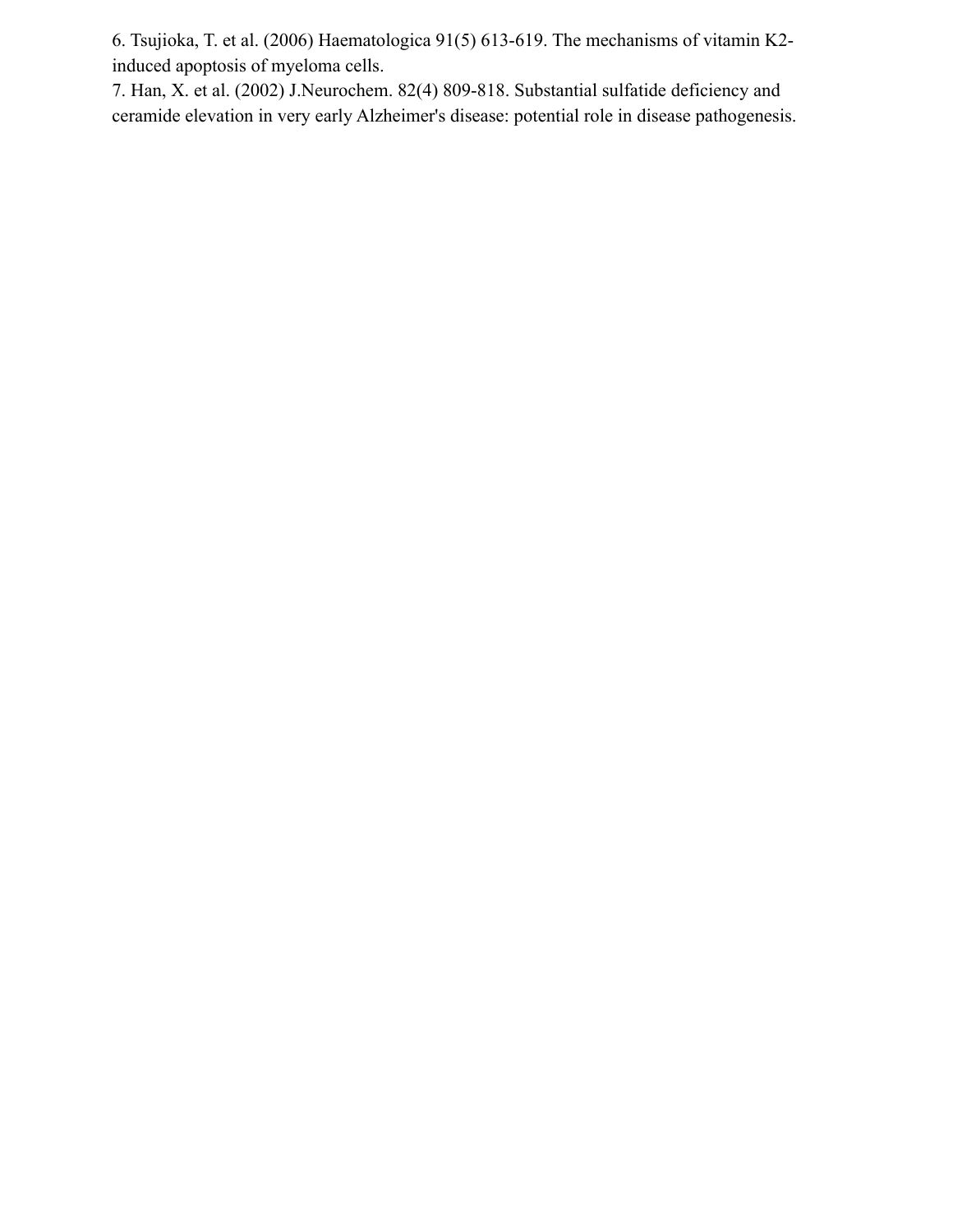6. Tsujioka, T. et al. (2006) Haematologica 91(5) 613-619. The mechanisms of vitamin K2-induced apoptosis of myeloma cells.
7. Han, X. et al. (2002) J.Neurochem. 82(4) 809-818. Substantial sulfatide deficiency and ceramide elevation in very early Alzheimer's disease: potential role in disease pathogenesis.